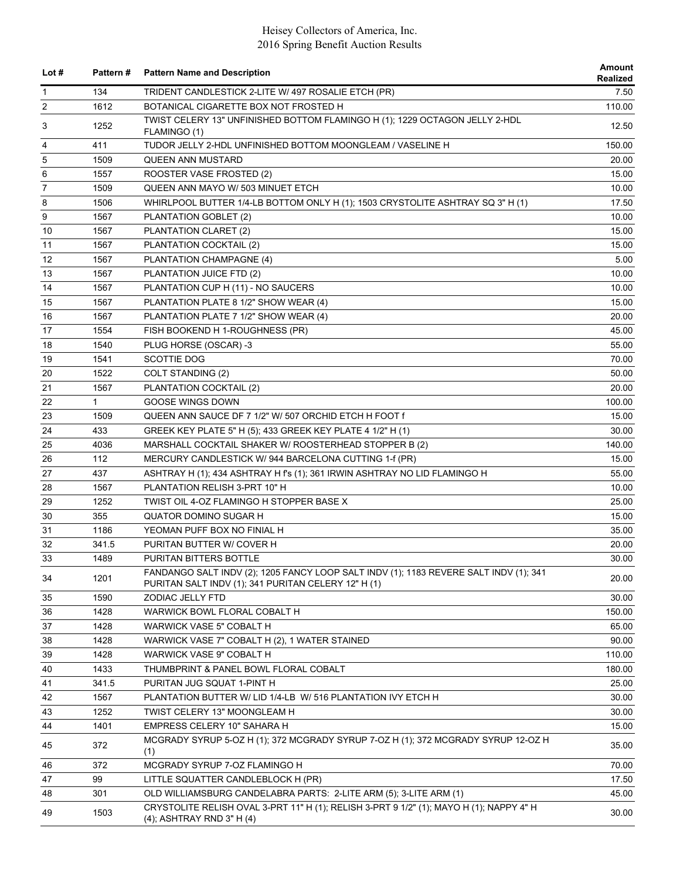# Heisey Collectors of America, Inc.
## 2016 Spring Benefit Auction Results

| Lot # | Pattern # | Pattern Name and Description | Amount Realized |
|---|---|---|---|
| 1 | 134 | TRIDENT CANDLESTICK 2-LITE W/ 497 ROSALIE ETCH (PR) | 7.50 |
| 2 | 1612 | BOTANICAL CIGARETTE BOX NOT FROSTED H | 110.00 |
| 3 | 1252 | TWIST CELERY 13" UNFINISHED BOTTOM FLAMINGO H (1); 1229 OCTAGON JELLY 2-HDL FLAMINGO (1) | 12.50 |
| 4 | 411 | TUDOR JELLY 2-HDL UNFINISHED BOTTOM MOONGLEAM / VASELINE H | 150.00 |
| 5 | 1509 | QUEEN ANN MUSTARD | 20.00 |
| 6 | 1557 | ROOSTER VASE FROSTED (2) | 15.00 |
| 7 | 1509 | QUEEN ANN MAYO W/ 503 MINUET ETCH | 10.00 |
| 8 | 1506 | WHIRLPOOL BUTTER 1/4-LB BOTTOM ONLY H (1); 1503 CRYSTOLITE ASHTRAY SQ 3" H (1) | 17.50 |
| 9 | 1567 | PLANTATION GOBLET (2) | 10.00 |
| 10 | 1567 | PLANTATION CLARET (2) | 15.00 |
| 11 | 1567 | PLANTATION COCKTAIL (2) | 15.00 |
| 12 | 1567 | PLANTATION CHAMPAGNE (4) | 5.00 |
| 13 | 1567 | PLANTATION JUICE FTD (2) | 10.00 |
| 14 | 1567 | PLANTATION CUP H (11) - NO SAUCERS | 10.00 |
| 15 | 1567 | PLANTATION PLATE 8 1/2" SHOW WEAR (4) | 15.00 |
| 16 | 1567 | PLANTATION PLATE 7 1/2" SHOW WEAR (4) | 20.00 |
| 17 | 1554 | FISH BOOKEND H 1-ROUGHNESS (PR) | 45.00 |
| 18 | 1540 | PLUG HORSE (OSCAR) -3 | 55.00 |
| 19 | 1541 | SCOTTIE DOG | 70.00 |
| 20 | 1522 | COLT STANDING (2) | 50.00 |
| 21 | 1567 | PLANTATION COCKTAIL (2) | 20.00 |
| 22 | 1 | GOOSE WINGS DOWN | 100.00 |
| 23 | 1509 | QUEEN ANN SAUCE DF 7 1/2" W/ 507 ORCHID ETCH H FOOT f | 15.00 |
| 24 | 433 | GREEK KEY PLATE 5" H (5); 433 GREEK KEY PLATE 4 1/2" H (1) | 30.00 |
| 25 | 4036 | MARSHALL COCKTAIL SHAKER W/ ROOSTERHEAD STOPPER B (2) | 140.00 |
| 26 | 112 | MERCURY CANDLESTICK W/ 944 BARCELONA CUTTING 1-f (PR) | 15.00 |
| 27 | 437 | ASHTRAY H (1); 434 ASHTRAY H f's (1); 361 IRWIN ASHTRAY NO LID FLAMINGO H | 55.00 |
| 28 | 1567 | PLANTATION RELISH 3-PRT 10" H | 10.00 |
| 29 | 1252 | TWIST OIL 4-OZ FLAMINGO H STOPPER BASE X | 25.00 |
| 30 | 355 | QUATOR DOMINO SUGAR H | 15.00 |
| 31 | 1186 | YEOMAN PUFF BOX NO FINIAL H | 35.00 |
| 32 | 341.5 | PURITAN BUTTER W/ COVER H | 20.00 |
| 33 | 1489 | PURITAN BITTERS BOTTLE | 30.00 |
| 34 | 1201 | FANDANGO SALT INDV (2); 1205 FANCY LOOP SALT INDV (1); 1183 REVERE SALT INDV (1); 341 PURITAN SALT INDV (1); 341 PURITAN CELERY 12" H (1) | 20.00 |
| 35 | 1590 | ZODIAC JELLY FTD | 30.00 |
| 36 | 1428 | WARWICK BOWL FLORAL COBALT H | 150.00 |
| 37 | 1428 | WARWICK VASE 5" COBALT H | 65.00 |
| 38 | 1428 | WARWICK VASE 7" COBALT H (2), 1 WATER STAINED | 90.00 |
| 39 | 1428 | WARWICK VASE 9" COBALT H | 110.00 |
| 40 | 1433 | THUMBPRINT & PANEL BOWL FLORAL COBALT | 180.00 |
| 41 | 341.5 | PURITAN JUG SQUAT 1-PINT H | 25.00 |
| 42 | 1567 | PLANTATION BUTTER W/ LID 1/4-LB W/ 516 PLANTATION IVY ETCH H | 30.00 |
| 43 | 1252 | TWIST CELERY 13" MOONGLEAM H | 30.00 |
| 44 | 1401 | EMPRESS CELERY 10" SAHARA H | 15.00 |
| 45 | 372 | MCGRADY SYRUP 5-OZ H (1); 372 MCGRADY SYRUP 7-OZ H (1); 372 MCGRADY SYRUP 12-OZ H (1) | 35.00 |
| 46 | 372 | MCGRADY SYRUP 7-OZ FLAMINGO H | 70.00 |
| 47 | 99 | LITTLE SQUATTER CANDLEBLOCK H (PR) | 17.50 |
| 48 | 301 | OLD WILLIAMSBURG CANDELABRA PARTS: 2-LITE ARM (5); 3-LITE ARM (1) | 45.00 |
| 49 | 1503 | CRYSTOLITE RELISH OVAL 3-PRT 11" H (1); RELISH 3-PRT 9 1/2" (1); MAYO H (1); NAPPY 4" H (4); ASHTRAY RND 3" H (4) | 30.00 |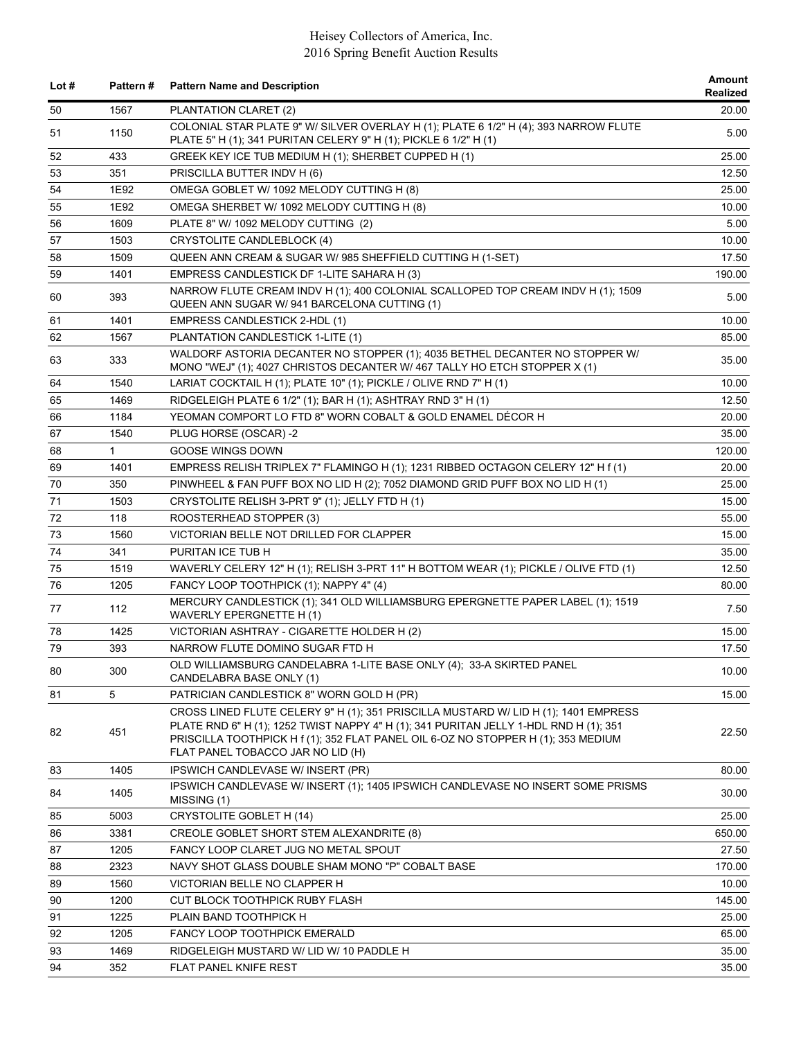| Lot # | Pattern # | Pattern Name and Description | Amount Realized |
|---|---|---|---|
| 50 | 1567 | PLANTATION CLARET (2) | 20.00 |
| 51 | 1150 | COLONIAL STAR PLATE 9" W/ SILVER OVERLAY H (1); PLATE 6 1/2" H (4); 393 NARROW FLUTE PLATE 5" H (1); 341 PURITAN CELERY 9" H (1); PICKLE 6 1/2" H (1) | 5.00 |
| 52 | 433 | GREEK KEY ICE TUB MEDIUM H (1); SHERBET CUPPED H (1) | 25.00 |
| 53 | 351 | PRISCILLA BUTTER INDV H (6) | 12.50 |
| 54 | 1E92 | OMEGA GOBLET W/ 1092 MELODY CUTTING H (8) | 25.00 |
| 55 | 1E92 | OMEGA SHERBET W/ 1092 MELODY CUTTING H (8) | 10.00 |
| 56 | 1609 | PLATE 8" W/ 1092 MELODY CUTTING (2) | 5.00 |
| 57 | 1503 | CRYSTOLITE CANDLEBLOCK (4) | 10.00 |
| 58 | 1509 | QUEEN ANN CREAM & SUGAR W/ 985 SHEFFIELD CUTTING H (1-SET) | 17.50 |
| 59 | 1401 | EMPRESS CANDLESTICK DF 1-LITE SAHARA H (3) | 190.00 |
| 60 | 393 | NARROW FLUTE CREAM INDV H (1); 400 COLONIAL SCALLOPED TOP CREAM INDV H (1); 1509 QUEEN ANN SUGAR W/ 941 BARCELONA CUTTING (1) | 5.00 |
| 61 | 1401 | EMPRESS CANDLESTICK 2-HDL (1) | 10.00 |
| 62 | 1567 | PLANTATION CANDLESTICK 1-LITE (1) | 85.00 |
| 63 | 333 | WALDORF ASTORIA DECANTER NO STOPPER (1); 4035 BETHEL DECANTER NO STOPPER W/ MONO "WEJ" (1); 4027 CHRISTOS DECANTER W/ 467 TALLY HO ETCH STOPPER X (1) | 35.00 |
| 64 | 1540 | LARIAT COCKTAIL H (1); PLATE 10" (1); PICKLE / OLIVE RND 7" H (1) | 10.00 |
| 65 | 1469 | RIDGELEIGH PLATE 6 1/2" (1); BAR H (1); ASHTRAY RND 3" H (1) | 12.50 |
| 66 | 1184 | YEOMAN COMPORT LO FTD 8" WORN COBALT & GOLD ENAMEL DÉCOR H | 20.00 |
| 67 | 1540 | PLUG HORSE (OSCAR) -2 | 35.00 |
| 68 | 1 | GOOSE WINGS DOWN | 120.00 |
| 69 | 1401 | EMPRESS RELISH TRIPLEX 7" FLAMINGO H (1); 1231 RIBBED OCTAGON CELERY 12" H f (1) | 20.00 |
| 70 | 350 | PINWHEEL & FAN PUFF BOX NO LID H (2); 7052 DIAMOND GRID PUFF BOX NO LID H (1) | 25.00 |
| 71 | 1503 | CRYSTOLITE RELISH 3-PRT 9" (1); JELLY FTD H (1) | 15.00 |
| 72 | 118 | ROOSTERHEAD STOPPER (3) | 55.00 |
| 73 | 1560 | VICTORIAN BELLE NOT DRILLED FOR CLAPPER | 15.00 |
| 74 | 341 | PURITAN ICE TUB H | 35.00 |
| 75 | 1519 | WAVERLY CELERY 12" H (1); RELISH 3-PRT 11" H BOTTOM WEAR (1); PICKLE / OLIVE FTD (1) | 12.50 |
| 76 | 1205 | FANCY LOOP TOOTHPICK (1); NAPPY 4" (4) | 80.00 |
| 77 | 112 | MERCURY CANDLESTICK (1); 341 OLD WILLIAMSBURG EPERGNETTE PAPER LABEL (1); 1519 WAVERLY EPERGNETTE H (1) | 7.50 |
| 78 | 1425 | VICTORIAN ASHTRAY - CIGARETTE HOLDER H (2) | 15.00 |
| 79 | 393 | NARROW FLUTE DOMINO SUGAR FTD H | 17.50 |
| 80 | 300 | OLD WILLIAMSBURG CANDELABRA 1-LITE BASE ONLY (4); 33-A SKIRTED PANEL CANDELABRA BASE ONLY (1) | 10.00 |
| 81 | 5 | PATRICIAN CANDLESTICK 8" WORN GOLD H (PR) | 15.00 |
| 82 | 451 | CROSS LINED FLUTE CELERY 9" H (1); 351 PRISCILLA MUSTARD W/ LID H (1); 1401 EMPRESS PLATE RND 6" H (1); 1252 TWIST NAPPY 4" H (1); 341 PURITAN JELLY 1-HDL RND H (1); 351 PRISCILLA TOOTHPICK H f (1); 352 FLAT PANEL OIL 6-OZ NO STOPPER H (1); 353 MEDIUM FLAT PANEL TOBACCO JAR NO LID (H) | 22.50 |
| 83 | 1405 | IPSWICH CANDLEVASE W/ INSERT (PR) | 80.00 |
| 84 | 1405 | IPSWICH CANDLEVASE W/ INSERT (1); 1405 IPSWICH CANDLEVASE NO INSERT SOME PRISMS MISSING (1) | 30.00 |
| 85 | 5003 | CRYSTOLITE GOBLET H (14) | 25.00 |
| 86 | 3381 | CREOLE GOBLET SHORT STEM ALEXANDRITE (8) | 650.00 |
| 87 | 1205 | FANCY LOOP CLARET JUG NO METAL SPOUT | 27.50 |
| 88 | 2323 | NAVY SHOT GLASS DOUBLE SHAM MONO "P" COBALT BASE | 170.00 |
| 89 | 1560 | VICTORIAN BELLE NO CLAPPER H | 10.00 |
| 90 | 1200 | CUT BLOCK TOOTHPICK RUBY FLASH | 145.00 |
| 91 | 1225 | PLAIN BAND TOOTHPICK H | 25.00 |
| 92 | 1205 | FANCY LOOP TOOTHPICK EMERALD | 65.00 |
| 93 | 1469 | RIDGELEIGH MUSTARD W/ LID W/ 10 PADDLE H | 35.00 |
| 94 | 352 | FLAT PANEL KNIFE REST | 35.00 |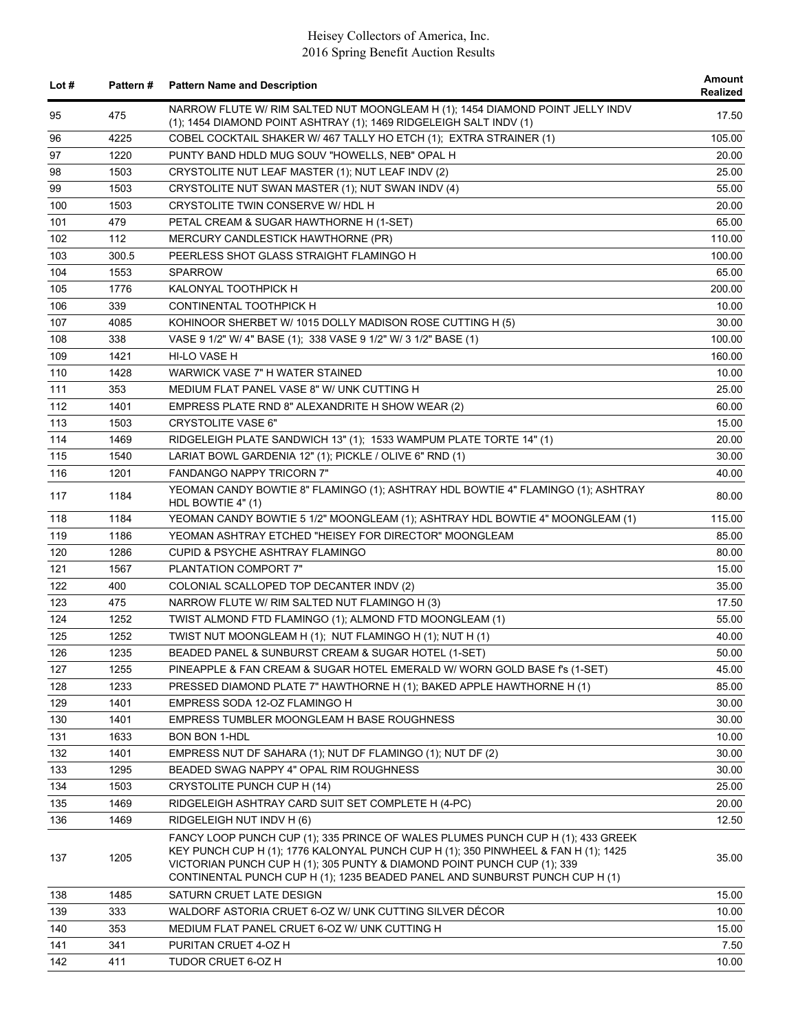| Lot # | Pattern # | Pattern Name and Description | Amount Realized |
|---|---|---|---|
| 95 | 475 | NARROW FLUTE W/ RIM SALTED NUT MOONGLEAM H (1); 1454 DIAMOND POINT JELLY INDV (1); 1454 DIAMOND POINT ASHTRAY (1); 1469 RIDGELEIGH SALT INDV (1) | 17.50 |
| 96 | 4225 | COBEL COCKTAIL SHAKER W/ 467 TALLY HO ETCH (1); EXTRA STRAINER (1) | 105.00 |
| 97 | 1220 | PUNTY BAND HDLD MUG SOUV "HOWELLS, NEB" OPAL H | 20.00 |
| 98 | 1503 | CRYSTOLITE NUT LEAF MASTER (1); NUT LEAF INDV (2) | 25.00 |
| 99 | 1503 | CRYSTOLITE NUT SWAN MASTER (1); NUT SWAN INDV (4) | 55.00 |
| 100 | 1503 | CRYSTOLITE TWIN CONSERVE W/ HDL H | 20.00 |
| 101 | 479 | PETAL CREAM & SUGAR HAWTHORNE H (1-SET) | 65.00 |
| 102 | 112 | MERCURY CANDLESTICK HAWTHORNE (PR) | 110.00 |
| 103 | 300.5 | PEERLESS SHOT GLASS STRAIGHT FLAMINGO H | 100.00 |
| 104 | 1553 | SPARROW | 65.00 |
| 105 | 1776 | KALONYAL TOOTHPICK H | 200.00 |
| 106 | 339 | CONTINENTAL TOOTHPICK H | 10.00 |
| 107 | 4085 | KOHINOOR SHERBET W/ 1015 DOLLY MADISON ROSE CUTTING H (5) | 30.00 |
| 108 | 338 | VASE 9 1/2" W/ 4" BASE (1); 338 VASE 9 1/2" W/ 3 1/2" BASE (1) | 100.00 |
| 109 | 1421 | HI-LO VASE H | 160.00 |
| 110 | 1428 | WARWICK VASE 7" H WATER STAINED | 10.00 |
| 111 | 353 | MEDIUM FLAT PANEL VASE 8" W/ UNK CUTTING H | 25.00 |
| 112 | 1401 | EMPRESS PLATE RND 8" ALEXANDRITE H SHOW WEAR (2) | 60.00 |
| 113 | 1503 | CRYSTOLITE VASE 6" | 15.00 |
| 114 | 1469 | RIDGELEIGH PLATE SANDWICH 13" (1); 1533 WAMPUM PLATE TORTE 14" (1) | 20.00 |
| 115 | 1540 | LARIAT BOWL GARDENIA 12" (1); PICKLE / OLIVE 6" RND (1) | 30.00 |
| 116 | 1201 | FANDANGO NAPPY TRICORN 7" | 40.00 |
| 117 | 1184 | YEOMAN CANDY BOWTIE 8" FLAMINGO (1); ASHTRAY HDL BOWTIE 4" FLAMINGO (1); ASHTRAY HDL BOWTIE 4" (1) | 80.00 |
| 118 | 1184 | YEOMAN CANDY BOWTIE 5 1/2" MOONGLEAM (1); ASHTRAY HDL BOWTIE 4" MOONGLEAM (1) | 115.00 |
| 119 | 1186 | YEOMAN ASHTRAY ETCHED "HEISEY FOR DIRECTOR" MOONGLEAM | 85.00 |
| 120 | 1286 | CUPID & PSYCHE ASHTRAY FLAMINGO | 80.00 |
| 121 | 1567 | PLANTATION COMPORT 7" | 15.00 |
| 122 | 400 | COLONIAL SCALLOPED TOP DECANTER INDV (2) | 35.00 |
| 123 | 475 | NARROW FLUTE W/ RIM SALTED NUT FLAMINGO H (3) | 17.50 |
| 124 | 1252 | TWIST ALMOND FTD FLAMINGO (1); ALMOND FTD MOONGLEAM (1) | 55.00 |
| 125 | 1252 | TWIST NUT MOONGLEAM H (1); NUT FLAMINGO H (1); NUT H (1) | 40.00 |
| 126 | 1235 | BEADED PANEL & SUNBURST CREAM & SUGAR HOTEL (1-SET) | 50.00 |
| 127 | 1255 | PINEAPPLE & FAN CREAM & SUGAR HOTEL EMERALD W/ WORN GOLD BASE f's (1-SET) | 45.00 |
| 128 | 1233 | PRESSED DIAMOND PLATE 7" HAWTHORNE H (1); BAKED APPLE HAWTHORNE H (1) | 85.00 |
| 129 | 1401 | EMPRESS SODA 12-OZ FLAMINGO H | 30.00 |
| 130 | 1401 | EMPRESS TUMBLER MOONGLEAM H BASE ROUGHNESS | 30.00 |
| 131 | 1633 | BON BON 1-HDL | 10.00 |
| 132 | 1401 | EMPRESS NUT DF SAHARA (1); NUT DF FLAMINGO (1); NUT DF (2) | 30.00 |
| 133 | 1295 | BEADED SWAG NAPPY 4" OPAL RIM ROUGHNESS | 30.00 |
| 134 | 1503 | CRYSTOLITE PUNCH CUP H (14) | 25.00 |
| 135 | 1469 | RIDGELEIGH ASHTRAY CARD SUIT SET COMPLETE H (4-PC) | 20.00 |
| 136 | 1469 | RIDGELEIGH NUT INDV H (6) | 12.50 |
| 137 | 1205 | FANCY LOOP PUNCH CUP (1); 335 PRINCE OF WALES PLUMES PUNCH CUP H (1); 433 GREEK KEY PUNCH CUP H (1); 1776 KALONYAL PUNCH CUP H (1); 350 PINWHEEL & FAN H (1); 1425 VICTORIAN PUNCH CUP H (1); 305 PUNTY & DIAMOND POINT PUNCH CUP (1); 339 CONTINENTAL PUNCH CUP H (1); 1235 BEADED PANEL AND SUNBURST PUNCH CUP H (1) | 35.00 |
| 138 | 1485 | SATURN CRUET LATE DESIGN | 15.00 |
| 139 | 333 | WALDORF ASTORIA CRUET 6-OZ W/ UNK CUTTING SILVER DÉCOR | 10.00 |
| 140 | 353 | MEDIUM FLAT PANEL CRUET 6-OZ W/ UNK CUTTING H | 15.00 |
| 141 | 341 | PURITAN CRUET 4-OZ H | 7.50 |
| 142 | 411 | TUDOR CRUET 6-OZ H | 10.00 |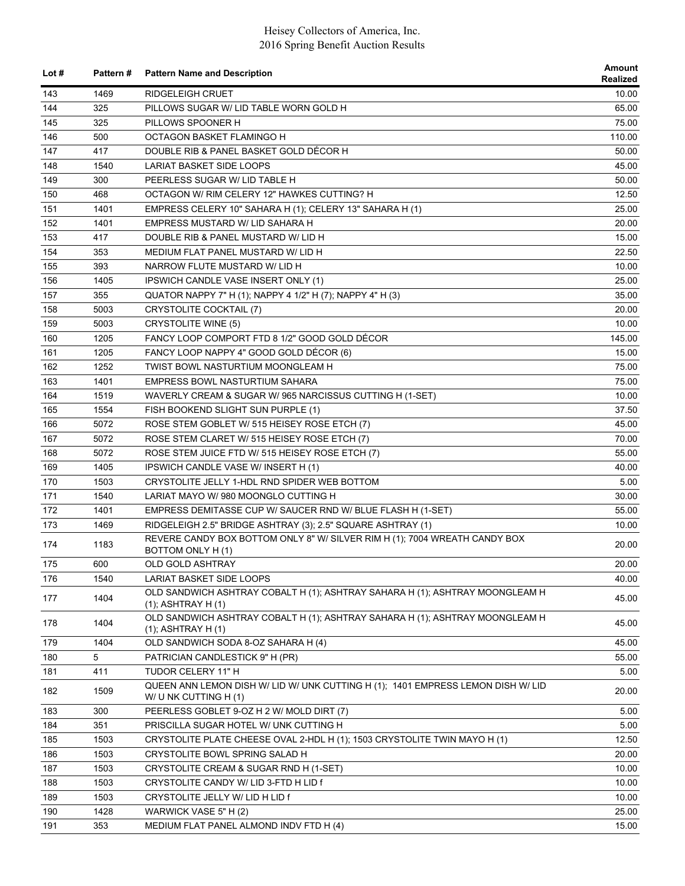| Lot # | Pattern # | Pattern Name and Description | Amount Realized |
|---|---|---|---|
| 143 | 1469 | RIDGELEIGH CRUET | 10.00 |
| 144 | 325 | PILLOWS SUGAR W/ LID TABLE WORN GOLD H | 65.00 |
| 145 | 325 | PILLOWS SPOONER H | 75.00 |
| 146 | 500 | OCTAGON BASKET FLAMINGO H | 110.00 |
| 147 | 417 | DOUBLE RIB & PANEL BASKET GOLD DÉCOR H | 50.00 |
| 148 | 1540 | LARIAT BASKET SIDE LOOPS | 45.00 |
| 149 | 300 | PEERLESS SUGAR W/ LID TABLE H | 50.00 |
| 150 | 468 | OCTAGON W/ RIM CELERY 12" HAWKES CUTTING? H | 12.50 |
| 151 | 1401 | EMPRESS CELERY 10" SAHARA H (1); CELERY 13" SAHARA H (1) | 25.00 |
| 152 | 1401 | EMPRESS MUSTARD W/ LID SAHARA H | 20.00 |
| 153 | 417 | DOUBLE RIB & PANEL MUSTARD W/ LID H | 15.00 |
| 154 | 353 | MEDIUM FLAT PANEL MUSTARD W/ LID H | 22.50 |
| 155 | 393 | NARROW FLUTE MUSTARD W/ LID H | 10.00 |
| 156 | 1405 | IPSWICH CANDLE VASE INSERT ONLY (1) | 25.00 |
| 157 | 355 | QUATOR NAPPY 7" H (1); NAPPY 4 1/2" H (7); NAPPY 4" H (3) | 35.00 |
| 158 | 5003 | CRYSTOLITE COCKTAIL (7) | 20.00 |
| 159 | 5003 | CRYSTOLITE WINE (5) | 10.00 |
| 160 | 1205 | FANCY LOOP COMPORT FTD 8 1/2" GOOD GOLD DÉCOR | 145.00 |
| 161 | 1205 | FANCY LOOP NAPPY 4" GOOD GOLD DÉCOR (6) | 15.00 |
| 162 | 1252 | TWIST BOWL NASTURTIUM MOONGLEAM H | 75.00 |
| 163 | 1401 | EMPRESS BOWL NASTURTIUM SAHARA | 75.00 |
| 164 | 1519 | WAVERLY CREAM & SUGAR W/ 965 NARCISSUS CUTTING H (1-SET) | 10.00 |
| 165 | 1554 | FISH BOOKEND SLIGHT SUN PURPLE (1) | 37.50 |
| 166 | 5072 | ROSE STEM GOBLET W/ 515 HEISEY ROSE ETCH (7) | 45.00 |
| 167 | 5072 | ROSE STEM CLARET W/ 515 HEISEY ROSE ETCH (7) | 70.00 |
| 168 | 5072 | ROSE STEM JUICE FTD W/ 515 HEISEY ROSE ETCH (7) | 55.00 |
| 169 | 1405 | IPSWICH CANDLE VASE W/ INSERT H (1) | 40.00 |
| 170 | 1503 | CRYSTOLITE JELLY 1-HDL RND SPIDER WEB BOTTOM | 5.00 |
| 171 | 1540 | LARIAT MAYO W/ 980 MOONGLO CUTTING H | 30.00 |
| 172 | 1401 | EMPRESS DEMITASSE CUP W/ SAUCER RND W/ BLUE FLASH H (1-SET) | 55.00 |
| 173 | 1469 | RIDGELEIGH 2.5" BRIDGE ASHTRAY (3); 2.5" SQUARE ASHTRAY (1) | 10.00 |
| 174 | 1183 | REVERE CANDY BOX BOTTOM ONLY 8" W/ SILVER RIM H (1); 7004 WREATH CANDY BOX BOTTOM ONLY H (1) | 20.00 |
| 175 | 600 | OLD GOLD ASHTRAY | 20.00 |
| 176 | 1540 | LARIAT BASKET SIDE LOOPS | 40.00 |
| 177 | 1404 | OLD SANDWICH ASHTRAY COBALT H (1); ASHTRAY SAHARA H (1); ASHTRAY MOONGLEAM H (1); ASHTRAY H (1) | 45.00 |
| 178 | 1404 | OLD SANDWICH ASHTRAY COBALT H (1); ASHTRAY SAHARA H (1); ASHTRAY MOONGLEAM H (1); ASHTRAY H (1) | 45.00 |
| 179 | 1404 | OLD SANDWICH SODA 8-OZ SAHARA H (4) | 45.00 |
| 180 | 5 | PATRICIAN CANDLESTICK 9" H (PR) | 55.00 |
| 181 | 411 | TUDOR CELERY 11" H | 5.00 |
| 182 | 1509 | QUEEN ANN LEMON DISH W/ LID W/ UNK CUTTING H (1); 1401 EMPRESS LEMON DISH W/ LID W/ U NK CUTTING H (1) | 20.00 |
| 183 | 300 | PEERLESS GOBLET 9-OZ H 2 W/ MOLD DIRT (7) | 5.00 |
| 184 | 351 | PRISCILLA SUGAR HOTEL W/ UNK CUTTING H | 5.00 |
| 185 | 1503 | CRYSTOLITE PLATE CHEESE OVAL 2-HDL H (1); 1503 CRYSTOLITE TWIN MAYO H (1) | 12.50 |
| 186 | 1503 | CRYSTOLITE BOWL SPRING SALAD H | 20.00 |
| 187 | 1503 | CRYSTOLITE CREAM & SUGAR RND H (1-SET) | 10.00 |
| 188 | 1503 | CRYSTOLITE CANDY W/ LID 3-FTD H LID f | 10.00 |
| 189 | 1503 | CRYSTOLITE JELLY W/ LID H LID f | 10.00 |
| 190 | 1428 | WARWICK VASE 5" H (2) | 25.00 |
| 191 | 353 | MEDIUM FLAT PANEL ALMOND INDV FTD H (4) | 15.00 |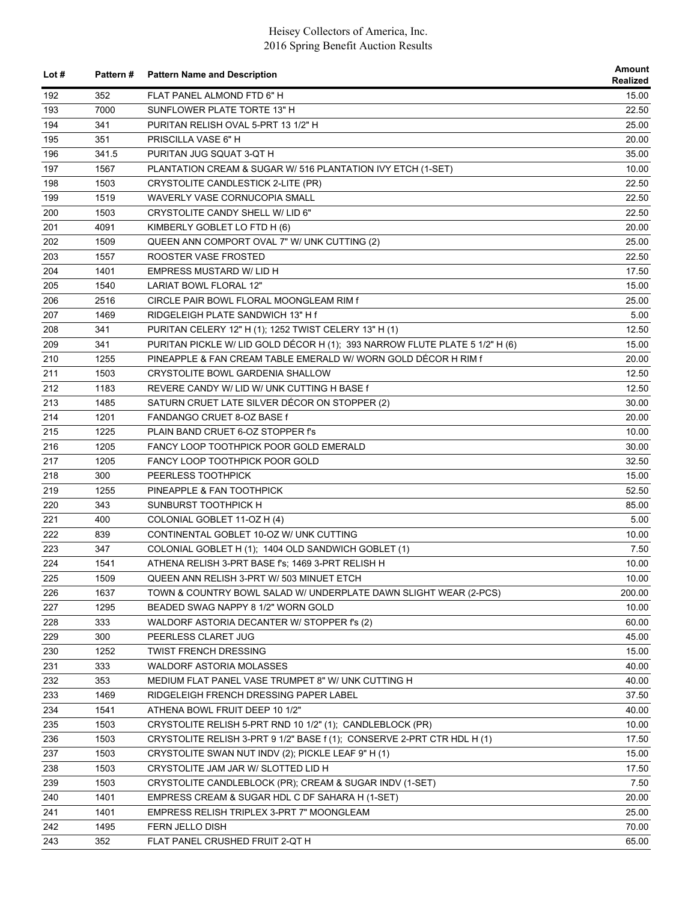| Lot # | Pattern # | Pattern Name and Description | Amount Realized |
|---|---|---|---|
| 192 | 352 | FLAT PANEL ALMOND FTD 6" H | 15.00 |
| 193 | 7000 | SUNFLOWER PLATE TORTE 13" H | 22.50 |
| 194 | 341 | PURITAN RELISH OVAL 5-PRT 13 1/2" H | 25.00 |
| 195 | 351 | PRISCILLA VASE 6" H | 20.00 |
| 196 | 341.5 | PURITAN JUG SQUAT 3-QT H | 35.00 |
| 197 | 1567 | PLANTATION CREAM & SUGAR W/ 516 PLANTATION IVY ETCH (1-SET) | 10.00 |
| 198 | 1503 | CRYSTOLITE CANDLESTICK 2-LITE (PR) | 22.50 |
| 199 | 1519 | WAVERLY VASE CORNUCOPIA SMALL | 22.50 |
| 200 | 1503 | CRYSTOLITE CANDY SHELL W/ LID 6" | 22.50 |
| 201 | 4091 | KIMBERLY GOBLET LO FTD H (6) | 20.00 |
| 202 | 1509 | QUEEN ANN COMPORT OVAL 7" W/ UNK CUTTING (2) | 25.00 |
| 203 | 1557 | ROOSTER VASE FROSTED | 22.50 |
| 204 | 1401 | EMPRESS MUSTARD W/ LID H | 17.50 |
| 205 | 1540 | LARIAT BOWL FLORAL 12" | 15.00 |
| 206 | 2516 | CIRCLE PAIR BOWL FLORAL MOONGLEAM RIM f | 25.00 |
| 207 | 1469 | RIDGELEIGH PLATE SANDWICH 13" H f | 5.00 |
| 208 | 341 | PURITAN CELERY 12" H (1); 1252 TWIST CELERY 13" H (1) | 12.50 |
| 209 | 341 | PURITAN PICKLE W/ LID GOLD DÉCOR H (1); 393 NARROW FLUTE PLATE 5 1/2" H (6) | 15.00 |
| 210 | 1255 | PINEAPPLE & FAN CREAM TABLE EMERALD W/ WORN GOLD DÉCOR H RIM f | 20.00 |
| 211 | 1503 | CRYSTOLITE BOWL GARDENIA SHALLOW | 12.50 |
| 212 | 1183 | REVERE CANDY W/ LID W/ UNK CUTTING H BASE f | 12.50 |
| 213 | 1485 | SATURN CRUET LATE SILVER DÉCOR ON STOPPER (2) | 30.00 |
| 214 | 1201 | FANDANGO CRUET 8-OZ BASE f | 20.00 |
| 215 | 1225 | PLAIN BAND CRUET 6-OZ STOPPER f's | 10.00 |
| 216 | 1205 | FANCY LOOP TOOTHPICK POOR GOLD EMERALD | 30.00 |
| 217 | 1205 | FANCY LOOP TOOTHPICK POOR GOLD | 32.50 |
| 218 | 300 | PEERLESS TOOTHPICK | 15.00 |
| 219 | 1255 | PINEAPPLE & FAN TOOTHPICK | 52.50 |
| 220 | 343 | SUNBURST TOOTHPICK H | 85.00 |
| 221 | 400 | COLONIAL GOBLET 11-OZ H (4) | 5.00 |
| 222 | 839 | CONTINENTAL GOBLET 10-OZ W/ UNK CUTTING | 10.00 |
| 223 | 347 | COLONIAL GOBLET H (1); 1404 OLD SANDWICH GOBLET (1) | 7.50 |
| 224 | 1541 | ATHENA RELISH 3-PRT BASE f's; 1469 3-PRT RELISH H | 10.00 |
| 225 | 1509 | QUEEN ANN RELISH 3-PRT W/ 503 MINUET ETCH | 10.00 |
| 226 | 1637 | TOWN & COUNTRY BOWL SALAD W/ UNDERPLATE DAWN SLIGHT WEAR (2-PCS) | 200.00 |
| 227 | 1295 | BEADED SWAG NAPPY 8 1/2" WORN GOLD | 10.00 |
| 228 | 333 | WALDORF ASTORIA DECANTER W/ STOPPER f's (2) | 60.00 |
| 229 | 300 | PEERLESS CLARET JUG | 45.00 |
| 230 | 1252 | TWIST FRENCH DRESSING | 15.00 |
| 231 | 333 | WALDORF ASTORIA MOLASSES | 40.00 |
| 232 | 353 | MEDIUM FLAT PANEL VASE TRUMPET 8" W/ UNK CUTTING H | 40.00 |
| 233 | 1469 | RIDGELEIGH FRENCH DRESSING PAPER LABEL | 37.50 |
| 234 | 1541 | ATHENA BOWL FRUIT DEEP 10 1/2" | 40.00 |
| 235 | 1503 | CRYSTOLITE RELISH 5-PRT RND 10 1/2" (1); CANDLEBLOCK (PR) | 10.00 |
| 236 | 1503 | CRYSTOLITE RELISH 3-PRT 9 1/2" BASE f (1); CONSERVE 2-PRT CTR HDL H (1) | 17.50 |
| 237 | 1503 | CRYSTOLITE SWAN NUT INDV (2); PICKLE LEAF 9" H (1) | 15.00 |
| 238 | 1503 | CRYSTOLITE JAM JAR W/ SLOTTED LID H | 17.50 |
| 239 | 1503 | CRYSTOLITE CANDLEBLOCK (PR); CREAM & SUGAR INDV (1-SET) | 7.50 |
| 240 | 1401 | EMPRESS CREAM & SUGAR HDL C DF SAHARA H (1-SET) | 20.00 |
| 241 | 1401 | EMPRESS RELISH TRIPLEX 3-PRT 7" MOONGLEAM | 25.00 |
| 242 | 1495 | FERN JELLO DISH | 70.00 |
| 243 | 352 | FLAT PANEL CRUSHED FRUIT 2-QT H | 65.00 |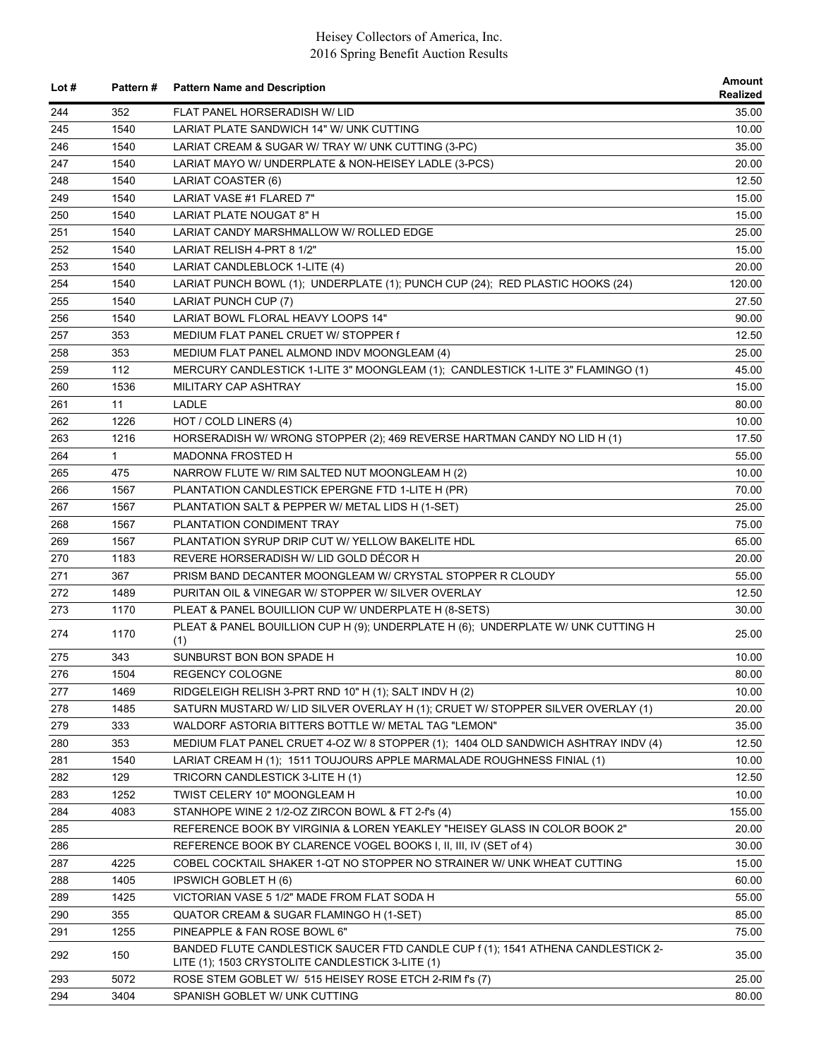| Lot # | Pattern # | Pattern Name and Description | Amount Realized |
|---|---|---|---|
| 244 | 352 | FLAT PANEL HORSERADISH W/ LID | 35.00 |
| 245 | 1540 | LARIAT PLATE SANDWICH 14" W/ UNK CUTTING | 10.00 |
| 246 | 1540 | LARIAT CREAM & SUGAR W/ TRAY W/ UNK CUTTING (3-PC) | 35.00 |
| 247 | 1540 | LARIAT MAYO W/ UNDERPLATE & NON-HEISEY LADLE (3-PCS) | 20.00 |
| 248 | 1540 | LARIAT COASTER (6) | 12.50 |
| 249 | 1540 | LARIAT VASE #1 FLARED 7" | 15.00 |
| 250 | 1540 | LARIAT PLATE NOUGAT 8" H | 15.00 |
| 251 | 1540 | LARIAT CANDY MARSHMALLOW W/ ROLLED EDGE | 25.00 |
| 252 | 1540 | LARIAT RELISH 4-PRT 8 1/2" | 15.00 |
| 253 | 1540 | LARIAT CANDLEBLOCK 1-LITE (4) | 20.00 |
| 254 | 1540 | LARIAT PUNCH BOWL (1); UNDERPLATE (1); PUNCH CUP (24); RED PLASTIC HOOKS (24) | 120.00 |
| 255 | 1540 | LARIAT PUNCH CUP (7) | 27.50 |
| 256 | 1540 | LARIAT BOWL FLORAL HEAVY LOOPS 14" | 90.00 |
| 257 | 353 | MEDIUM FLAT PANEL CRUET W/ STOPPER f | 12.50 |
| 258 | 353 | MEDIUM FLAT PANEL ALMOND INDV MOONGLEAM (4) | 25.00 |
| 259 | 112 | MERCURY CANDLESTICK 1-LITE 3" MOONGLEAM (1); CANDLESTICK 1-LITE 3" FLAMINGO (1) | 45.00 |
| 260 | 1536 | MILITARY CAP ASHTRAY | 15.00 |
| 261 | 11 | LADLE | 80.00 |
| 262 | 1226 | HOT / COLD LINERS (4) | 10.00 |
| 263 | 1216 | HORSERADISH W/ WRONG STOPPER (2); 469 REVERSE HARTMAN CANDY NO LID H (1) | 17.50 |
| 264 | 1 | MADONNA FROSTED H | 55.00 |
| 265 | 475 | NARROW FLUTE W/ RIM SALTED NUT MOONGLEAM H (2) | 10.00 |
| 266 | 1567 | PLANTATION CANDLESTICK EPERGNE FTD 1-LITE H (PR) | 70.00 |
| 267 | 1567 | PLANTATION SALT & PEPPER W/ METAL LIDS H (1-SET) | 25.00 |
| 268 | 1567 | PLANTATION CONDIMENT TRAY | 75.00 |
| 269 | 1567 | PLANTATION SYRUP DRIP CUT W/ YELLOW BAKELITE HDL | 65.00 |
| 270 | 1183 | REVERE HORSERADISH W/ LID GOLD DÉCOR H | 20.00 |
| 271 | 367 | PRISM BAND DECANTER MOONGLEAM W/ CRYSTAL STOPPER R CLOUDY | 55.00 |
| 272 | 1489 | PURITAN OIL & VINEGAR W/ STOPPER W/ SILVER OVERLAY | 12.50 |
| 273 | 1170 | PLEAT & PANEL BOUILLION CUP W/ UNDERPLATE H (8-SETS) | 30.00 |
| 274 | 1170 | PLEAT & PANEL BOUILLION CUP H (9); UNDERPLATE H (6); UNDERPLATE W/ UNK CUTTING H (1) | 25.00 |
| 275 | 343 | SUNBURST BON BON SPADE H | 10.00 |
| 276 | 1504 | REGENCY COLOGNE | 80.00 |
| 277 | 1469 | RIDGELEIGH RELISH 3-PRT RND 10" H (1); SALT INDV H (2) | 10.00 |
| 278 | 1485 | SATURN MUSTARD W/ LID SILVER OVERLAY H (1); CRUET W/ STOPPER SILVER OVERLAY (1) | 20.00 |
| 279 | 333 | WALDORF ASTORIA BITTERS BOTTLE W/ METAL TAG "LEMON" | 35.00 |
| 280 | 353 | MEDIUM FLAT PANEL CRUET 4-OZ W/ 8 STOPPER (1); 1404 OLD SANDWICH ASHTRAY INDV (4) | 12.50 |
| 281 | 1540 | LARIAT CREAM H (1); 1511 TOUJOURS APPLE MARMALADE ROUGHNESS FINIAL (1) | 10.00 |
| 282 | 129 | TRICORN CANDLESTICK 3-LITE H (1) | 12.50 |
| 283 | 1252 | TWIST CELERY 10" MOONGLEAM H | 10.00 |
| 284 | 4083 | STANHOPE WINE 2 1/2-OZ ZIRCON BOWL & FT 2-f's (4) | 155.00 |
| 285 | | REFERENCE BOOK BY VIRGINIA & LOREN YEAKLEY "HEISEY GLASS IN COLOR BOOK 2" | 20.00 |
| 286 | | REFERENCE BOOK BY CLARENCE VOGEL BOOKS I, II, III, IV (SET of 4) | 30.00 |
| 287 | 4225 | COBEL COCKTAIL SHAKER 1-QT NO STOPPER NO STRAINER W/ UNK WHEAT CUTTING | 15.00 |
| 288 | 1405 | IPSWICH GOBLET H (6) | 60.00 |
| 289 | 1425 | VICTORIAN VASE 5 1/2" MADE FROM FLAT SODA H | 55.00 |
| 290 | 355 | QUATOR CREAM & SUGAR FLAMINGO H (1-SET) | 85.00 |
| 291 | 1255 | PINEAPPLE & FAN ROSE BOWL 6" | 75.00 |
| 292 | 150 | BANDED FLUTE CANDLESTICK SAUCER FTD CANDLE CUP f (1); 1541 ATHENA CANDLESTICK 2-LITE (1); 1503 CRYSTOLITE CANDLESTICK 3-LITE (1) | 35.00 |
| 293 | 5072 | ROSE STEM GOBLET W/ 515 HEISEY ROSE ETCH 2-RIM f's (7) | 25.00 |
| 294 | 3404 | SPANISH GOBLET W/ UNK CUTTING | 80.00 |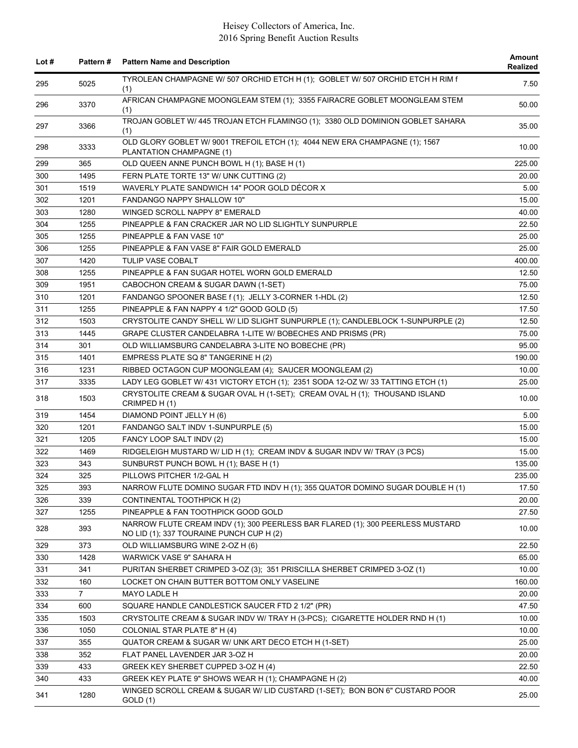| Lot # | Pattern # | Pattern Name and Description | Amount Realized |
|---|---|---|---|
| 295 | 5025 | TYROLEAN CHAMPAGNE W/ 507 ORCHID ETCH H (1); GOBLET W/ 507 ORCHID ETCH H RIM f (1) | 7.50 |
| 296 | 3370 | AFRICAN CHAMPAGNE MOONGLEAM STEM (1); 3355 FAIRACRE GOBLET MOONGLEAM STEM (1) | 50.00 |
| 297 | 3366 | TROJAN GOBLET W/ 445 TROJAN ETCH FLAMINGO (1); 3380 OLD DOMINION GOBLET SAHARA (1) | 35.00 |
| 298 | 3333 | OLD GLORY GOBLET W/ 9001 TREFOIL ETCH (1); 4044 NEW ERA CHAMPAGNE (1); 1567 PLANTATION CHAMPAGNE (1) | 10.00 |
| 299 | 365 | OLD QUEEN ANNE PUNCH BOWL H (1); BASE H (1) | 225.00 |
| 300 | 1495 | FERN PLATE TORTE 13" W/ UNK CUTTING (2) | 20.00 |
| 301 | 1519 | WAVERLY PLATE SANDWICH 14" POOR GOLD DÉCOR X | 5.00 |
| 302 | 1201 | FANDANGO NAPPY SHALLOW 10" | 15.00 |
| 303 | 1280 | WINGED SCROLL NAPPY 8" EMERALD | 40.00 |
| 304 | 1255 | PINEAPPLE & FAN CRACKER JAR NO LID SLIGHTLY SUNPURPLE | 22.50 |
| 305 | 1255 | PINEAPPLE & FAN VASE 10" | 25.00 |
| 306 | 1255 | PINEAPPLE & FAN VASE 8" FAIR GOLD EMERALD | 25.00 |
| 307 | 1420 | TULIP VASE COBALT | 400.00 |
| 308 | 1255 | PINEAPPLE & FAN SUGAR HOTEL WORN GOLD EMERALD | 12.50 |
| 309 | 1951 | CABOCHON CREAM & SUGAR DAWN (1-SET) | 75.00 |
| 310 | 1201 | FANDANGO SPOONER BASE f (1); JELLY 3-CORNER 1-HDL (2) | 12.50 |
| 311 | 1255 | PINEAPPLE & FAN NAPPY 4 1/2" GOOD GOLD (5) | 17.50 |
| 312 | 1503 | CRYSTOLITE CANDY SHELL W/ LID SLIGHT SUNPURPLE (1); CANDLEBLOCK 1-SUNPURPLE (2) | 12.50 |
| 313 | 1445 | GRAPE CLUSTER CANDELABRA 1-LITE W/ BOBECHES AND PRISMS (PR) | 75.00 |
| 314 | 301 | OLD WILLIAMSBURG CANDELABRA 3-LITE NO BOBECHE (PR) | 95.00 |
| 315 | 1401 | EMPRESS PLATE SQ 8" TANGERINE H (2) | 190.00 |
| 316 | 1231 | RIBBED OCTAGON CUP MOONGLEAM (4); SAUCER MOONGLEAM (2) | 10.00 |
| 317 | 3335 | LADY LEG GOBLET W/ 431 VICTORY ETCH (1); 2351 SODA 12-OZ W/ 33 TATTING ETCH (1) | 25.00 |
| 318 | 1503 | CRYSTOLITE CREAM & SUGAR OVAL H (1-SET); CREAM OVAL H (1); THOUSAND ISLAND CRIMPED H (1) | 10.00 |
| 319 | 1454 | DIAMOND POINT JELLY H (6) | 5.00 |
| 320 | 1201 | FANDANGO SALT INDV 1-SUNPURPLE (5) | 15.00 |
| 321 | 1205 | FANCY LOOP SALT INDV (2) | 15.00 |
| 322 | 1469 | RIDGELEIGH MUSTARD W/ LID H (1); CREAM INDV & SUGAR INDV W/ TRAY (3 PCS) | 15.00 |
| 323 | 343 | SUNBURST PUNCH BOWL H (1); BASE H (1) | 135.00 |
| 324 | 325 | PILLOWS PITCHER 1/2-GAL H | 235.00 |
| 325 | 393 | NARROW FLUTE DOMINO SUGAR FTD INDV H (1); 355 QUATOR DOMINO SUGAR DOUBLE H (1) | 17.50 |
| 326 | 339 | CONTINENTAL TOOTHPICK H (2) | 20.00 |
| 327 | 1255 | PINEAPPLE & FAN TOOTHPICK GOOD GOLD | 27.50 |
| 328 | 393 | NARROW FLUTE CREAM INDV (1); 300 PEERLESS BAR FLARED (1); 300 PEERLESS MUSTARD NO LID (1); 337 TOURAINE PUNCH CUP H (2) | 10.00 |
| 329 | 373 | OLD WILLIAMSBURG WINE 2-OZ H (6) | 22.50 |
| 330 | 1428 | WARWICK VASE 9" SAHARA H | 65.00 |
| 331 | 341 | PURITAN SHERBET CRIMPED 3-OZ (3); 351 PRISCILLA SHERBET CRIMPED 3-OZ (1) | 10.00 |
| 332 | 160 | LOCKET ON CHAIN BUTTER BOTTOM ONLY VASELINE | 160.00 |
| 333 | 7 | MAYO LADLE H | 20.00 |
| 334 | 600 | SQUARE HANDLE CANDLESTICK SAUCER FTD 2 1/2" (PR) | 47.50 |
| 335 | 1503 | CRYSTOLITE CREAM & SUGAR INDV W/ TRAY H (3-PCS); CIGARETTE HOLDER RND H (1) | 10.00 |
| 336 | 1050 | COLONIAL STAR PLATE 8" H (4) | 10.00 |
| 337 | 355 | QUATOR CREAM & SUGAR W/ UNK ART DECO ETCH H (1-SET) | 25.00 |
| 338 | 352 | FLAT PANEL LAVENDER JAR 3-OZ H | 20.00 |
| 339 | 433 | GREEK KEY SHERBET CUPPED 3-OZ H (4) | 22.50 |
| 340 | 433 | GREEK KEY PLATE 9" SHOWS WEAR H (1); CHAMPAGNE H (2) | 40.00 |
| 341 | 1280 | WINGED SCROLL CREAM & SUGAR W/ LID CUSTARD (1-SET); BON BON 6" CUSTARD POOR GOLD (1) | 25.00 |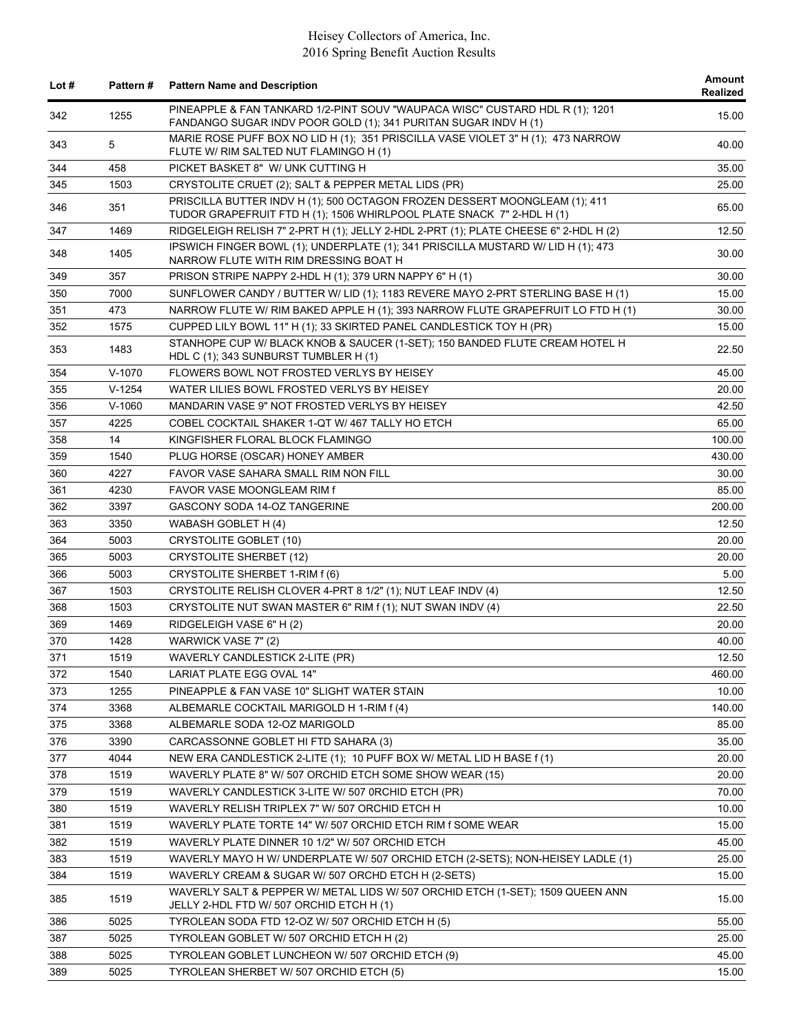| Lot # | Pattern # | Pattern Name and Description | Amount Realized |
|---|---|---|---|
| 342 | 1255 | PINEAPPLE & FAN TANKARD 1/2-PINT SOUV "WAUPACA WISC" CUSTARD HDL R (1); 1201 FANDANGO SUGAR INDV POOR GOLD (1); 341 PURITAN SUGAR INDV H (1) | 15.00 |
| 343 | 5 | MARIE ROSE PUFF BOX NO LID H (1); 351 PRISCILLA VASE VIOLET 3" H (1); 473 NARROW FLUTE W/ RIM SALTED NUT FLAMINGO H (1) | 40.00 |
| 344 | 458 | PICKET BASKET 8" W/ UNK CUTTING H | 35.00 |
| 345 | 1503 | CRYSTOLITE CRUET (2); SALT & PEPPER METAL LIDS (PR) | 25.00 |
| 346 | 351 | PRISCILLA BUTTER INDV H (1); 500 OCTAGON FROZEN DESSERT MOONGLEAM (1); 411 TUDOR GRAPEFRUIT FTD H (1); 1506 WHIRLPOOL PLATE SNACK 7" 2-HDL H (1) | 65.00 |
| 347 | 1469 | RIDGELEIGH RELISH 7" 2-PRT H (1); JELLY 2-HDL 2-PRT (1); PLATE CHEESE 6" 2-HDL H (2) | 12.50 |
| 348 | 1405 | IPSWICH FINGER BOWL (1); UNDERPLATE (1); 341 PRISCILLA MUSTARD W/ LID H (1); 473 NARROW FLUTE WITH RIM DRESSING BOAT H | 30.00 |
| 349 | 357 | PRISON STRIPE NAPPY 2-HDL H (1); 379 URN NAPPY 6" H (1) | 30.00 |
| 350 | 7000 | SUNFLOWER CANDY / BUTTER W/ LID (1); 1183 REVERE MAYO 2-PRT STERLING BASE H (1) | 15.00 |
| 351 | 473 | NARROW FLUTE W/ RIM BAKED APPLE H (1); 393 NARROW FLUTE GRAPEFRUIT LO FTD H (1) | 30.00 |
| 352 | 1575 | CUPPED LILY BOWL 11" H (1); 33 SKIRTED PANEL CANDLESTICK TOY H (PR) | 15.00 |
| 353 | 1483 | STANHOPE CUP W/ BLACK KNOB & SAUCER (1-SET); 150 BANDED FLUTE CREAM HOTEL H HDL C (1); 343 SUNBURST TUMBLER H (1) | 22.50 |
| 354 | V-1070 | FLOWERS BOWL NOT FROSTED VERLYS BY HEISEY | 45.00 |
| 355 | V-1254 | WATER LILIES BOWL FROSTED VERLYS BY HEISEY | 20.00 |
| 356 | V-1060 | MANDARIN VASE 9" NOT FROSTED VERLYS BY HEISEY | 42.50 |
| 357 | 4225 | COBEL COCKTAIL SHAKER 1-QT W/ 467 TALLY HO ETCH | 65.00 |
| 358 | 14 | KINGFISHER FLORAL BLOCK FLAMINGO | 100.00 |
| 359 | 1540 | PLUG HORSE (OSCAR) HONEY AMBER | 430.00 |
| 360 | 4227 | FAVOR VASE SAHARA SMALL RIM NON FILL | 30.00 |
| 361 | 4230 | FAVOR VASE MOONGLEAM RIM f | 85.00 |
| 362 | 3397 | GASCONY SODA 14-OZ TANGERINE | 200.00 |
| 363 | 3350 | WABASH GOBLET H (4) | 12.50 |
| 364 | 5003 | CRYSTOLITE GOBLET (10) | 20.00 |
| 365 | 5003 | CRYSTOLITE SHERBET (12) | 20.00 |
| 366 | 5003 | CRYSTOLITE SHERBET 1-RIM f (6) | 5.00 |
| 367 | 1503 | CRYSTOLITE RELISH CLOVER 4-PRT 8 1/2" (1); NUT LEAF INDV (4) | 12.50 |
| 368 | 1503 | CRYSTOLITE NUT SWAN MASTER 6" RIM f (1); NUT SWAN INDV (4) | 22.50 |
| 369 | 1469 | RIDGELEIGH VASE 6" H (2) | 20.00 |
| 370 | 1428 | WARWICK VASE 7" (2) | 40.00 |
| 371 | 1519 | WAVERLY CANDLESTICK 2-LITE (PR) | 12.50 |
| 372 | 1540 | LARIAT PLATE EGG OVAL 14" | 460.00 |
| 373 | 1255 | PINEAPPLE & FAN VASE 10" SLIGHT WATER STAIN | 10.00 |
| 374 | 3368 | ALBEMARLE COCKTAIL MARIGOLD H 1-RIM f (4) | 140.00 |
| 375 | 3368 | ALBEMARLE SODA 12-OZ MARIGOLD | 85.00 |
| 376 | 3390 | CARCASSONNE GOBLET HI FTD SAHARA (3) | 35.00 |
| 377 | 4044 | NEW ERA CANDLESTICK 2-LITE (1); 10 PUFF BOX W/ METAL LID H BASE f (1) | 20.00 |
| 378 | 1519 | WAVERLY PLATE 8" W/ 507 ORCHID ETCH SOME SHOW WEAR (15) | 20.00 |
| 379 | 1519 | WAVERLY CANDLESTICK 3-LITE W/ 507 0RCHID ETCH (PR) | 70.00 |
| 380 | 1519 | WAVERLY RELISH TRIPLEX 7" W/ 507 ORCHID ETCH H | 10.00 |
| 381 | 1519 | WAVERLY PLATE TORTE 14" W/ 507 ORCHID ETCH RIM f SOME WEAR | 15.00 |
| 382 | 1519 | WAVERLY PLATE DINNER 10 1/2" W/ 507 ORCHID ETCH | 45.00 |
| 383 | 1519 | WAVERLY MAYO H W/ UNDERPLATE W/ 507 ORCHID ETCH (2-SETS); NON-HEISEY LADLE (1) | 25.00 |
| 384 | 1519 | WAVERLY CREAM & SUGAR W/ 507 ORCHD ETCH H (2-SETS) | 15.00 |
| 385 | 1519 | WAVERLY SALT & PEPPER W/ METAL LIDS W/ 507 ORCHID ETCH (1-SET); 1509 QUEEN ANN JELLY 2-HDL FTD W/ 507 ORCHID ETCH H (1) | 15.00 |
| 386 | 5025 | TYROLEAN SODA FTD 12-OZ W/ 507 ORCHID ETCH H (5) | 55.00 |
| 387 | 5025 | TYROLEAN GOBLET W/ 507 ORCHID ETCH H (2) | 25.00 |
| 388 | 5025 | TYROLEAN GOBLET LUNCHEON W/ 507 ORCHID ETCH (9) | 45.00 |
| 389 | 5025 | TYROLEAN SHERBET W/ 507 ORCHID ETCH (5) | 15.00 |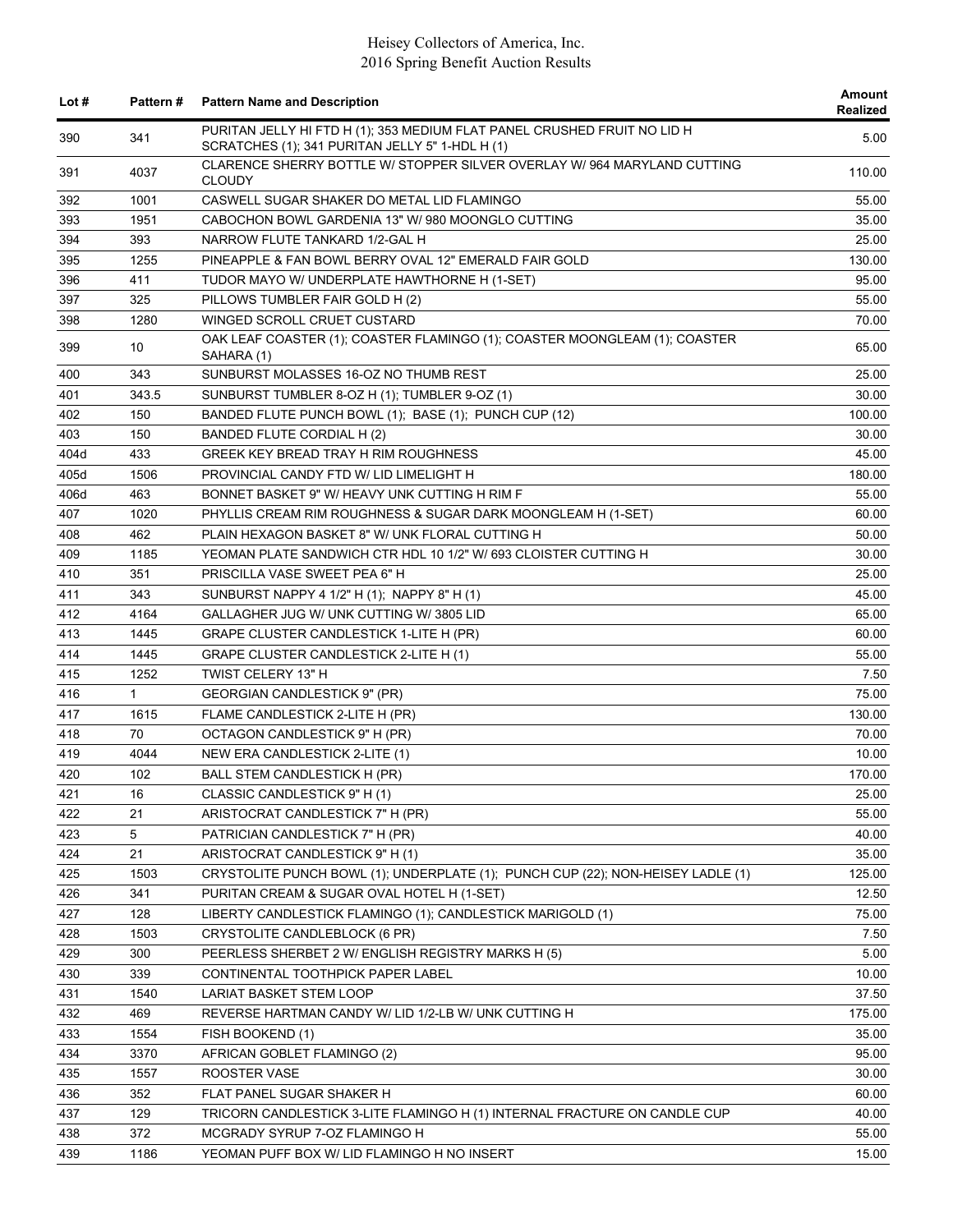| Lot # | Pattern # | Pattern Name and Description | Amount Realized |
|---|---|---|---|
| 390 | 341 | PURITAN JELLY HI FTD H (1); 353 MEDIUM FLAT PANEL CRUSHED FRUIT NO LID H SCRATCHES (1); 341 PURITAN JELLY 5" 1-HDL H (1) | 5.00 |
| 391 | 4037 | CLARENCE SHERRY BOTTLE W/ STOPPER SILVER OVERLAY W/ 964 MARYLAND CUTTING CLOUDY | 110.00 |
| 392 | 1001 | CASWELL SUGAR SHAKER DO METAL LID FLAMINGO | 55.00 |
| 393 | 1951 | CABOCHON BOWL GARDENIA 13" W/ 980 MOONGLO CUTTING | 35.00 |
| 394 | 393 | NARROW FLUTE TANKARD 1/2-GAL H | 25.00 |
| 395 | 1255 | PINEAPPLE & FAN BOWL BERRY OVAL 12" EMERALD FAIR GOLD | 130.00 |
| 396 | 411 | TUDOR MAYO W/ UNDERPLATE HAWTHORNE H (1-SET) | 95.00 |
| 397 | 325 | PILLOWS TUMBLER FAIR GOLD H (2) | 55.00 |
| 398 | 1280 | WINGED SCROLL CRUET CUSTARD | 70.00 |
| 399 | 10 | OAK LEAF COASTER (1); COASTER FLAMINGO (1); COASTER MOONGLEAM (1); COASTER SAHARA (1) | 65.00 |
| 400 | 343 | SUNBURST MOLASSES 16-OZ NO THUMB REST | 25.00 |
| 401 | 343.5 | SUNBURST TUMBLER 8-OZ H (1); TUMBLER 9-OZ (1) | 30.00 |
| 402 | 150 | BANDED FLUTE PUNCH BOWL (1); BASE (1); PUNCH CUP (12) | 100.00 |
| 403 | 150 | BANDED FLUTE CORDIAL H (2) | 30.00 |
| 404d | 433 | GREEK KEY BREAD TRAY H RIM ROUGHNESS | 45.00 |
| 405d | 1506 | PROVINCIAL CANDY FTD W/ LID LIMELIGHT H | 180.00 |
| 406d | 463 | BONNET BASKET 9" W/ HEAVY UNK CUTTING H RIM F | 55.00 |
| 407 | 1020 | PHYLLIS CREAM RIM ROUGHNESS & SUGAR DARK MOONGLEAM H (1-SET) | 60.00 |
| 408 | 462 | PLAIN HEXAGON BASKET 8" W/ UNK FLORAL CUTTING H | 50.00 |
| 409 | 1185 | YEOMAN PLATE SANDWICH CTR HDL 10 1/2" W/ 693 CLOISTER CUTTING H | 30.00 |
| 410 | 351 | PRISCILLA VASE SWEET PEA 6" H | 25.00 |
| 411 | 343 | SUNBURST NAPPY 4 1/2" H (1); NAPPY 8" H (1) | 45.00 |
| 412 | 4164 | GALLAGHER JUG W/ UNK CUTTING W/ 3805 LID | 65.00 |
| 413 | 1445 | GRAPE CLUSTER CANDLESTICK 1-LITE H (PR) | 60.00 |
| 414 | 1445 | GRAPE CLUSTER CANDLESTICK 2-LITE H (1) | 55.00 |
| 415 | 1252 | TWIST CELERY 13" H | 7.50 |
| 416 | 1 | GEORGIAN CANDLESTICK 9" (PR) | 75.00 |
| 417 | 1615 | FLAME CANDLESTICK 2-LITE H (PR) | 130.00 |
| 418 | 70 | OCTAGON CANDLESTICK 9" H (PR) | 70.00 |
| 419 | 4044 | NEW ERA CANDLESTICK 2-LITE (1) | 10.00 |
| 420 | 102 | BALL STEM CANDLESTICK H (PR) | 170.00 |
| 421 | 16 | CLASSIC CANDLESTICK 9" H (1) | 25.00 |
| 422 | 21 | ARISTOCRAT CANDLESTICK 7" H (PR) | 55.00 |
| 423 | 5 | PATRICIAN CANDLESTICK 7" H (PR) | 40.00 |
| 424 | 21 | ARISTOCRAT CANDLESTICK 9" H (1) | 35.00 |
| 425 | 1503 | CRYSTOLITE PUNCH BOWL (1); UNDERPLATE (1); PUNCH CUP (22); NON-HEISEY LADLE (1) | 125.00 |
| 426 | 341 | PURITAN CREAM & SUGAR OVAL HOTEL H (1-SET) | 12.50 |
| 427 | 128 | LIBERTY CANDLESTICK FLAMINGO (1); CANDLESTICK MARIGOLD (1) | 75.00 |
| 428 | 1503 | CRYSTOLITE CANDLEBLOCK (6 PR) | 7.50 |
| 429 | 300 | PEERLESS SHERBET 2 W/ ENGLISH REGISTRY MARKS H (5) | 5.00 |
| 430 | 339 | CONTINENTAL TOOTHPICK PAPER LABEL | 10.00 |
| 431 | 1540 | LARIAT BASKET STEM LOOP | 37.50 |
| 432 | 469 | REVERSE HARTMAN CANDY W/ LID 1/2-LB W/ UNK CUTTING H | 175.00 |
| 433 | 1554 | FISH BOOKEND (1) | 35.00 |
| 434 | 3370 | AFRICAN GOBLET FLAMINGO (2) | 95.00 |
| 435 | 1557 | ROOSTER VASE | 30.00 |
| 436 | 352 | FLAT PANEL SUGAR SHAKER H | 60.00 |
| 437 | 129 | TRICORN CANDLESTICK 3-LITE FLAMINGO H (1) INTERNAL FRACTURE ON CANDLE CUP | 40.00 |
| 438 | 372 | MCGRADY SYRUP 7-OZ FLAMINGO H | 55.00 |
| 439 | 1186 | YEOMAN PUFF BOX W/ LID FLAMINGO H NO INSERT | 15.00 |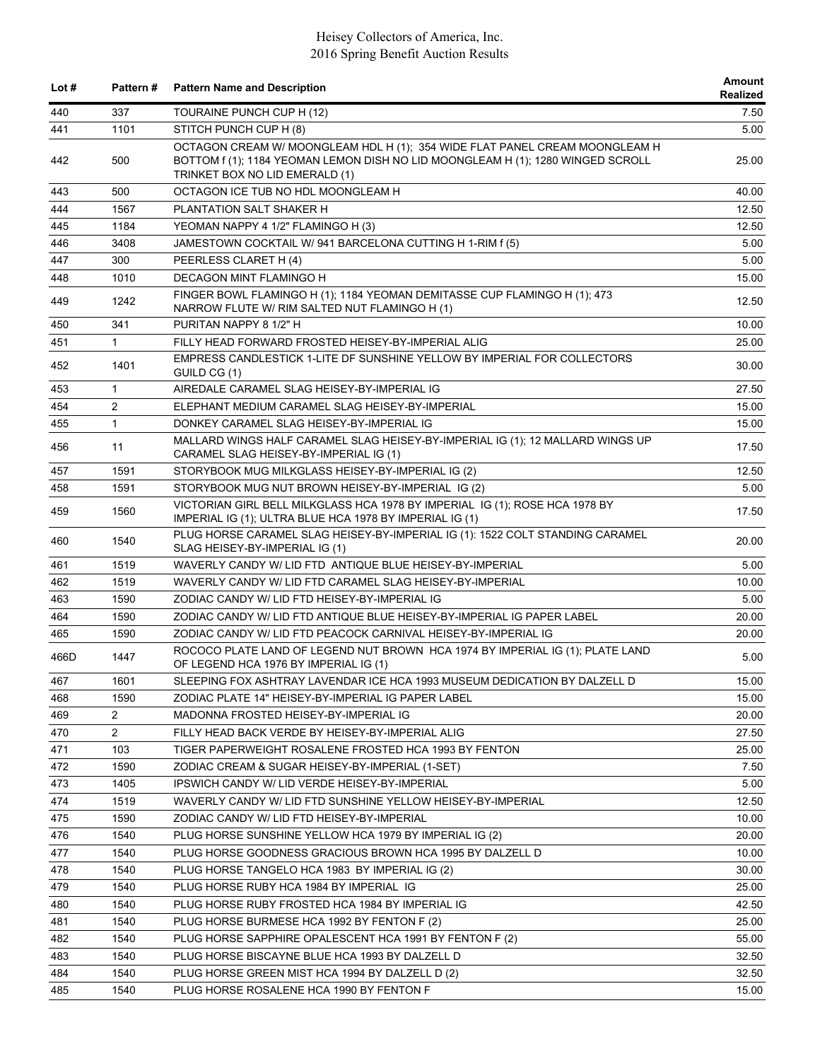| Lot # | Pattern # | Pattern Name and Description | Amount Realized |
|---|---|---|---|
| 440 | 337 | TOURAINE PUNCH CUP H (12) | 7.50 |
| 441 | 1101 | STITCH PUNCH CUP H (8) | 5.00 |
| 442 | 500 | OCTAGON CREAM W/ MOONGLEAM HDL H (1); 354 WIDE FLAT PANEL CREAM MOONGLEAM H BOTTOM f (1); 1184 YEOMAN LEMON DISH NO LID MOONGLEAM H (1); 1280 WINGED SCROLL TRINKET BOX NO LID EMERALD (1) | 25.00 |
| 443 | 500 | OCTAGON ICE TUB NO HDL MOONGLEAM H | 40.00 |
| 444 | 1567 | PLANTATION SALT SHAKER H | 12.50 |
| 445 | 1184 | YEOMAN NAPPY 4 1/2" FLAMINGO H (3) | 12.50 |
| 446 | 3408 | JAMESTOWN COCKTAIL W/ 941 BARCELONA CUTTING H 1-RIM f (5) | 5.00 |
| 447 | 300 | PEERLESS CLARET H (4) | 5.00 |
| 448 | 1010 | DECAGON MINT FLAMINGO H | 15.00 |
| 449 | 1242 | FINGER BOWL FLAMINGO H (1); 1184 YEOMAN DEMITASSE CUP FLAMINGO H (1); 473 NARROW FLUTE W/ RIM SALTED NUT FLAMINGO H (1) | 12.50 |
| 450 | 341 | PURITAN NAPPY 8 1/2" H | 10.00 |
| 451 | 1 | FILLY HEAD FORWARD FROSTED HEISEY-BY-IMPERIAL ALIG | 25.00 |
| 452 | 1401 | EMPRESS CANDLESTICK 1-LITE DF SUNSHINE YELLOW BY IMPERIAL FOR COLLECTORS GUILD CG (1) | 30.00 |
| 453 | 1 | AIREDALE CARAMEL SLAG HEISEY-BY-IMPERIAL IG | 27.50 |
| 454 | 2 | ELEPHANT MEDIUM CARAMEL SLAG HEISEY-BY-IMPERIAL | 15.00 |
| 455 | 1 | DONKEY CARAMEL SLAG HEISEY-BY-IMPERIAL IG | 15.00 |
| 456 | 11 | MALLARD WINGS HALF CARAMEL SLAG HEISEY-BY-IMPERIAL IG (1); 12 MALLARD WINGS UP CARAMEL SLAG HEISEY-BY-IMPERIAL IG (1) | 17.50 |
| 457 | 1591 | STORYBOOK MUG MILKGLASS HEISEY-BY-IMPERIAL IG (2) | 12.50 |
| 458 | 1591 | STORYBOOK MUG NUT BROWN HEISEY-BY-IMPERIAL IG (2) | 5.00 |
| 459 | 1560 | VICTORIAN GIRL BELL MILKGLASS HCA 1978 BY IMPERIAL IG (1); ROSE HCA 1978 BY IMPERIAL IG (1); ULTRA BLUE HCA 1978 BY IMPERIAL IG (1) | 17.50 |
| 460 | 1540 | PLUG HORSE CARAMEL SLAG HEISEY-BY-IMPERIAL IG (1): 1522 COLT STANDING CARAMEL SLAG HEISEY-BY-IMPERIAL IG (1) | 20.00 |
| 461 | 1519 | WAVERLY CANDY W/ LID FTD ANTIQUE BLUE HEISEY-BY-IMPERIAL | 5.00 |
| 462 | 1519 | WAVERLY CANDY W/ LID FTD CARAMEL SLAG HEISEY-BY-IMPERIAL | 10.00 |
| 463 | 1590 | ZODIAC CANDY W/ LID FTD HEISEY-BY-IMPERIAL IG | 5.00 |
| 464 | 1590 | ZODIAC CANDY W/ LID FTD ANTIQUE BLUE HEISEY-BY-IMPERIAL IG PAPER LABEL | 20.00 |
| 465 | 1590 | ZODIAC CANDY W/ LID FTD PEACOCK CARNIVAL HEISEY-BY-IMPERIAL IG | 20.00 |
| 466D | 1447 | ROCOCO PLATE LAND OF LEGEND NUT BROWN HCA 1974 BY IMPERIAL IG (1); PLATE LAND OF LEGEND HCA 1976 BY IMPERIAL IG (1) | 5.00 |
| 467 | 1601 | SLEEPING FOX ASHTRAY LAVENDAR ICE HCA 1993 MUSEUM DEDICATION BY DALZELL D | 15.00 |
| 468 | 1590 | ZODIAC PLATE 14" HEISEY-BY-IMPERIAL IG PAPER LABEL | 15.00 |
| 469 | 2 | MADONNA FROSTED HEISEY-BY-IMPERIAL IG | 20.00 |
| 470 | 2 | FILLY HEAD BACK VERDE BY HEISEY-BY-IMPERIAL ALIG | 27.50 |
| 471 | 103 | TIGER PAPERWEIGHT ROSALENE FROSTED HCA 1993 BY FENTON | 25.00 |
| 472 | 1590 | ZODIAC CREAM & SUGAR HEISEY-BY-IMPERIAL (1-SET) | 7.50 |
| 473 | 1405 | IPSWICH CANDY W/ LID VERDE HEISEY-BY-IMPERIAL | 5.00 |
| 474 | 1519 | WAVERLY CANDY W/ LID FTD SUNSHINE YELLOW HEISEY-BY-IMPERIAL | 12.50 |
| 475 | 1590 | ZODIAC CANDY W/ LID FTD HEISEY-BY-IMPERIAL | 10.00 |
| 476 | 1540 | PLUG HORSE SUNSHINE YELLOW HCA 1979 BY IMPERIAL IG (2) | 20.00 |
| 477 | 1540 | PLUG HORSE GOODNESS GRACIOUS BROWN HCA 1995 BY DALZELL D | 10.00 |
| 478 | 1540 | PLUG HORSE TANGELO HCA 1983 BY IMPERIAL IG (2) | 30.00 |
| 479 | 1540 | PLUG HORSE RUBY HCA 1984 BY IMPERIAL IG | 25.00 |
| 480 | 1540 | PLUG HORSE RUBY FROSTED HCA 1984 BY IMPERIAL IG | 42.50 |
| 481 | 1540 | PLUG HORSE BURMESE HCA 1992 BY FENTON F (2) | 25.00 |
| 482 | 1540 | PLUG HORSE SAPPHIRE OPALESCENT HCA 1991 BY FENTON F (2) | 55.00 |
| 483 | 1540 | PLUG HORSE BISCAYNE BLUE HCA 1993 BY DALZELL D | 32.50 |
| 484 | 1540 | PLUG HORSE GREEN MIST HCA 1994 BY DALZELL D (2) | 32.50 |
| 485 | 1540 | PLUG HORSE ROSALENE HCA 1990 BY FENTON F | 15.00 |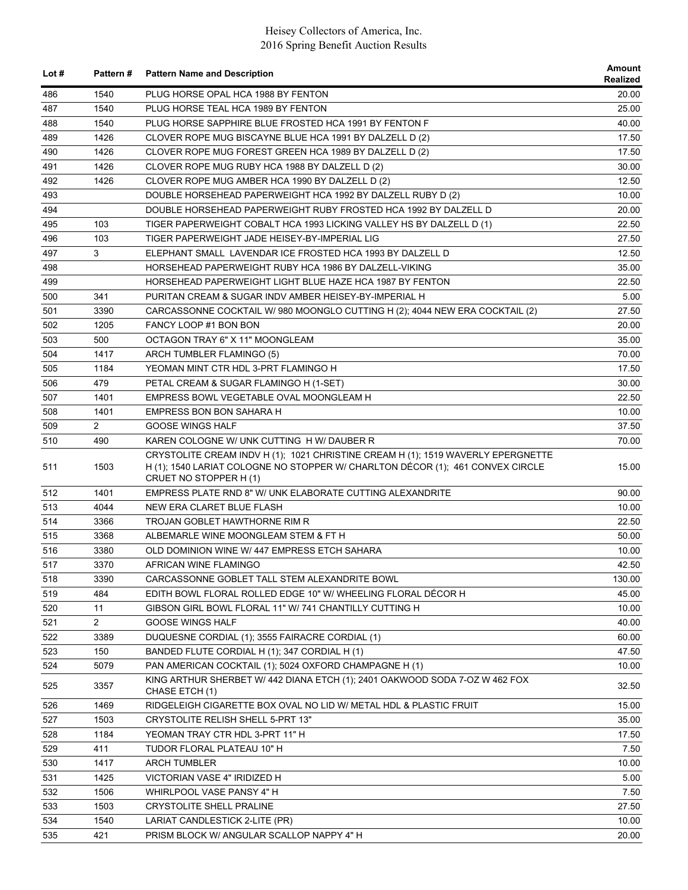| Lot # | Pattern # | Pattern Name and Description | Amount Realized |
|---|---|---|---|
| 486 | 1540 | PLUG HORSE OPAL HCA 1988 BY FENTON | 20.00 |
| 487 | 1540 | PLUG HORSE TEAL HCA 1989 BY FENTON | 25.00 |
| 488 | 1540 | PLUG HORSE SAPPHIRE BLUE FROSTED HCA 1991 BY FENTON F | 40.00 |
| 489 | 1426 | CLOVER ROPE MUG BISCAYNE BLUE HCA 1991 BY DALZELL D (2) | 17.50 |
| 490 | 1426 | CLOVER ROPE MUG FOREST GREEN HCA 1989 BY DALZELL D (2) | 17.50 |
| 491 | 1426 | CLOVER ROPE MUG RUBY HCA 1988 BY DALZELL D (2) | 30.00 |
| 492 | 1426 | CLOVER ROPE MUG AMBER HCA 1990 BY DALZELL D (2) | 12.50 |
| 493 | | DOUBLE HORSEHEAD PAPERWEIGHT HCA 1992 BY DALZELL RUBY D (2) | 10.00 |
| 494 | | DOUBLE HORSEHEAD PAPERWEIGHT RUBY FROSTED HCA 1992 BY DALZELL D | 20.00 |
| 495 | 103 | TIGER PAPERWEIGHT COBALT HCA 1993 LICKING VALLEY HS BY DALZELL D (1) | 22.50 |
| 496 | 103 | TIGER PAPERWEIGHT JADE HEISEY-BY-IMPERIAL LIG | 27.50 |
| 497 | 3 | ELEPHANT SMALL LAVENDAR ICE FROSTED HCA 1993 BY DALZELL D | 12.50 |
| 498 | | HORSEHEAD PAPERWEIGHT RUBY HCA 1986 BY DALZELL-VIKING | 35.00 |
| 499 | | HORSEHEAD PAPERWEIGHT LIGHT BLUE HAZE HCA 1987 BY FENTON | 22.50 |
| 500 | 341 | PURITAN CREAM & SUGAR INDV AMBER HEISEY-BY-IMPERIAL H | 5.00 |
| 501 | 3390 | CARCASSONNE COCKTAIL W/ 980 MOONGLO CUTTING H (2); 4044 NEW ERA COCKTAIL (2) | 27.50 |
| 502 | 1205 | FANCY LOOP #1 BON BON | 20.00 |
| 503 | 500 | OCTAGON TRAY 6" X 11" MOONGLEAM | 35.00 |
| 504 | 1417 | ARCH TUMBLER FLAMINGO (5) | 70.00 |
| 505 | 1184 | YEOMAN MINT CTR HDL 3-PRT FLAMINGO H | 17.50 |
| 506 | 479 | PETAL CREAM & SUGAR FLAMINGO H (1-SET) | 30.00 |
| 507 | 1401 | EMPRESS BOWL VEGETABLE OVAL MOONGLEAM H | 22.50 |
| 508 | 1401 | EMPRESS BON BON SAHARA H | 10.00 |
| 509 | 2 | GOOSE WINGS HALF | 37.50 |
| 510 | 490 | KAREN COLOGNE W/ UNK CUTTING H W/ DAUBER R | 70.00 |
| 511 | 1503 | CRYSTOLITE CREAM INDV H (1); 1021 CHRISTINE CREAM H (1); 1519 WAVERLY EPERGNETTE H (1); 1540 LARIAT COLOGNE NO STOPPER W/ CHARLTON DÉCOR (1); 461 CONVEX CIRCLE CRUET NO STOPPER H (1) | 15.00 |
| 512 | 1401 | EMPRESS PLATE RND 8" W/ UNK ELABORATE CUTTING ALEXANDRITE | 90.00 |
| 513 | 4044 | NEW ERA CLARET BLUE FLASH | 10.00 |
| 514 | 3366 | TROJAN GOBLET HAWTHORNE RIM R | 22.50 |
| 515 | 3368 | ALBEMARLE WINE MOONGLEAM STEM & FT H | 50.00 |
| 516 | 3380 | OLD DOMINION WINE W/ 447 EMPRESS ETCH SAHARA | 10.00 |
| 517 | 3370 | AFRICAN WINE FLAMINGO | 42.50 |
| 518 | 3390 | CARCASSONNE GOBLET TALL STEM ALEXANDRITE BOWL | 130.00 |
| 519 | 484 | EDITH BOWL FLORAL ROLLED EDGE 10" W/ WHEELING FLORAL DÉCOR H | 45.00 |
| 520 | 11 | GIBSON GIRL BOWL FLORAL 11" W/ 741 CHANTILLY CUTTING H | 10.00 |
| 521 | 2 | GOOSE WINGS HALF | 40.00 |
| 522 | 3389 | DUQUESNE CORDIAL (1); 3555 FAIRACRE CORDIAL (1) | 60.00 |
| 523 | 150 | BANDED FLUTE CORDIAL H (1); 347 CORDIAL H (1) | 47.50 |
| 524 | 5079 | PAN AMERICAN COCKTAIL (1); 5024 OXFORD CHAMPAGNE H (1) | 10.00 |
| 525 | 3357 | KING ARTHUR SHERBET W/ 442 DIANA ETCH (1); 2401 OAKWOOD SODA 7-OZ W 462 FOX CHASE ETCH (1) | 32.50 |
| 526 | 1469 | RIDGELEIGH CIGARETTE BOX OVAL NO LID W/ METAL HDL & PLASTIC FRUIT | 15.00 |
| 527 | 1503 | CRYSTOLITE RELISH SHELL 5-PRT 13" | 35.00 |
| 528 | 1184 | YEOMAN TRAY CTR HDL 3-PRT 11" H | 17.50 |
| 529 | 411 | TUDOR FLORAL PLATEAU 10" H | 7.50 |
| 530 | 1417 | ARCH TUMBLER | 10.00 |
| 531 | 1425 | VICTORIAN VASE 4" IRIDIZED H | 5.00 |
| 532 | 1506 | WHIRLPOOL VASE PANSY 4" H | 7.50 |
| 533 | 1503 | CRYSTOLITE SHELL PRALINE | 27.50 |
| 534 | 1540 | LARIAT CANDLESTICK 2-LITE (PR) | 10.00 |
| 535 | 421 | PRISM BLOCK W/ ANGULAR SCALLOP NAPPY 4" H | 20.00 |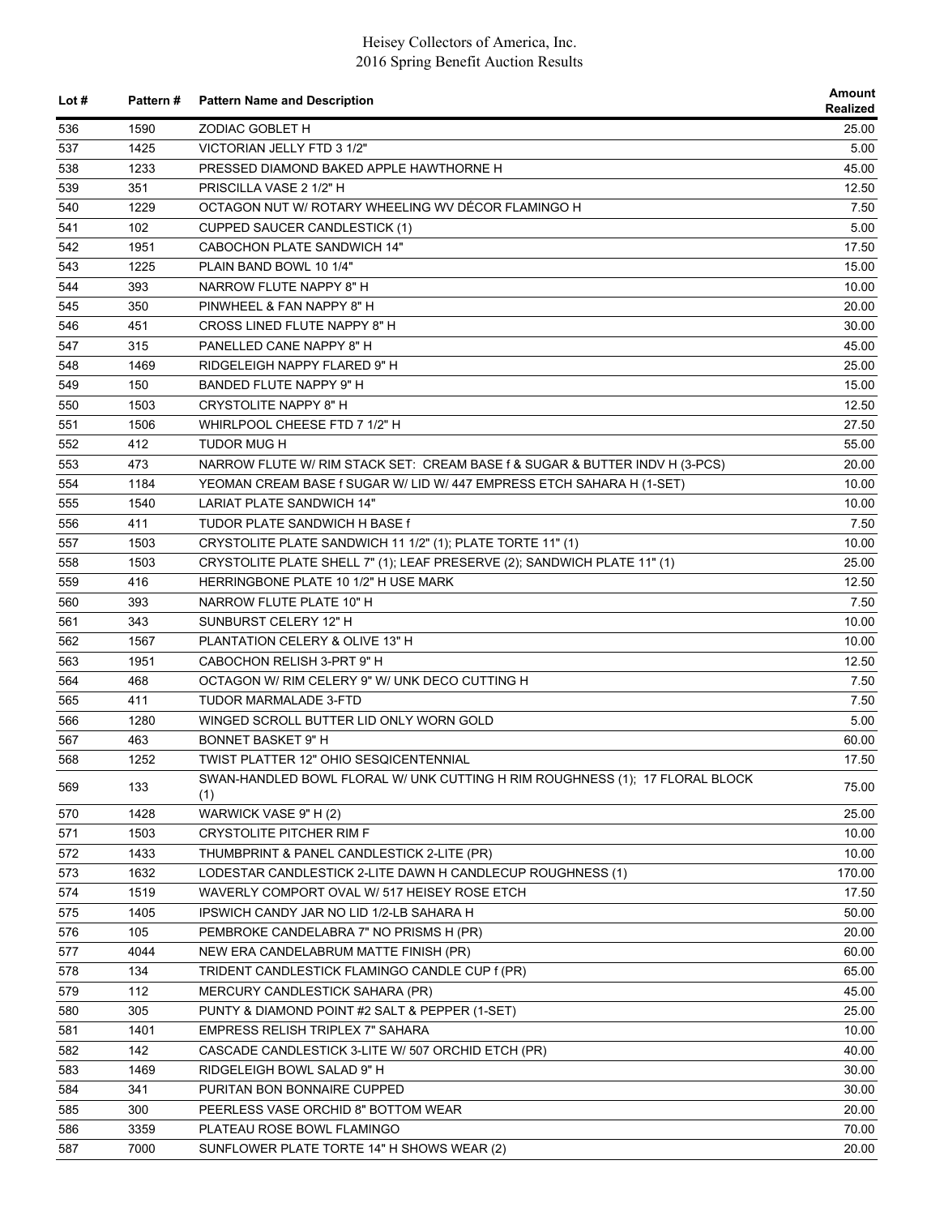| Lot # | Pattern # | Pattern Name and Description | Amount Realized |
|---|---|---|---|
| 536 | 1590 | ZODIAC GOBLET H | 25.00 |
| 537 | 1425 | VICTORIAN JELLY FTD 3 1/2" | 5.00 |
| 538 | 1233 | PRESSED DIAMOND BAKED APPLE HAWTHORNE H | 45.00 |
| 539 | 351 | PRISCILLA VASE 2 1/2" H | 12.50 |
| 540 | 1229 | OCTAGON NUT W/ ROTARY WHEELING WV DÉCOR FLAMINGO H | 7.50 |
| 541 | 102 | CUPPED SAUCER CANDLESTICK (1) | 5.00 |
| 542 | 1951 | CABOCHON PLATE SANDWICH 14" | 17.50 |
| 543 | 1225 | PLAIN BAND BOWL 10 1/4" | 15.00 |
| 544 | 393 | NARROW FLUTE NAPPY 8" H | 10.00 |
| 545 | 350 | PINWHEEL & FAN NAPPY 8" H | 20.00 |
| 546 | 451 | CROSS LINED FLUTE NAPPY 8" H | 30.00 |
| 547 | 315 | PANELLED CANE NAPPY 8" H | 45.00 |
| 548 | 1469 | RIDGELEIGH NAPPY FLARED 9" H | 25.00 |
| 549 | 150 | BANDED FLUTE NAPPY 9" H | 15.00 |
| 550 | 1503 | CRYSTOLITE NAPPY 8" H | 12.50 |
| 551 | 1506 | WHIRLPOOL CHEESE FTD 7 1/2" H | 27.50 |
| 552 | 412 | TUDOR MUG H | 55.00 |
| 553 | 473 | NARROW FLUTE W/ RIM STACK SET: CREAM BASE f & SUGAR & BUTTER INDV H (3-PCS) | 20.00 |
| 554 | 1184 | YEOMAN CREAM BASE f SUGAR W/ LID W/ 447 EMPRESS ETCH SAHARA H (1-SET) | 10.00 |
| 555 | 1540 | LARIAT PLATE SANDWICH 14" | 10.00 |
| 556 | 411 | TUDOR PLATE SANDWICH H BASE f | 7.50 |
| 557 | 1503 | CRYSTOLITE PLATE SANDWICH 11 1/2" (1); PLATE TORTE 11" (1) | 10.00 |
| 558 | 1503 | CRYSTOLITE PLATE SHELL 7" (1); LEAF PRESERVE (2); SANDWICH PLATE 11" (1) | 25.00 |
| 559 | 416 | HERRINGBONE PLATE 10 1/2" H USE MARK | 12.50 |
| 560 | 393 | NARROW FLUTE PLATE 10" H | 7.50 |
| 561 | 343 | SUNBURST CELERY 12" H | 10.00 |
| 562 | 1567 | PLANTATION CELERY & OLIVE 13" H | 10.00 |
| 563 | 1951 | CABOCHON RELISH 3-PRT 9" H | 12.50 |
| 564 | 468 | OCTAGON W/ RIM CELERY 9" W/ UNK DECO CUTTING H | 7.50 |
| 565 | 411 | TUDOR MARMALADE 3-FTD | 7.50 |
| 566 | 1280 | WINGED SCROLL BUTTER LID ONLY WORN GOLD | 5.00 |
| 567 | 463 | BONNET BASKET 9" H | 60.00 |
| 568 | 1252 | TWIST PLATTER 12" OHIO SESQICENTENNIAL | 17.50 |
| 569 | 133 | SWAN-HANDLED BOWL FLORAL W/ UNK CUTTING H RIM ROUGHNESS (1); 17 FLORAL BLOCK (1) | 75.00 |
| 570 | 1428 | WARWICK VASE 9" H (2) | 25.00 |
| 571 | 1503 | CRYSTOLITE PITCHER RIM F | 10.00 |
| 572 | 1433 | THUMBPRINT & PANEL CANDLESTICK 2-LITE (PR) | 10.00 |
| 573 | 1632 | LODESTAR CANDLESTICK 2-LITE DAWN H CANDLECUP ROUGHNESS (1) | 170.00 |
| 574 | 1519 | WAVERLY COMPORT OVAL W/ 517 HEISEY ROSE ETCH | 17.50 |
| 575 | 1405 | IPSWICH CANDY JAR NO LID 1/2-LB SAHARA H | 50.00 |
| 576 | 105 | PEMBROKE CANDELABRA 7" NO PRISMS H (PR) | 20.00 |
| 577 | 4044 | NEW ERA CANDELABRUM MATTE FINISH (PR) | 60.00 |
| 578 | 134 | TRIDENT CANDLESTICK FLAMINGO CANDLE CUP f (PR) | 65.00 |
| 579 | 112 | MERCURY CANDLESTICK SAHARA (PR) | 45.00 |
| 580 | 305 | PUNTY & DIAMOND POINT #2 SALT & PEPPER (1-SET) | 25.00 |
| 581 | 1401 | EMPRESS RELISH TRIPLEX 7" SAHARA | 10.00 |
| 582 | 142 | CASCADE CANDLESTICK 3-LITE W/ 507 ORCHID ETCH (PR) | 40.00 |
| 583 | 1469 | RIDGELEIGH BOWL SALAD 9" H | 30.00 |
| 584 | 341 | PURITAN BON BONNAIRE CUPPED | 30.00 |
| 585 | 300 | PEERLESS VASE ORCHID 8" BOTTOM WEAR | 20.00 |
| 586 | 3359 | PLATEAU ROSE BOWL FLAMINGO | 70.00 |
| 587 | 7000 | SUNFLOWER PLATE TORTE 14" H SHOWS WEAR (2) | 20.00 |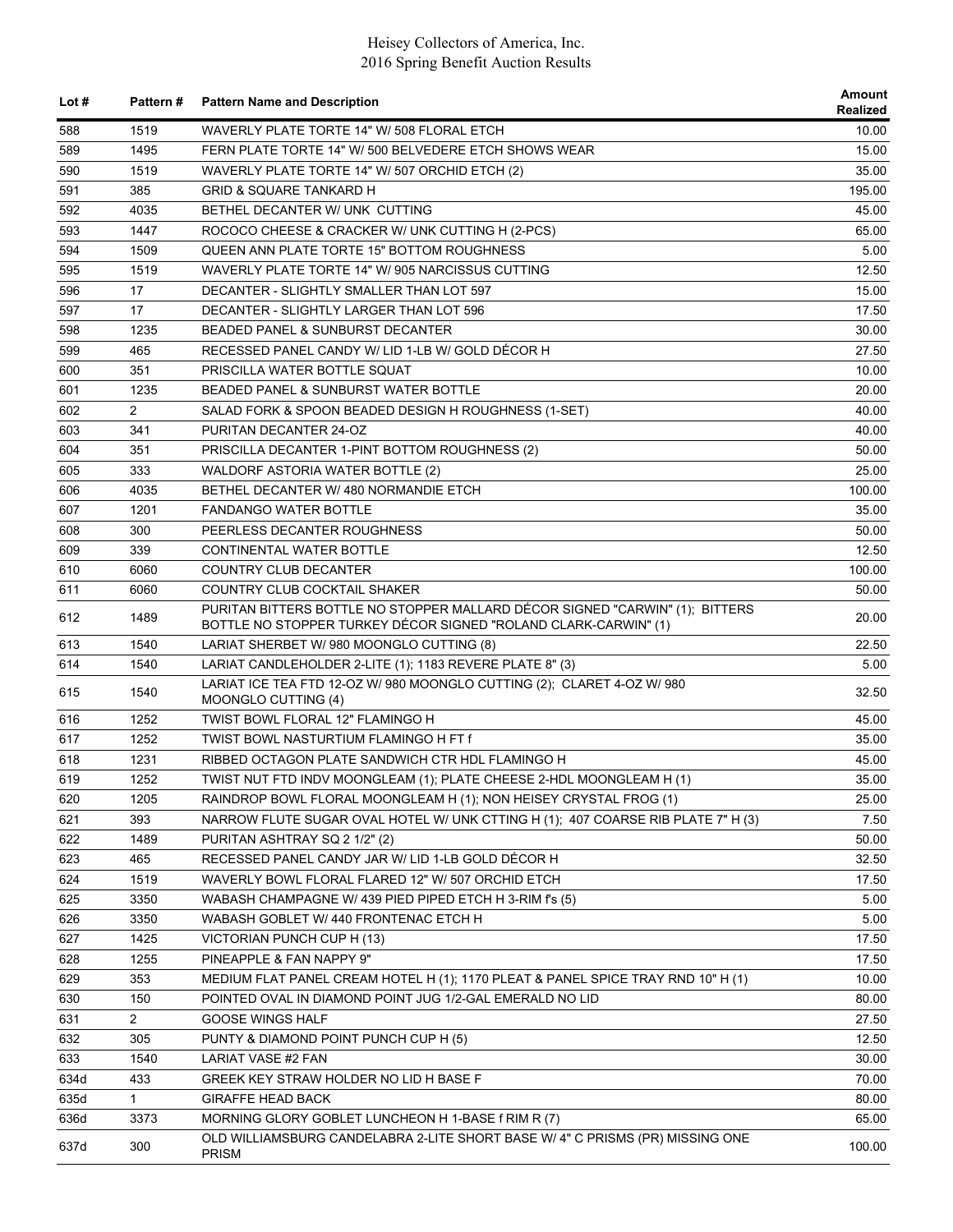| Lot # | Pattern # | Pattern Name and Description | Amount Realized |
|---|---|---|---|
| 588 | 1519 | WAVERLY PLATE TORTE 14" W/ 508 FLORAL ETCH | 10.00 |
| 589 | 1495 | FERN PLATE TORTE 14" W/ 500 BELVEDERE ETCH SHOWS WEAR | 15.00 |
| 590 | 1519 | WAVERLY PLATE TORTE 14" W/ 507 ORCHID ETCH (2) | 35.00 |
| 591 | 385 | GRID & SQUARE TANKARD H | 195.00 |
| 592 | 4035 | BETHEL DECANTER W/ UNK CUTTING | 45.00 |
| 593 | 1447 | ROCOCO CHEESE & CRACKER W/ UNK CUTTING H (2-PCS) | 65.00 |
| 594 | 1509 | QUEEN ANN PLATE TORTE 15" BOTTOM ROUGHNESS | 5.00 |
| 595 | 1519 | WAVERLY PLATE TORTE 14" W/ 905 NARCISSUS CUTTING | 12.50 |
| 596 | 17 | DECANTER - SLIGHTLY SMALLER THAN LOT 597 | 15.00 |
| 597 | 17 | DECANTER - SLIGHTLY LARGER THAN LOT 596 | 17.50 |
| 598 | 1235 | BEADED PANEL & SUNBURST DECANTER | 30.00 |
| 599 | 465 | RECESSED PANEL CANDY W/ LID 1-LB W/ GOLD DÉCOR H | 27.50 |
| 600 | 351 | PRISCILLA WATER BOTTLE SQUAT | 10.00 |
| 601 | 1235 | BEADED PANEL & SUNBURST WATER BOTTLE | 20.00 |
| 602 | 2 | SALAD FORK & SPOON BEADED DESIGN H ROUGHNESS (1-SET) | 40.00 |
| 603 | 341 | PURITAN DECANTER 24-OZ | 40.00 |
| 604 | 351 | PRISCILLA DECANTER 1-PINT BOTTOM ROUGHNESS (2) | 50.00 |
| 605 | 333 | WALDORF ASTORIA WATER BOTTLE (2) | 25.00 |
| 606 | 4035 | BETHEL DECANTER W/ 480 NORMANDIE ETCH | 100.00 |
| 607 | 1201 | FANDANGO WATER BOTTLE | 35.00 |
| 608 | 300 | PEERLESS DECANTER ROUGHNESS | 50.00 |
| 609 | 339 | CONTINENTAL WATER BOTTLE | 12.50 |
| 610 | 6060 | COUNTRY CLUB DECANTER | 100.00 |
| 611 | 6060 | COUNTRY CLUB COCKTAIL SHAKER | 50.00 |
| 612 | 1489 | PURITAN BITTERS BOTTLE NO STOPPER MALLARD DÉCOR SIGNED "CARWIN" (1); BITTERS BOTTLE NO STOPPER TURKEY DÉCOR SIGNED "ROLAND CLARK-CARWIN" (1) | 20.00 |
| 613 | 1540 | LARIAT SHERBET W/ 980 MOONGLO CUTTING (8) | 22.50 |
| 614 | 1540 | LARIAT CANDLEHOLDER 2-LITE (1); 1183 REVERE PLATE 8" (3) | 5.00 |
| 615 | 1540 | LARIAT ICE TEA FTD 12-OZ W/ 980 MOONGLO CUTTING (2); CLARET 4-OZ W/ 980 MOONGLO CUTTING (4) | 32.50 |
| 616 | 1252 | TWIST BOWL FLORAL 12" FLAMINGO H | 45.00 |
| 617 | 1252 | TWIST BOWL NASTURTIUM FLAMINGO H FT f | 35.00 |
| 618 | 1231 | RIBBED OCTAGON PLATE SANDWICH CTR HDL FLAMINGO H | 45.00 |
| 619 | 1252 | TWIST NUT FTD INDV MOONGLEAM (1); PLATE CHEESE 2-HDL MOONGLEAM H (1) | 35.00 |
| 620 | 1205 | RAINDROP BOWL FLORAL MOONGLEAM H (1); NON HEISEY CRYSTAL FROG (1) | 25.00 |
| 621 | 393 | NARROW FLUTE SUGAR OVAL HOTEL W/ UNK CTTING H (1); 407 COARSE RIB PLATE 7" H (3) | 7.50 |
| 622 | 1489 | PURITAN ASHTRAY SQ 2 1/2" (2) | 50.00 |
| 623 | 465 | RECESSED PANEL CANDY JAR W/ LID 1-LB GOLD DÉCOR H | 32.50 |
| 624 | 1519 | WAVERLY BOWL FLORAL FLARED 12" W/ 507 ORCHID ETCH | 17.50 |
| 625 | 3350 | WABASH CHAMPAGNE W/ 439 PIED PIPED ETCH H 3-RIM f's (5) | 5.00 |
| 626 | 3350 | WABASH GOBLET W/ 440 FRONTENAC ETCH H | 5.00 |
| 627 | 1425 | VICTORIAN PUNCH CUP H (13) | 17.50 |
| 628 | 1255 | PINEAPPLE & FAN NAPPY 9" | 17.50 |
| 629 | 353 | MEDIUM FLAT PANEL CREAM HOTEL H (1); 1170 PLEAT & PANEL SPICE TRAY RND 10" H (1) | 10.00 |
| 630 | 150 | POINTED OVAL IN DIAMOND POINT JUG 1/2-GAL EMERALD NO LID | 80.00 |
| 631 | 2 | GOOSE WINGS HALF | 27.50 |
| 632 | 305 | PUNTY & DIAMOND POINT PUNCH CUP H (5) | 12.50 |
| 633 | 1540 | LARIAT VASE #2 FAN | 30.00 |
| 634d | 433 | GREEK KEY STRAW HOLDER NO LID H BASE F | 70.00 |
| 635d | 1 | GIRAFFE HEAD BACK | 80.00 |
| 636d | 3373 | MORNING GLORY GOBLET LUNCHEON H 1-BASE f RIM R (7) | 65.00 |
| 637d | 300 | OLD WILLIAMSBURG CANDELABRA 2-LITE SHORT BASE W/ 4" C PRISMS (PR) MISSING ONE PRISM | 100.00 |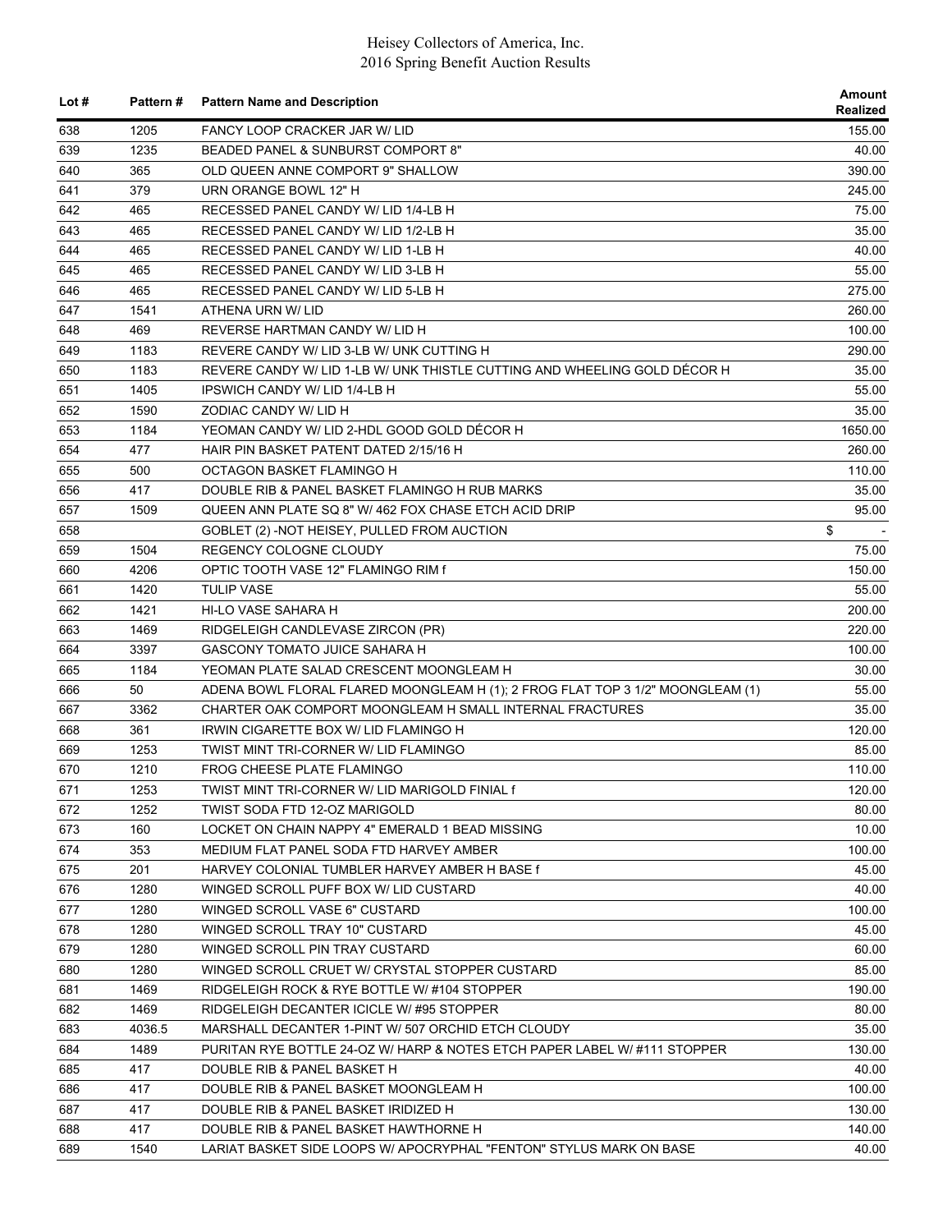| Lot # | Pattern # | Pattern Name and Description | Amount Realized |
|---|---|---|---|
| 638 | 1205 | FANCY LOOP CRACKER JAR W/ LID | 155.00 |
| 639 | 1235 | BEADED PANEL & SUNBURST COMPORT 8" | 40.00 |
| 640 | 365 | OLD QUEEN ANNE COMPORT 9" SHALLOW | 390.00 |
| 641 | 379 | URN ORANGE BOWL 12" H | 245.00 |
| 642 | 465 | RECESSED PANEL CANDY W/ LID 1/4-LB H | 75.00 |
| 643 | 465 | RECESSED PANEL CANDY W/ LID 1/2-LB H | 35.00 |
| 644 | 465 | RECESSED PANEL CANDY W/ LID 1-LB H | 40.00 |
| 645 | 465 | RECESSED PANEL CANDY W/ LID 3-LB H | 55.00 |
| 646 | 465 | RECESSED PANEL CANDY W/ LID 5-LB H | 275.00 |
| 647 | 1541 | ATHENA URN W/ LID | 260.00 |
| 648 | 469 | REVERSE HARTMAN CANDY W/ LID H | 100.00 |
| 649 | 1183 | REVERE CANDY W/ LID 3-LB W/ UNK CUTTING H | 290.00 |
| 650 | 1183 | REVERE CANDY W/ LID 1-LB W/ UNK THISTLE CUTTING AND WHEELING GOLD DÉCOR H | 35.00 |
| 651 | 1405 | IPSWICH CANDY W/ LID 1/4-LB H | 55.00 |
| 652 | 1590 | ZODIAC CANDY W/ LID H | 35.00 |
| 653 | 1184 | YEOMAN CANDY W/ LID 2-HDL GOOD GOLD DÉCOR H | 1650.00 |
| 654 | 477 | HAIR PIN BASKET PATENT DATED 2/15/16 H | 260.00 |
| 655 | 500 | OCTAGON BASKET FLAMINGO H | 110.00 |
| 656 | 417 | DOUBLE RIB & PANEL BASKET FLAMINGO H RUB MARKS | 35.00 |
| 657 | 1509 | QUEEN ANN PLATE SQ 8" W/ 462 FOX CHASE ETCH ACID DRIP | 95.00 |
| 658 | | GOBLET (2) -NOT HEISEY, PULLED FROM AUCTION | $ - |
| 659 | 1504 | REGENCY COLOGNE CLOUDY | 75.00 |
| 660 | 4206 | OPTIC TOOTH VASE 12" FLAMINGO RIM f | 150.00 |
| 661 | 1420 | TULIP VASE | 55.00 |
| 662 | 1421 | HI-LO VASE SAHARA H | 200.00 |
| 663 | 1469 | RIDGELEIGH CANDLEVASE ZIRCON (PR) | 220.00 |
| 664 | 3397 | GASCONY TOMATO JUICE SAHARA H | 100.00 |
| 665 | 1184 | YEOMAN PLATE SALAD CRESCENT MOONGLEAM H | 30.00 |
| 666 | 50 | ADENA BOWL FLORAL FLARED MOONGLEAM H (1); 2 FROG FLAT TOP 3 1/2" MOONGLEAM (1) | 55.00 |
| 667 | 3362 | CHARTER OAK COMPORT MOONGLEAM H SMALL INTERNAL FRACTURES | 35.00 |
| 668 | 361 | IRWIN CIGARETTE BOX W/ LID FLAMINGO H | 120.00 |
| 669 | 1253 | TWIST MINT TRI-CORNER W/ LID FLAMINGO | 85.00 |
| 670 | 1210 | FROG CHEESE PLATE FLAMINGO | 110.00 |
| 671 | 1253 | TWIST MINT TRI-CORNER W/ LID MARIGOLD FINIAL f | 120.00 |
| 672 | 1252 | TWIST SODA FTD 12-OZ MARIGOLD | 80.00 |
| 673 | 160 | LOCKET ON CHAIN NAPPY 4" EMERALD 1 BEAD MISSING | 10.00 |
| 674 | 353 | MEDIUM FLAT PANEL SODA FTD HARVEY AMBER | 100.00 |
| 675 | 201 | HARVEY COLONIAL TUMBLER HARVEY AMBER H BASE f | 45.00 |
| 676 | 1280 | WINGED SCROLL PUFF BOX W/ LID CUSTARD | 40.00 |
| 677 | 1280 | WINGED SCROLL VASE 6" CUSTARD | 100.00 |
| 678 | 1280 | WINGED SCROLL TRAY 10" CUSTARD | 45.00 |
| 679 | 1280 | WINGED SCROLL PIN TRAY CUSTARD | 60.00 |
| 680 | 1280 | WINGED SCROLL CRUET W/ CRYSTAL STOPPER CUSTARD | 85.00 |
| 681 | 1469 | RIDGELEIGH ROCK & RYE BOTTLE W/ #104 STOPPER | 190.00 |
| 682 | 1469 | RIDGELEIGH DECANTER ICICLE W/ #95 STOPPER | 80.00 |
| 683 | 4036.5 | MARSHALL DECANTER 1-PINT W/ 507 ORCHID ETCH CLOUDY | 35.00 |
| 684 | 1489 | PURITAN RYE BOTTLE 24-OZ W/ HARP & NOTES ETCH PAPER LABEL W/ #111 STOPPER | 130.00 |
| 685 | 417 | DOUBLE RIB & PANEL BASKET H | 40.00 |
| 686 | 417 | DOUBLE RIB & PANEL BASKET MOONGLEAM H | 100.00 |
| 687 | 417 | DOUBLE RIB & PANEL BASKET IRIDIZED H | 130.00 |
| 688 | 417 | DOUBLE RIB & PANEL BASKET HAWTHORNE H | 140.00 |
| 689 | 1540 | LARIAT BASKET SIDE LOOPS W/ APOCRYPHAL "FENTON" STYLUS MARK ON BASE | 40.00 |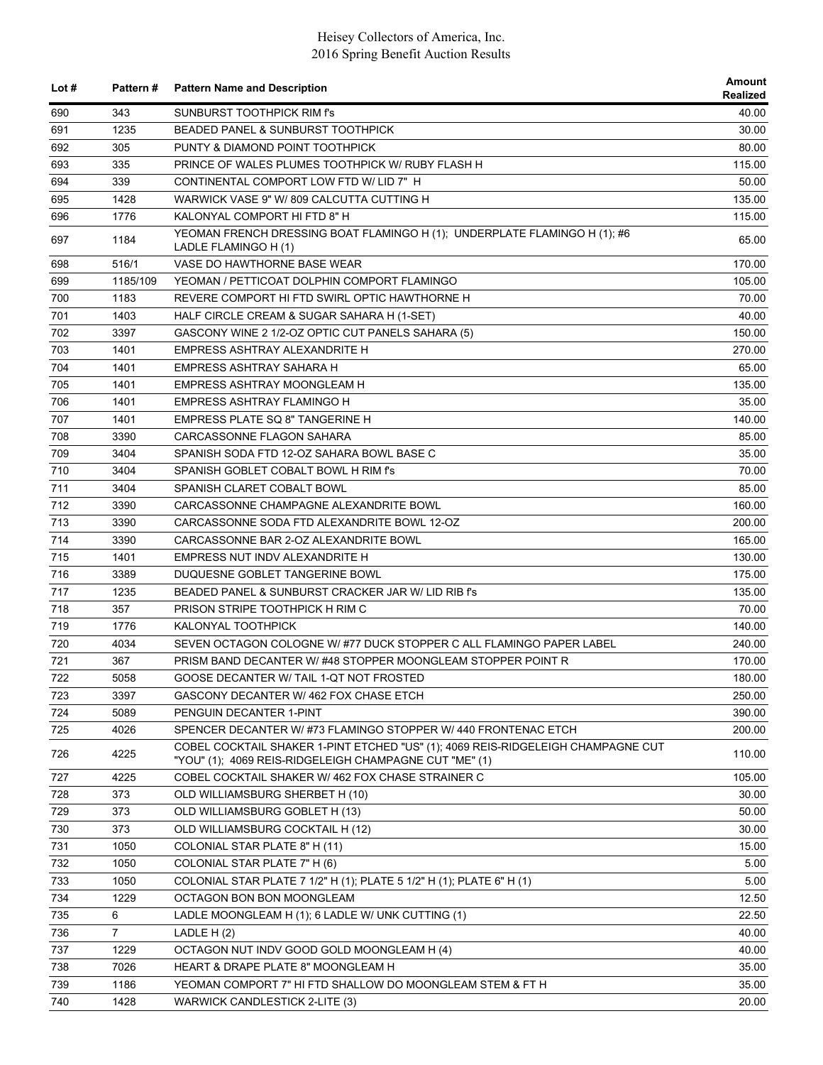| Lot # | Pattern # | Pattern Name and Description | Amount Realized |
|---|---|---|---|
| 690 | 343 | SUNBURST TOOTHPICK RIM f's | 40.00 |
| 691 | 1235 | BEADED PANEL & SUNBURST TOOTHPICK | 30.00 |
| 692 | 305 | PUNTY & DIAMOND POINT TOOTHPICK | 80.00 |
| 693 | 335 | PRINCE OF WALES PLUMES TOOTHPICK W/ RUBY FLASH H | 115.00 |
| 694 | 339 | CONTINENTAL COMPORT LOW FTD W/ LID 7" H | 50.00 |
| 695 | 1428 | WARWICK VASE 9" W/ 809 CALCUTTA CUTTING H | 135.00 |
| 696 | 1776 | KALONYAL COMPORT HI FTD 8" H | 115.00 |
| 697 | 1184 | YEOMAN FRENCH DRESSING BOAT FLAMINGO H (1); UNDERPLATE FLAMINGO H (1); #6 LADLE FLAMINGO H (1) | 65.00 |
| 698 | 516/1 | VASE DO HAWTHORNE BASE WEAR | 170.00 |
| 699 | 1185/109 | YEOMAN / PETTICOAT DOLPHIN COMPORT FLAMINGO | 105.00 |
| 700 | 1183 | REVERE COMPORT HI FTD SWIRL OPTIC HAWTHORNE H | 70.00 |
| 701 | 1403 | HALF CIRCLE CREAM & SUGAR SAHARA H (1-SET) | 40.00 |
| 702 | 3397 | GASCONY WINE 2 1/2-OZ OPTIC CUT PANELS SAHARA (5) | 150.00 |
| 703 | 1401 | EMPRESS ASHTRAY ALEXANDRITE H | 270.00 |
| 704 | 1401 | EMPRESS ASHTRAY SAHARA H | 65.00 |
| 705 | 1401 | EMPRESS ASHTRAY MOONGLEAM H | 135.00 |
| 706 | 1401 | EMPRESS ASHTRAY FLAMINGO H | 35.00 |
| 707 | 1401 | EMPRESS PLATE SQ 8" TANGERINE H | 140.00 |
| 708 | 3390 | CARCASSONNE FLAGON SAHARA | 85.00 |
| 709 | 3404 | SPANISH SODA FTD 12-OZ SAHARA BOWL BASE C | 35.00 |
| 710 | 3404 | SPANISH GOBLET COBALT BOWL H RIM f's | 70.00 |
| 711 | 3404 | SPANISH CLARET COBALT BOWL | 85.00 |
| 712 | 3390 | CARCASSONNE CHAMPAGNE ALEXANDRITE BOWL | 160.00 |
| 713 | 3390 | CARCASSONNE SODA FTD ALEXANDRITE BOWL 12-OZ | 200.00 |
| 714 | 3390 | CARCASSONNE BAR 2-OZ ALEXANDRITE BOWL | 165.00 |
| 715 | 1401 | EMPRESS NUT INDV ALEXANDRITE H | 130.00 |
| 716 | 3389 | DUQUESNE GOBLET TANGERINE BOWL | 175.00 |
| 717 | 1235 | BEADED PANEL & SUNBURST CRACKER JAR W/ LID RIB f's | 135.00 |
| 718 | 357 | PRISON STRIPE TOOTHPICK H RIM C | 70.00 |
| 719 | 1776 | KALONYAL TOOTHPICK | 140.00 |
| 720 | 4034 | SEVEN OCTAGON COLOGNE W/ #77 DUCK STOPPER C ALL FLAMINGO PAPER LABEL | 240.00 |
| 721 | 367 | PRISM BAND DECANTER W/ #48 STOPPER MOONGLEAM STOPPER POINT R | 170.00 |
| 722 | 5058 | GOOSE DECANTER W/ TAIL 1-QT NOT FROSTED | 180.00 |
| 723 | 3397 | GASCONY DECANTER W/ 462 FOX CHASE ETCH | 250.00 |
| 724 | 5089 | PENGUIN DECANTER 1-PINT | 390.00 |
| 725 | 4026 | SPENCER DECANTER W/ #73 FLAMINGO STOPPER W/ 440 FRONTENAC ETCH | 200.00 |
| 726 | 4225 | COBEL COCKTAIL SHAKER 1-PINT ETCHED "US" (1); 4069 REIS-RIDGELEIGH CHAMPAGNE CUT "YOU" (1); 4069 REIS-RIDGELEIGH CHAMPAGNE CUT "ME" (1) | 110.00 |
| 727 | 4225 | COBEL COCKTAIL SHAKER W/ 462 FOX CHASE STRAINER C | 105.00 |
| 728 | 373 | OLD WILLIAMSBURG SHERBET H (10) | 30.00 |
| 729 | 373 | OLD WILLIAMSBURG GOBLET H (13) | 50.00 |
| 730 | 373 | OLD WILLIAMSBURG COCKTAIL H (12) | 30.00 |
| 731 | 1050 | COLONIAL STAR PLATE 8" H (11) | 15.00 |
| 732 | 1050 | COLONIAL STAR PLATE 7" H (6) | 5.00 |
| 733 | 1050 | COLONIAL STAR PLATE 7 1/2" H (1); PLATE 5 1/2" H (1); PLATE 6" H (1) | 5.00 |
| 734 | 1229 | OCTAGON BON BON MOONGLEAM | 12.50 |
| 735 | 6 | LADLE MOONGLEAM H (1); 6 LADLE W/ UNK CUTTING (1) | 22.50 |
| 736 | 7 | LADLE H (2) | 40.00 |
| 737 | 1229 | OCTAGON NUT INDV GOOD GOLD MOONGLEAM H (4) | 40.00 |
| 738 | 7026 | HEART & DRAPE PLATE 8" MOONGLEAM H | 35.00 |
| 739 | 1186 | YEOMAN COMPORT 7" HI FTD SHALLOW DO MOONGLEAM STEM & FT H | 35.00 |
| 740 | 1428 | WARWICK CANDLESTICK 2-LITE (3) | 20.00 |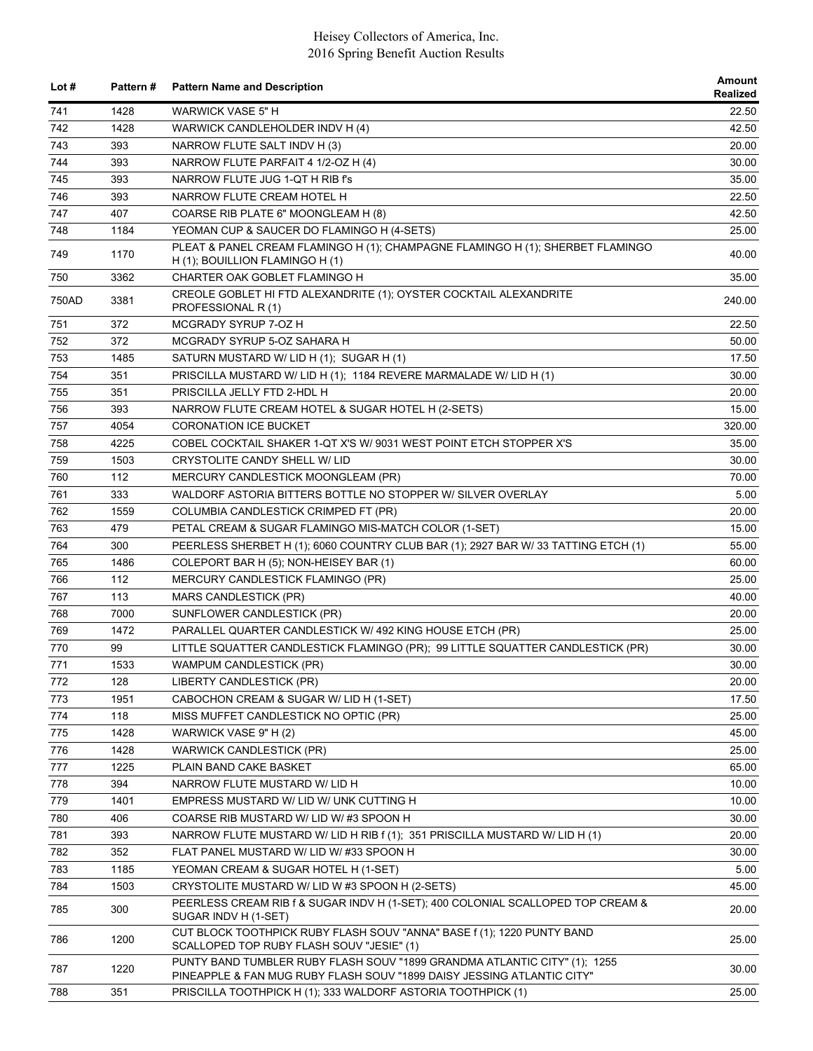| Lot # | Pattern # | Pattern Name and Description | Amount Realized |
|---|---|---|---|
| 741 | 1428 | WARWICK VASE 5" H | 22.50 |
| 742 | 1428 | WARWICK CANDLEHOLDER INDV H (4) | 42.50 |
| 743 | 393 | NARROW FLUTE SALT INDV H (3) | 20.00 |
| 744 | 393 | NARROW FLUTE PARFAIT 4 1/2-OZ H (4) | 30.00 |
| 745 | 393 | NARROW FLUTE JUG 1-QT H RIB f's | 35.00 |
| 746 | 393 | NARROW FLUTE CREAM HOTEL H | 22.50 |
| 747 | 407 | COARSE RIB PLATE 6" MOONGLEAM H (8) | 42.50 |
| 748 | 1184 | YEOMAN CUP & SAUCER DO FLAMINGO H (4-SETS) | 25.00 |
| 749 | 1170 | PLEAT & PANEL CREAM FLAMINGO H (1); CHAMPAGNE FLAMINGO H (1); SHERBET FLAMINGO H (1); BOUILLION FLAMINGO H (1) | 40.00 |
| 750 | 3362 | CHARTER OAK GOBLET FLAMINGO H | 35.00 |
| 750AD | 3381 | CREOLE GOBLET HI FTD ALEXANDRITE (1); OYSTER COCKTAIL ALEXANDRITE PROFESSIONAL R (1) | 240.00 |
| 751 | 372 | MCGRADY SYRUP 7-OZ H | 22.50 |
| 752 | 372 | MCGRADY SYRUP 5-OZ SAHARA H | 50.00 |
| 753 | 1485 | SATURN MUSTARD W/ LID H (1); SUGAR H (1) | 17.50 |
| 754 | 351 | PRISCILLA MUSTARD W/ LID H (1); 1184 REVERE MARMALADE W/ LID H (1) | 30.00 |
| 755 | 351 | PRISCILLA JELLY FTD 2-HDL H | 20.00 |
| 756 | 393 | NARROW FLUTE CREAM HOTEL & SUGAR HOTEL H (2-SETS) | 15.00 |
| 757 | 4054 | CORONATION ICE BUCKET | 320.00 |
| 758 | 4225 | COBEL COCKTAIL SHAKER 1-QT X'S W/ 9031 WEST POINT ETCH STOPPER X'S | 35.00 |
| 759 | 1503 | CRYSTOLITE CANDY SHELL W/ LID | 30.00 |
| 760 | 112 | MERCURY CANDLESTICK MOONGLEAM (PR) | 70.00 |
| 761 | 333 | WALDORF ASTORIA BITTERS BOTTLE NO STOPPER W/ SILVER OVERLAY | 5.00 |
| 762 | 1559 | COLUMBIA CANDLESTICK CRIMPED FT (PR) | 20.00 |
| 763 | 479 | PETAL CREAM & SUGAR FLAMINGO MIS-MATCH COLOR (1-SET) | 15.00 |
| 764 | 300 | PEERLESS SHERBET H (1); 6060 COUNTRY CLUB BAR (1); 2927 BAR W/ 33 TATTING ETCH (1) | 55.00 |
| 765 | 1486 | COLEPORT BAR H (5); NON-HEISEY BAR (1) | 60.00 |
| 766 | 112 | MERCURY CANDLESTICK FLAMINGO (PR) | 25.00 |
| 767 | 113 | MARS CANDLESTICK (PR) | 40.00 |
| 768 | 7000 | SUNFLOWER CANDLESTICK (PR) | 20.00 |
| 769 | 1472 | PARALLEL QUARTER CANDLESTICK W/ 492 KING HOUSE ETCH (PR) | 25.00 |
| 770 | 99 | LITTLE SQUATTER CANDLESTICK FLAMINGO (PR); 99 LITTLE SQUATTER CANDLESTICK (PR) | 30.00 |
| 771 | 1533 | WAMPUM CANDLESTICK (PR) | 30.00 |
| 772 | 128 | LIBERTY CANDLESTICK (PR) | 20.00 |
| 773 | 1951 | CABOCHON CREAM & SUGAR W/ LID H (1-SET) | 17.50 |
| 774 | 118 | MISS MUFFET CANDLESTICK NO OPTIC (PR) | 25.00 |
| 775 | 1428 | WARWICK VASE 9" H (2) | 45.00 |
| 776 | 1428 | WARWICK CANDLESTICK (PR) | 25.00 |
| 777 | 1225 | PLAIN BAND CAKE BASKET | 65.00 |
| 778 | 394 | NARROW FLUTE MUSTARD W/ LID H | 10.00 |
| 779 | 1401 | EMPRESS MUSTARD W/ LID W/ UNK CUTTING H | 10.00 |
| 780 | 406 | COARSE RIB MUSTARD W/ LID W/ #3 SPOON H | 30.00 |
| 781 | 393 | NARROW FLUTE MUSTARD W/ LID H RIB f (1); 351 PRISCILLA MUSTARD W/ LID H (1) | 20.00 |
| 782 | 352 | FLAT PANEL MUSTARD W/ LID W/ #33 SPOON H | 30.00 |
| 783 | 1185 | YEOMAN CREAM & SUGAR HOTEL H (1-SET) | 5.00 |
| 784 | 1503 | CRYSTOLITE MUSTARD W/ LID W #3 SPOON H (2-SETS) | 45.00 |
| 785 | 300 | PEERLESS CREAM RIB f & SUGAR INDV H (1-SET); 400 COLONIAL SCALLOPED TOP CREAM & SUGAR INDV H (1-SET) | 20.00 |
| 786 | 1200 | CUT BLOCK TOOTHPICK RUBY FLASH SOUV "ANNA" BASE f (1); 1220 PUNTY BAND SCALLOPED TOP RUBY FLASH SOUV "JESIE" (1) | 25.00 |
| 787 | 1220 | PUNTY BAND TUMBLER RUBY FLASH SOUV "1899 GRANDMA ATLANTIC CITY" (1); 1255 PINEAPPLE & FAN MUG RUBY FLASH SOUV "1899 DAISY JESSING ATLANTIC CITY" | 30.00 |
| 788 | 351 | PRISCILLA TOOTHPICK H (1); 333 WALDORF ASTORIA TOOTHPICK (1) | 25.00 |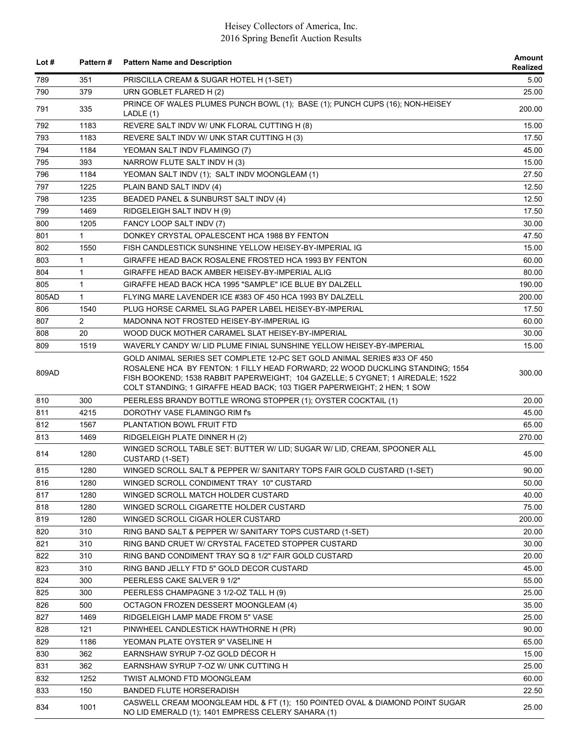| Lot # | Pattern # | Pattern Name and Description | Amount Realized |
|---|---|---|---|
| 789 | 351 | PRISCILLA CREAM & SUGAR HOTEL H (1-SET) | 5.00 |
| 790 | 379 | URN GOBLET FLARED H (2) | 25.00 |
| 791 | 335 | PRINCE OF WALES PLUMES PUNCH BOWL (1); BASE (1); PUNCH CUPS (16); NON-HEISEY LADLE (1) | 200.00 |
| 792 | 1183 | REVERE SALT INDV W/ UNK FLORAL CUTTING H (8) | 15.00 |
| 793 | 1183 | REVERE SALT INDV W/ UNK STAR CUTTING H (3) | 17.50 |
| 794 | 1184 | YEOMAN SALT INDV FLAMINGO (7) | 45.00 |
| 795 | 393 | NARROW FLUTE SALT INDV H (3) | 15.00 |
| 796 | 1184 | YEOMAN SALT INDV (1); SALT INDV MOONGLEAM (1) | 27.50 |
| 797 | 1225 | PLAIN BAND SALT INDV (4) | 12.50 |
| 798 | 1235 | BEADED PANEL & SUNBURST SALT INDV (4) | 12.50 |
| 799 | 1469 | RIDGELEIGH SALT INDV H (9) | 17.50 |
| 800 | 1205 | FANCY LOOP SALT INDV (7) | 30.00 |
| 801 | 1 | DONKEY CRYSTAL OPALESCENT HCA 1988 BY FENTON | 47.50 |
| 802 | 1550 | FISH CANDLESTICK SUNSHINE YELLOW HEISEY-BY-IMPERIAL IG | 15.00 |
| 803 | 1 | GIRAFFE HEAD BACK ROSALENE FROSTED HCA 1993 BY FENTON | 60.00 |
| 804 | 1 | GIRAFFE HEAD BACK AMBER HEISEY-BY-IMPERIAL ALIG | 80.00 |
| 805 | 1 | GIRAFFE HEAD BACK HCA 1995 "SAMPLE" ICE BLUE BY DALZELL | 190.00 |
| 805AD | 1 | FLYING MARE LAVENDER ICE #383 OF 450 HCA 1993 BY DALZELL | 200.00 |
| 806 | 1540 | PLUG HORSE CARMEL SLAG PAPER LABEL HEISEY-BY-IMPERIAL | 17.50 |
| 807 | 2 | MADONNA NOT FROSTED HEISEY-BY-IMPERIAL IG | 60.00 |
| 808 | 20 | WOOD DUCK MOTHER CARAMEL SLAT HEISEY-BY-IMPERIAL | 30.00 |
| 809 | 1519 | WAVERLY CANDY W/ LID PLUME FINIAL SUNSHINE YELLOW HEISEY-BY-IMPERIAL | 15.00 |
| 809AD | | GOLD ANIMAL SERIES SET COMPLETE 12-PC SET GOLD ANIMAL SERIES #33 OF 450 ROSALENE HCA BY FENTON: 1 FILLY HEAD FORWARD; 22 WOOD DUCKLING STANDING; 1554 FISH BOOKEND; 1538 RABBIT PAPERWEIGHT; 104 GAZELLE; 5 CYGNET; 1 AIREDALE; 1522 COLT STANDING; 1 GIRAFFE HEAD BACK; 103 TIGER PAPERWEIGHT; 2 HEN; 1 SOW | 300.00 |
| 810 | 300 | PEERLESS BRANDY BOTTLE WRONG STOPPER (1); OYSTER COCKTAIL (1) | 20.00 |
| 811 | 4215 | DOROTHY VASE FLAMINGO RIM f's | 45.00 |
| 812 | 1567 | PLANTATION BOWL FRUIT FTD | 65.00 |
| 813 | 1469 | RIDGELEIGH PLATE DINNER H (2) | 270.00 |
| 814 | 1280 | WINGED SCROLL TABLE SET: BUTTER W/ LID; SUGAR W/ LID, CREAM, SPOONER ALL CUSTARD (1-SET) | 45.00 |
| 815 | 1280 | WINGED SCROLL SALT & PEPPER W/ SANITARY TOPS FAIR GOLD CUSTARD (1-SET) | 90.00 |
| 816 | 1280 | WINGED SCROLL CONDIMENT TRAY 10" CUSTARD | 50.00 |
| 817 | 1280 | WINGED SCROLL MATCH HOLDER CUSTARD | 40.00 |
| 818 | 1280 | WINGED SCROLL CIGARETTE HOLDER CUSTARD | 75.00 |
| 819 | 1280 | WINGED SCROLL CIGAR HOLER CUSTARD | 200.00 |
| 820 | 310 | RING BAND SALT & PEPPER W/ SANITARY TOPS CUSTARD (1-SET) | 20.00 |
| 821 | 310 | RING BAND CRUET W/ CRYSTAL FACETED STOPPER CUSTARD | 30.00 |
| 822 | 310 | RING BAND CONDIMENT TRAY SQ 8 1/2" FAIR GOLD CUSTARD | 20.00 |
| 823 | 310 | RING BAND JELLY FTD 5" GOLD DECOR CUSTARD | 45.00 |
| 824 | 300 | PEERLESS CAKE SALVER 9 1/2" | 55.00 |
| 825 | 300 | PEERLESS CHAMPAGNE 3 1/2-OZ TALL H (9) | 25.00 |
| 826 | 500 | OCTAGON FROZEN DESSERT MOONGLEAM (4) | 35.00 |
| 827 | 1469 | RIDGELEIGH LAMP MADE FROM 5" VASE | 25.00 |
| 828 | 121 | PINWHEEL CANDLESTICK HAWTHORNE H (PR) | 90.00 |
| 829 | 1186 | YEOMAN PLATE OYSTER 9" VASELINE H | 65.00 |
| 830 | 362 | EARNSHAW SYRUP 7-OZ GOLD DÉCOR H | 15.00 |
| 831 | 362 | EARNSHAW SYRUP 7-OZ W/ UNK CUTTING H | 25.00 |
| 832 | 1252 | TWIST ALMOND FTD MOONGLEAM | 60.00 |
| 833 | 150 | BANDED FLUTE HORSERADISH | 22.50 |
| 834 | 1001 | CASWELL CREAM MOONGLEAM HDL & FT (1); 150 POINTED OVAL & DIAMOND POINT SUGAR NO LID EMERALD (1); 1401 EMPRESS CELERY SAHARA (1) | 25.00 |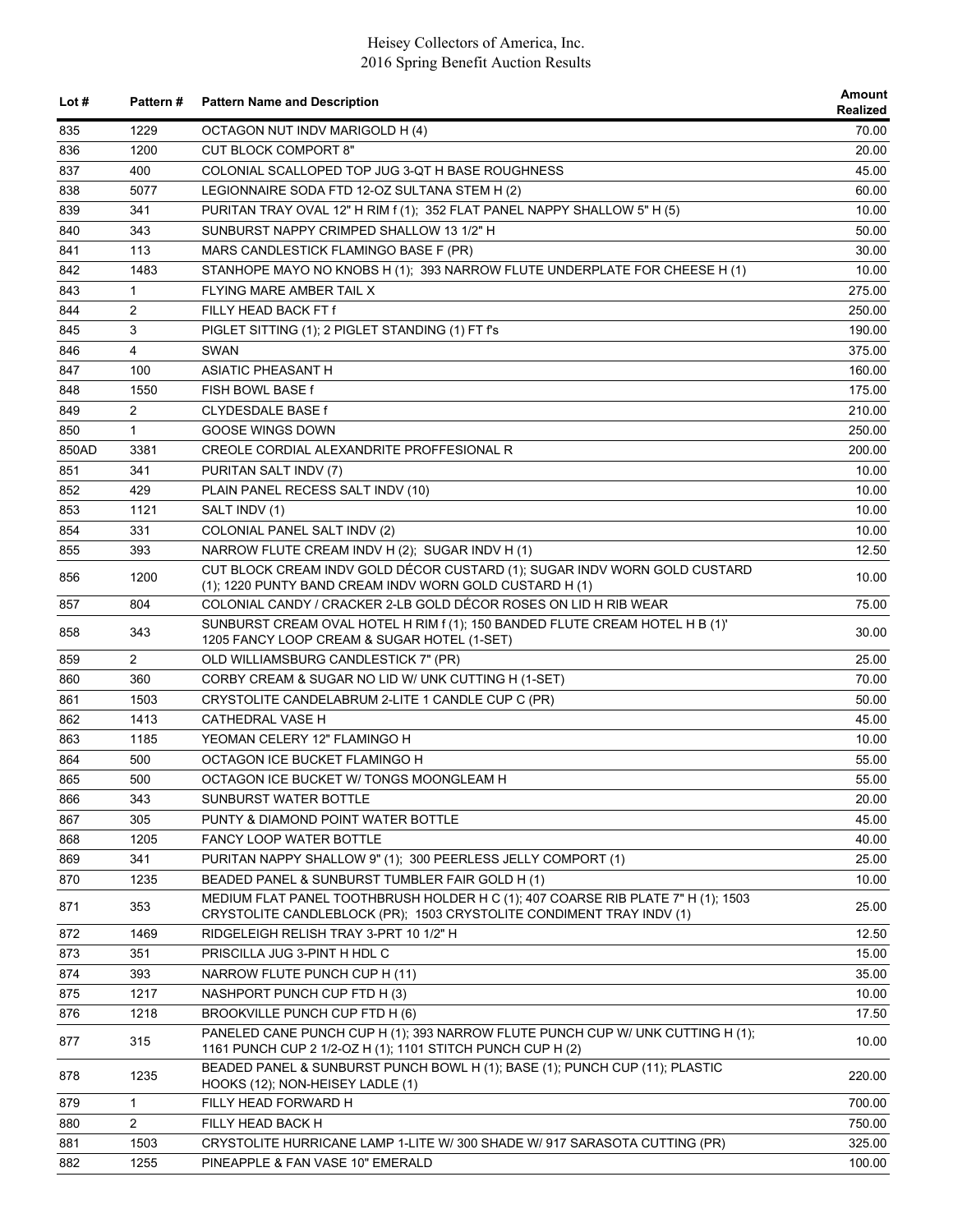| Lot # | Pattern # | Pattern Name and Description | Amount Realized |
|---|---|---|---|
| 835 | 1229 | OCTAGON NUT INDV MARIGOLD H (4) | 70.00 |
| 836 | 1200 | CUT BLOCK COMPORT 8" | 20.00 |
| 837 | 400 | COLONIAL SCALLOPED TOP JUG 3-QT H BASE ROUGHNESS | 45.00 |
| 838 | 5077 | LEGIONNAIRE SODA FTD 12-OZ SULTANA STEM H (2) | 60.00 |
| 839 | 341 | PURITAN TRAY OVAL 12" H RIM f (1); 352 FLAT PANEL NAPPY SHALLOW 5" H (5) | 10.00 |
| 840 | 343 | SUNBURST NAPPY CRIMPED SHALLOW 13 1/2" H | 50.00 |
| 841 | 113 | MARS CANDLESTICK FLAMINGO BASE F (PR) | 30.00 |
| 842 | 1483 | STANHOPE MAYO NO KNOBS H (1); 393 NARROW FLUTE UNDERPLATE FOR CHEESE H (1) | 10.00 |
| 843 | 1 | FLYING MARE AMBER TAIL X | 275.00 |
| 844 | 2 | FILLY HEAD BACK FT f | 250.00 |
| 845 | 3 | PIGLET SITTING (1); 2 PIGLET STANDING (1) FT f's | 190.00 |
| 846 | 4 | SWAN | 375.00 |
| 847 | 100 | ASIATIC PHEASANT H | 160.00 |
| 848 | 1550 | FISH BOWL BASE f | 175.00 |
| 849 | 2 | CLYDESDALE BASE f | 210.00 |
| 850 | 1 | GOOSE WINGS DOWN | 250.00 |
| 850AD | 3381 | CREOLE CORDIAL ALEXANDRITE PROFFESIONAL R | 200.00 |
| 851 | 341 | PURITAN SALT INDV (7) | 10.00 |
| 852 | 429 | PLAIN PANEL RECESS SALT INDV (10) | 10.00 |
| 853 | 1121 | SALT INDV (1) | 10.00 |
| 854 | 331 | COLONIAL PANEL SALT INDV (2) | 10.00 |
| 855 | 393 | NARROW FLUTE CREAM INDV H (2); SUGAR INDV H (1) | 12.50 |
| 856 | 1200 | CUT BLOCK CREAM INDV GOLD DÉCOR CUSTARD (1); SUGAR INDV WORN GOLD CUSTARD (1); 1220 PUNTY BAND CREAM INDV WORN GOLD CUSTARD H (1) | 10.00 |
| 857 | 804 | COLONIAL CANDY / CRACKER 2-LB GOLD DÉCOR ROSES ON LID H RIB WEAR | 75.00 |
| 858 | 343 | SUNBURST CREAM OVAL HOTEL H RIM f (1); 150 BANDED FLUTE CREAM HOTEL H B (1)' 1205 FANCY LOOP CREAM & SUGAR HOTEL (1-SET) | 30.00 |
| 859 | 2 | OLD WILLIAMSBURG CANDLESTICK 7" (PR) | 25.00 |
| 860 | 360 | CORBY CREAM & SUGAR NO LID W/ UNK CUTTING H (1-SET) | 70.00 |
| 861 | 1503 | CRYSTOLITE CANDELABRUM 2-LITE 1 CANDLE CUP C (PR) | 50.00 |
| 862 | 1413 | CATHEDRAL VASE H | 45.00 |
| 863 | 1185 | YEOMAN CELERY 12" FLAMINGO H | 10.00 |
| 864 | 500 | OCTAGON ICE BUCKET FLAMINGO H | 55.00 |
| 865 | 500 | OCTAGON ICE BUCKET W/ TONGS MOONGLEAM H | 55.00 |
| 866 | 343 | SUNBURST WATER BOTTLE | 20.00 |
| 867 | 305 | PUNTY & DIAMOND POINT WATER BOTTLE | 45.00 |
| 868 | 1205 | FANCY LOOP WATER BOTTLE | 40.00 |
| 869 | 341 | PURITAN NAPPY SHALLOW 9" (1); 300 PEERLESS JELLY COMPORT (1) | 25.00 |
| 870 | 1235 | BEADED PANEL & SUNBURST TUMBLER FAIR GOLD H (1) | 10.00 |
| 871 | 353 | MEDIUM FLAT PANEL TOOTHBRUSH HOLDER H C (1); 407 COARSE RIB PLATE 7" H (1); 1503 CRYSTOLITE CANDLEBLOCK (PR); 1503 CRYSTOLITE CONDIMENT TRAY INDV (1) | 25.00 |
| 872 | 1469 | RIDGELEIGH RELISH TRAY 3-PRT 10 1/2" H | 12.50 |
| 873 | 351 | PRISCILLA JUG 3-PINT H HDL C | 15.00 |
| 874 | 393 | NARROW FLUTE PUNCH CUP H (11) | 35.00 |
| 875 | 1217 | NASHPORT PUNCH CUP FTD H (3) | 10.00 |
| 876 | 1218 | BROOKVILLE PUNCH CUP FTD H (6) | 17.50 |
| 877 | 315 | PANELED CANE PUNCH CUP H (1); 393 NARROW FLUTE PUNCH CUP W/ UNK CUTTING H (1); 1161 PUNCH CUP 2 1/2-OZ H (1); 1101 STITCH PUNCH CUP H (2) | 10.00 |
| 878 | 1235 | BEADED PANEL & SUNBURST PUNCH BOWL H (1); BASE (1); PUNCH CUP (11); PLASTIC HOOKS (12); NON-HEISEY LADLE (1) | 220.00 |
| 879 | 1 | FILLY HEAD FORWARD H | 700.00 |
| 880 | 2 | FILLY HEAD BACK H | 750.00 |
| 881 | 1503 | CRYSTOLITE HURRICANE LAMP 1-LITE W/ 300 SHADE W/ 917 SARASOTA CUTTING (PR) | 325.00 |
| 882 | 1255 | PINEAPPLE & FAN VASE 10" EMERALD | 100.00 |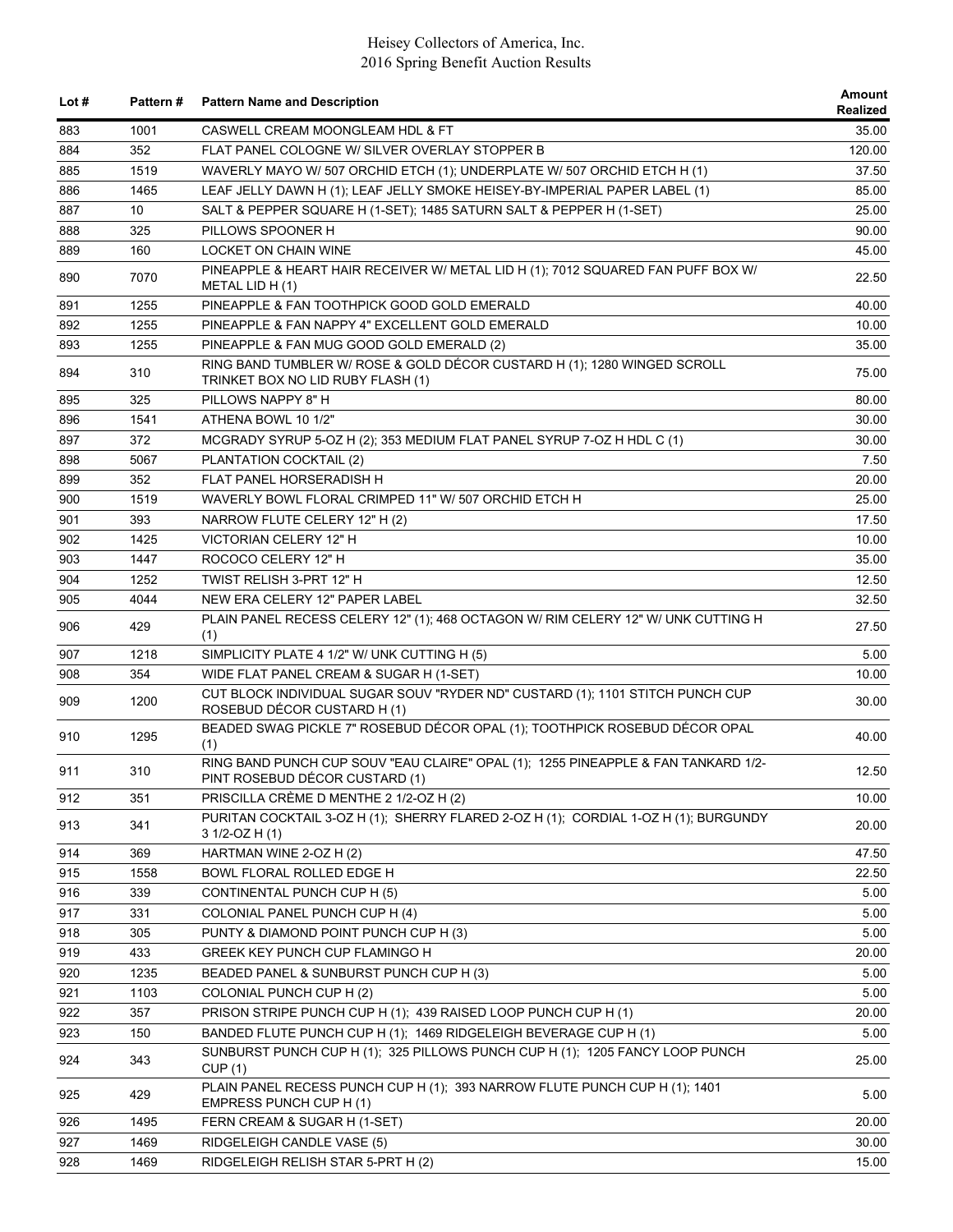| Lot # | Pattern # | Pattern Name and Description | Amount Realized |
|---|---|---|---|
| 883 | 1001 | CASWELL CREAM MOONGLEAM HDL & FT | 35.00 |
| 884 | 352 | FLAT PANEL COLOGNE W/ SILVER OVERLAY STOPPER B | 120.00 |
| 885 | 1519 | WAVERLY MAYO W/ 507 ORCHID ETCH (1); UNDERPLATE W/ 507 ORCHID ETCH H (1) | 37.50 |
| 886 | 1465 | LEAF JELLY DAWN H (1); LEAF JELLY SMOKE HEISEY-BY-IMPERIAL PAPER LABEL (1) | 85.00 |
| 887 | 10 | SALT & PEPPER SQUARE H (1-SET); 1485 SATURN SALT & PEPPER H (1-SET) | 25.00 |
| 888 | 325 | PILLOWS SPOONER H | 90.00 |
| 889 | 160 | LOCKET ON CHAIN WINE | 45.00 |
| 890 | 7070 | PINEAPPLE & HEART HAIR RECEIVER W/ METAL LID H (1); 7012 SQUARED FAN PUFF BOX W/ METAL LID H (1) | 22.50 |
| 891 | 1255 | PINEAPPLE & FAN TOOTHPICK GOOD GOLD EMERALD | 40.00 |
| 892 | 1255 | PINEAPPLE & FAN NAPPY 4" EXCELLENT GOLD EMERALD | 10.00 |
| 893 | 1255 | PINEAPPLE & FAN MUG GOOD GOLD EMERALD (2) | 35.00 |
| 894 | 310 | RING BAND TUMBLER W/ ROSE & GOLD DÉCOR CUSTARD H (1); 1280 WINGED SCROLL TRINKET BOX NO LID RUBY FLASH (1) | 75.00 |
| 895 | 325 | PILLOWS NAPPY 8" H | 80.00 |
| 896 | 1541 | ATHENA BOWL 10 1/2" | 30.00 |
| 897 | 372 | MCGRADY SYRUP 5-OZ H (2); 353 MEDIUM FLAT PANEL SYRUP 7-OZ H HDL C (1) | 30.00 |
| 898 | 5067 | PLANTATION COCKTAIL (2) | 7.50 |
| 899 | 352 | FLAT PANEL HORSERADISH H | 20.00 |
| 900 | 1519 | WAVERLY BOWL FLORAL CRIMPED 11" W/ 507 ORCHID ETCH H | 25.00 |
| 901 | 393 | NARROW FLUTE CELERY 12" H (2) | 17.50 |
| 902 | 1425 | VICTORIAN CELERY 12" H | 10.00 |
| 903 | 1447 | ROCOCO CELERY 12" H | 35.00 |
| 904 | 1252 | TWIST RELISH 3-PRT 12" H | 12.50 |
| 905 | 4044 | NEW ERA CELERY 12" PAPER LABEL | 32.50 |
| 906 | 429 | PLAIN PANEL RECESS CELERY 12" (1); 468 OCTAGON W/ RIM CELERY 12" W/ UNK CUTTING H (1) | 27.50 |
| 907 | 1218 | SIMPLICITY PLATE 4 1/2" W/ UNK CUTTING H (5) | 5.00 |
| 908 | 354 | WIDE FLAT PANEL CREAM & SUGAR H (1-SET) | 10.00 |
| 909 | 1200 | CUT BLOCK INDIVIDUAL SUGAR SOUV "RYDER ND" CUSTARD (1); 1101 STITCH PUNCH CUP ROSEBUD DÉCOR CUSTARD H (1) | 30.00 |
| 910 | 1295 | BEADED SWAG PICKLE 7" ROSEBUD DÉCOR OPAL (1); TOOTHPICK ROSEBUD DÉCOR OPAL (1) | 40.00 |
| 911 | 310 | RING BAND PUNCH CUP SOUV "EAU CLAIRE" OPAL (1); 1255 PINEAPPLE & FAN TANKARD 1/2-PINT ROSEBUD DÉCOR CUSTARD (1) | 12.50 |
| 912 | 351 | PRISCILLA CRÈME D MENTHE 2 1/2-OZ H (2) | 10.00 |
| 913 | 341 | PURITAN COCKTAIL 3-OZ H (1); SHERRY FLARED 2-OZ H (1); CORDIAL 1-OZ H (1); BURGUNDY 3 1/2-OZ H (1) | 20.00 |
| 914 | 369 | HARTMAN WINE 2-OZ H (2) | 47.50 |
| 915 | 1558 | BOWL FLORAL ROLLED EDGE H | 22.50 |
| 916 | 339 | CONTINENTAL PUNCH CUP H (5) | 5.00 |
| 917 | 331 | COLONIAL PANEL PUNCH CUP H (4) | 5.00 |
| 918 | 305 | PUNTY & DIAMOND POINT PUNCH CUP H (3) | 5.00 |
| 919 | 433 | GREEK KEY PUNCH CUP FLAMINGO H | 20.00 |
| 920 | 1235 | BEADED PANEL & SUNBURST PUNCH CUP H (3) | 5.00 |
| 921 | 1103 | COLONIAL PUNCH CUP H (2) | 5.00 |
| 922 | 357 | PRISON STRIPE PUNCH CUP H (1); 439 RAISED LOOP PUNCH CUP H (1) | 20.00 |
| 923 | 150 | BANDED FLUTE PUNCH CUP H (1); 1469 RIDGELEIGH BEVERAGE CUP H (1) | 5.00 |
| 924 | 343 | SUNBURST PUNCH CUP H (1); 325 PILLOWS PUNCH CUP H (1); 1205 FANCY LOOP PUNCH CUP (1) | 25.00 |
| 925 | 429 | PLAIN PANEL RECESS PUNCH CUP H (1); 393 NARROW FLUTE PUNCH CUP H (1); 1401 EMPRESS PUNCH CUP H (1) | 5.00 |
| 926 | 1495 | FERN CREAM & SUGAR H (1-SET) | 20.00 |
| 927 | 1469 | RIDGELEIGH CANDLE VASE (5) | 30.00 |
| 928 | 1469 | RIDGELEIGH RELISH STAR 5-PRT H (2) | 15.00 |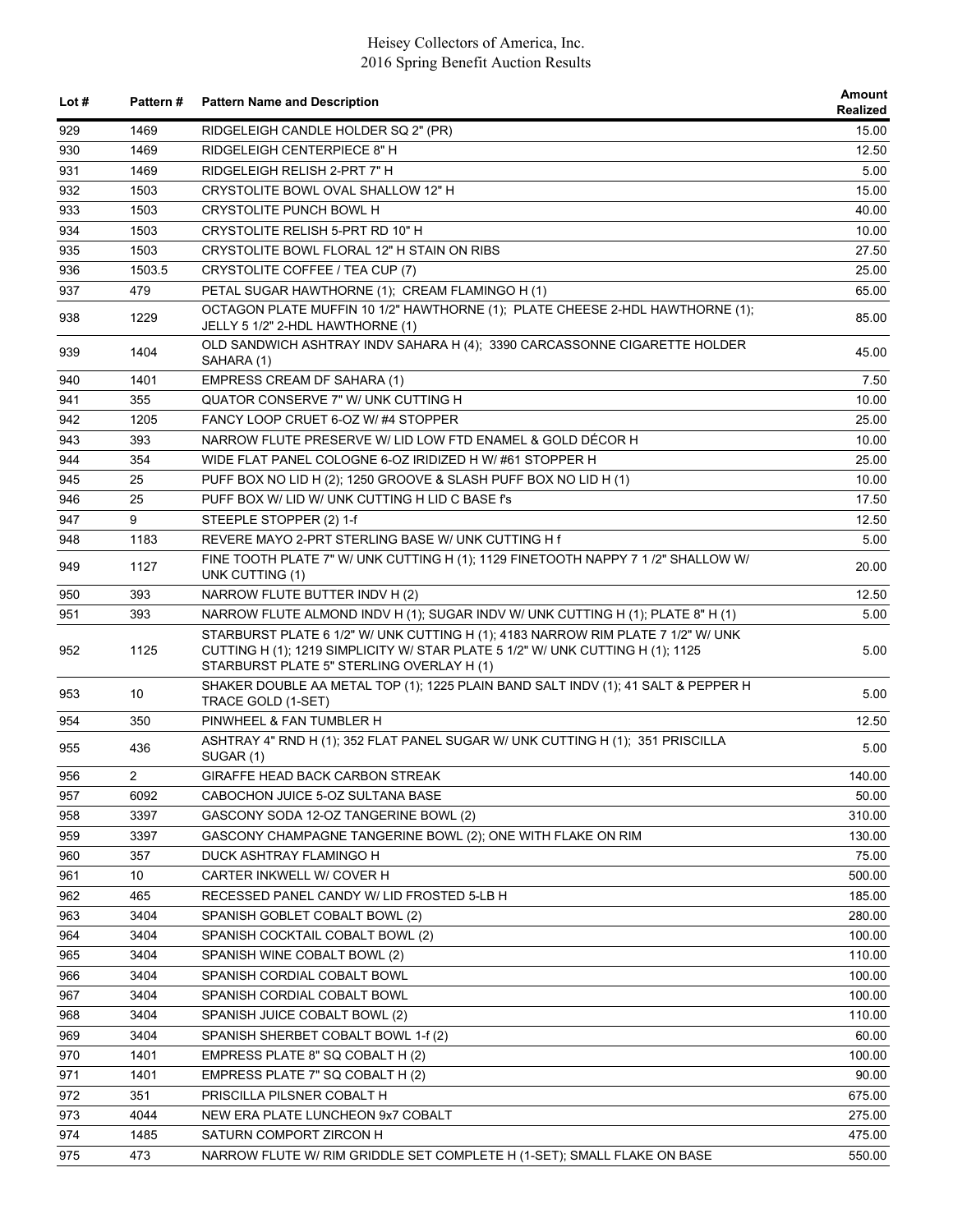| Lot # | Pattern # | Pattern Name and Description | Amount Realized |
|---|---|---|---|
| 929 | 1469 | RIDGELEIGH CANDLE HOLDER SQ 2" (PR) | 15.00 |
| 930 | 1469 | RIDGELEIGH CENTERPIECE 8" H | 12.50 |
| 931 | 1469 | RIDGELEIGH RELISH 2-PRT 7" H | 5.00 |
| 932 | 1503 | CRYSTOLITE BOWL OVAL SHALLOW 12" H | 15.00 |
| 933 | 1503 | CRYSTOLITE PUNCH BOWL H | 40.00 |
| 934 | 1503 | CRYSTOLITE RELISH 5-PRT RD 10" H | 10.00 |
| 935 | 1503 | CRYSTOLITE BOWL FLORAL 12" H STAIN ON RIBS | 27.50 |
| 936 | 1503.5 | CRYSTOLITE COFFEE / TEA CUP (7) | 25.00 |
| 937 | 479 | PETAL SUGAR HAWTHORNE (1); CREAM FLAMINGO H (1) | 65.00 |
| 938 | 1229 | OCTAGON PLATE MUFFIN 10 1/2" HAWTHORNE (1); PLATE CHEESE 2-HDL HAWTHORNE (1); JELLY 5 1/2" 2-HDL HAWTHORNE (1) | 85.00 |
| 939 | 1404 | OLD SANDWICH ASHTRAY INDV SAHARA H (4); 3390 CARCASSONNE CIGARETTE HOLDER SAHARA (1) | 45.00 |
| 940 | 1401 | EMPRESS CREAM DF SAHARA (1) | 7.50 |
| 941 | 355 | QUATOR CONSERVE 7" W/ UNK CUTTING H | 10.00 |
| 942 | 1205 | FANCY LOOP CRUET 6-OZ W/ #4 STOPPER | 25.00 |
| 943 | 393 | NARROW FLUTE PRESERVE W/ LID LOW FTD ENAMEL & GOLD DÉCOR H | 10.00 |
| 944 | 354 | WIDE FLAT PANEL COLOGNE 6-OZ IRIDIZED H W/ #61 STOPPER H | 25.00 |
| 945 | 25 | PUFF BOX NO LID H (2); 1250 GROOVE & SLASH PUFF BOX NO LID H (1) | 10.00 |
| 946 | 25 | PUFF BOX W/ LID W/ UNK CUTTING H LID C BASE f's | 17.50 |
| 947 | 9 | STEEPLE STOPPER (2) 1-f | 12.50 |
| 948 | 1183 | REVERE MAYO 2-PRT STERLING BASE W/ UNK CUTTING H f | 5.00 |
| 949 | 1127 | FINE TOOTH PLATE 7" W/ UNK CUTTING H (1); 1129 FINETOOTH NAPPY 7 1 /2" SHALLOW W/ UNK CUTTING (1) | 20.00 |
| 950 | 393 | NARROW FLUTE BUTTER INDV H (2) | 12.50 |
| 951 | 393 | NARROW FLUTE ALMOND INDV H (1); SUGAR INDV W/ UNK CUTTING H (1); PLATE 8" H (1) | 5.00 |
| 952 | 1125 | STARBURST PLATE 6 1/2" W/ UNK CUTTING H (1); 4183 NARROW RIM PLATE 7 1/2" W/ UNK CUTTING H (1); 1219 SIMPLICITY W/ STAR PLATE 5 1/2" W/ UNK CUTTING H (1); 1125 STARBURST PLATE 5" STERLING OVERLAY H (1) | 5.00 |
| 953 | 10 | SHAKER DOUBLE AA METAL TOP (1); 1225 PLAIN BAND SALT INDV (1); 41 SALT & PEPPER H TRACE GOLD (1-SET) | 5.00 |
| 954 | 350 | PINWHEEL & FAN TUMBLER H | 12.50 |
| 955 | 436 | ASHTRAY 4" RND H (1); 352 FLAT PANEL SUGAR W/ UNK CUTTING H (1); 351 PRISCILLA SUGAR (1) | 5.00 |
| 956 | 2 | GIRAFFE HEAD BACK CARBON STREAK | 140.00 |
| 957 | 6092 | CABOCHON JUICE 5-OZ SULTANA BASE | 50.00 |
| 958 | 3397 | GASCONY SODA 12-OZ TANGERINE BOWL (2) | 310.00 |
| 959 | 3397 | GASCONY CHAMPAGNE TANGERINE BOWL (2); ONE WITH FLAKE ON RIM | 130.00 |
| 960 | 357 | DUCK ASHTRAY FLAMINGO H | 75.00 |
| 961 | 10 | CARTER INKWELL W/ COVER H | 500.00 |
| 962 | 465 | RECESSED PANEL CANDY W/ LID FROSTED 5-LB H | 185.00 |
| 963 | 3404 | SPANISH GOBLET COBALT BOWL (2) | 280.00 |
| 964 | 3404 | SPANISH COCKTAIL COBALT BOWL (2) | 100.00 |
| 965 | 3404 | SPANISH WINE COBALT BOWL (2) | 110.00 |
| 966 | 3404 | SPANISH CORDIAL COBALT BOWL | 100.00 |
| 967 | 3404 | SPANISH CORDIAL COBALT BOWL | 100.00 |
| 968 | 3404 | SPANISH JUICE COBALT BOWL (2) | 110.00 |
| 969 | 3404 | SPANISH SHERBET COBALT BOWL 1-f (2) | 60.00 |
| 970 | 1401 | EMPRESS PLATE 8" SQ COBALT H (2) | 100.00 |
| 971 | 1401 | EMPRESS PLATE 7" SQ COBALT H (2) | 90.00 |
| 972 | 351 | PRISCILLA PILSNER COBALT H | 675.00 |
| 973 | 4044 | NEW ERA PLATE LUNCHEON 9x7 COBALT | 275.00 |
| 974 | 1485 | SATURN COMPORT ZIRCON H | 475.00 |
| 975 | 473 | NARROW FLUTE W/ RIM GRIDDLE SET COMPLETE H (1-SET); SMALL FLAKE ON BASE | 550.00 |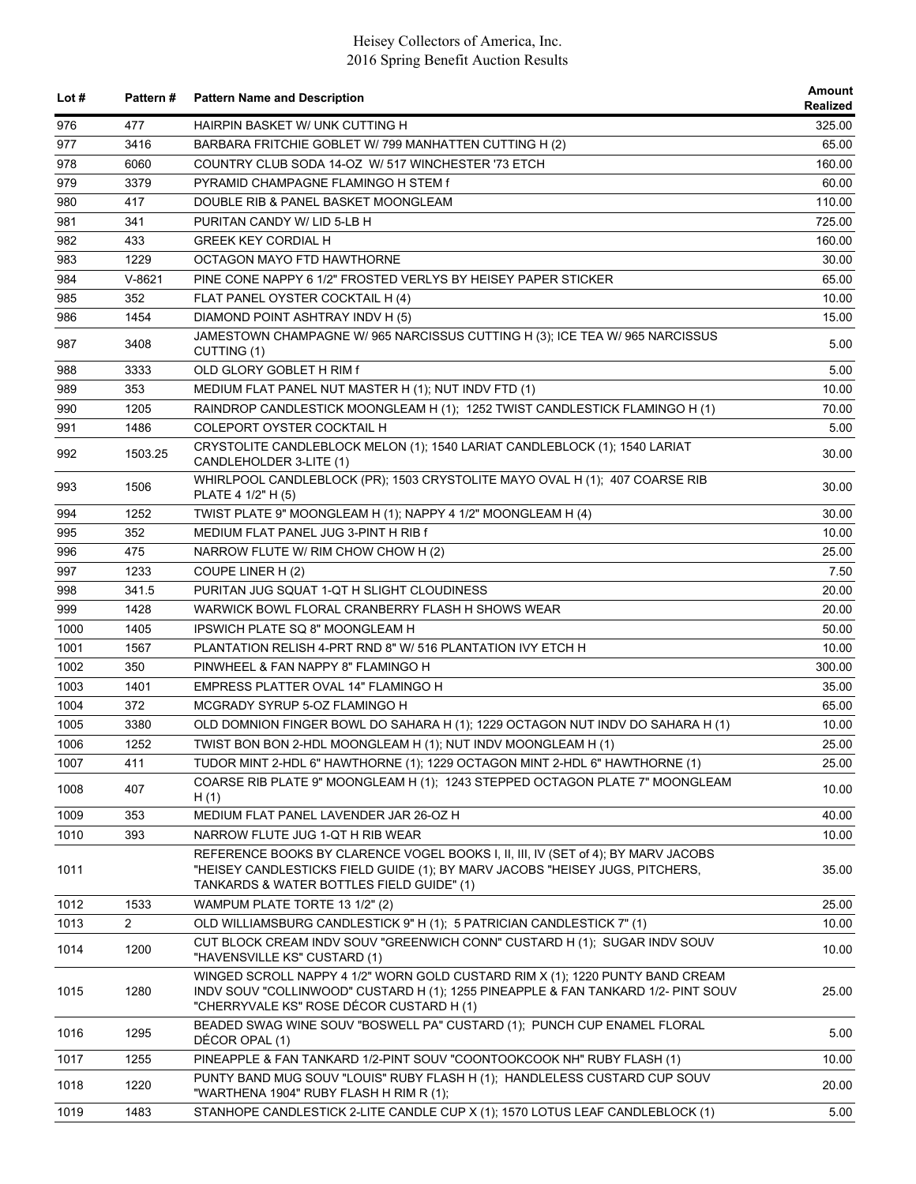| Lot # | Pattern # | Pattern Name and Description | Amount Realized |
|---|---|---|---|
| 976 | 477 | HAIRPIN BASKET W/ UNK CUTTING H | 325.00 |
| 977 | 3416 | BARBARA FRITCHIE GOBLET W/ 799 MANHATTEN CUTTING H (2) | 65.00 |
| 978 | 6060 | COUNTRY CLUB SODA 14-OZ W/ 517 WINCHESTER '73 ETCH | 160.00 |
| 979 | 3379 | PYRAMID CHAMPAGNE FLAMINGO H STEM f | 60.00 |
| 980 | 417 | DOUBLE RIB & PANEL BASKET MOONGLEAM | 110.00 |
| 981 | 341 | PURITAN CANDY W/ LID 5-LB H | 725.00 |
| 982 | 433 | GREEK KEY CORDIAL H | 160.00 |
| 983 | 1229 | OCTAGON MAYO FTD HAWTHORNE | 30.00 |
| 984 | V-8621 | PINE CONE NAPPY 6 1/2" FROSTED VERLYS BY HEISEY PAPER STICKER | 65.00 |
| 985 | 352 | FLAT PANEL OYSTER COCKTAIL H (4) | 10.00 |
| 986 | 1454 | DIAMOND POINT ASHTRAY INDV H (5) | 15.00 |
| 987 | 3408 | JAMESTOWN CHAMPAGNE W/ 965 NARCISSUS CUTTING H (3); ICE TEA W/ 965 NARCISSUS CUTTING (1) | 5.00 |
| 988 | 3333 | OLD GLORY GOBLET H RIM f | 5.00 |
| 989 | 353 | MEDIUM FLAT PANEL NUT MASTER H (1); NUT INDV FTD (1) | 10.00 |
| 990 | 1205 | RAINDROP CANDLESTICK MOONGLEAM H (1); 1252 TWIST CANDLESTICK FLAMINGO H (1) | 70.00 |
| 991 | 1486 | COLEPORT OYSTER COCKTAIL H | 5.00 |
| 992 | 1503.25 | CRYSTOLITE CANDLEBLOCK MELON (1); 1540 LARIAT CANDLEBLOCK (1); 1540 LARIAT CANDLEHOLDER 3-LITE (1) | 30.00 |
| 993 | 1506 | WHIRLPOOL CANDLEBLOCK (PR); 1503 CRYSTOLITE MAYO OVAL H (1); 407 COARSE RIB PLATE 4 1/2" H (5) | 30.00 |
| 994 | 1252 | TWIST PLATE 9" MOONGLEAM H (1); NAPPY 4 1/2" MOONGLEAM H (4) | 30.00 |
| 995 | 352 | MEDIUM FLAT PANEL JUG 3-PINT H RIB f | 10.00 |
| 996 | 475 | NARROW FLUTE W/ RIM CHOW CHOW H (2) | 25.00 |
| 997 | 1233 | COUPE LINER H (2) | 7.50 |
| 998 | 341.5 | PURITAN JUG SQUAT 1-QT H SLIGHT CLOUDINESS | 20.00 |
| 999 | 1428 | WARWICK BOWL FLORAL CRANBERRY FLASH H SHOWS WEAR | 20.00 |
| 1000 | 1405 | IPSWICH PLATE SQ 8" MOONGLEAM H | 50.00 |
| 1001 | 1567 | PLANTATION RELISH 4-PRT RND 8" W/ 516 PLANTATION IVY ETCH H | 10.00 |
| 1002 | 350 | PINWHEEL & FAN NAPPY 8" FLAMINGO H | 300.00 |
| 1003 | 1401 | EMPRESS PLATTER OVAL 14" FLAMINGO H | 35.00 |
| 1004 | 372 | MCGRADY SYRUP 5-OZ FLAMINGO H | 65.00 |
| 1005 | 3380 | OLD DOMNION FINGER BOWL DO SAHARA H (1); 1229 OCTAGON NUT INDV DO SAHARA H (1) | 10.00 |
| 1006 | 1252 | TWIST BON BON 2-HDL MOONGLEAM H (1); NUT INDV MOONGLEAM H (1) | 25.00 |
| 1007 | 411 | TUDOR MINT 2-HDL 6" HAWTHORNE (1); 1229 OCTAGON MINT 2-HDL 6" HAWTHORNE (1) | 25.00 |
| 1008 | 407 | COARSE RIB PLATE 9" MOONGLEAM H (1); 1243 STEPPED OCTAGON PLATE 7" MOONGLEAM H (1) | 10.00 |
| 1009 | 353 | MEDIUM FLAT PANEL LAVENDER JAR 26-OZ H | 40.00 |
| 1010 | 393 | NARROW FLUTE JUG 1-QT H RIB WEAR | 10.00 |
| 1011 | | REFERENCE BOOKS BY CLARENCE VOGEL BOOKS I, II, III, IV (SET of 4); BY MARV JACOBS "HEISEY CANDLESTICKS FIELD GUIDE (1); BY MARV JACOBS "HEISEY JUGS, PITCHERS, TANKARDS & WATER BOTTLES FIELD GUIDE" (1) | 35.00 |
| 1012 | 1533 | WAMPUM PLATE TORTE 13 1/2" (2) | 25.00 |
| 1013 | 2 | OLD WILLIAMSBURG CANDLESTICK 9" H (1); 5 PATRICIAN CANDLESTICK 7" (1) | 10.00 |
| 1014 | 1200 | CUT BLOCK CREAM INDV SOUV "GREENWICH CONN" CUSTARD H (1); SUGAR INDV SOUV "HAVENSVILLE KS" CUSTARD (1) | 10.00 |
| 1015 | 1280 | WINGED SCROLL NAPPY 4 1/2" WORN GOLD CUSTARD RIM X (1); 1220 PUNTY BAND CREAM INDV SOUV "COLLINWOOD" CUSTARD H (1); 1255 PINEAPPLE & FAN TANKARD 1/2- PINT SOUV "CHERRYVALE KS" ROSE DÉCOR CUSTARD H (1) | 25.00 |
| 1016 | 1295 | BEADED SWAG WINE SOUV "BOSWELL PA" CUSTARD (1); PUNCH CUP ENAMEL FLORAL DÉCOR OPAL (1) | 5.00 |
| 1017 | 1255 | PINEAPPLE & FAN TANKARD 1/2-PINT SOUV "COONTOOKCOOK NH" RUBY FLASH (1) | 10.00 |
| 1018 | 1220 | PUNTY BAND MUG SOUV "LOUIS" RUBY FLASH H (1); HANDLELESS CUSTARD CUP SOUV "WARTHENA 1904" RUBY FLASH H RIM R (1); | 20.00 |
| 1019 | 1483 | STANHOPE CANDLESTICK 2-LITE CANDLE CUP X (1); 1570 LOTUS LEAF CANDLEBLOCK (1) | 5.00 |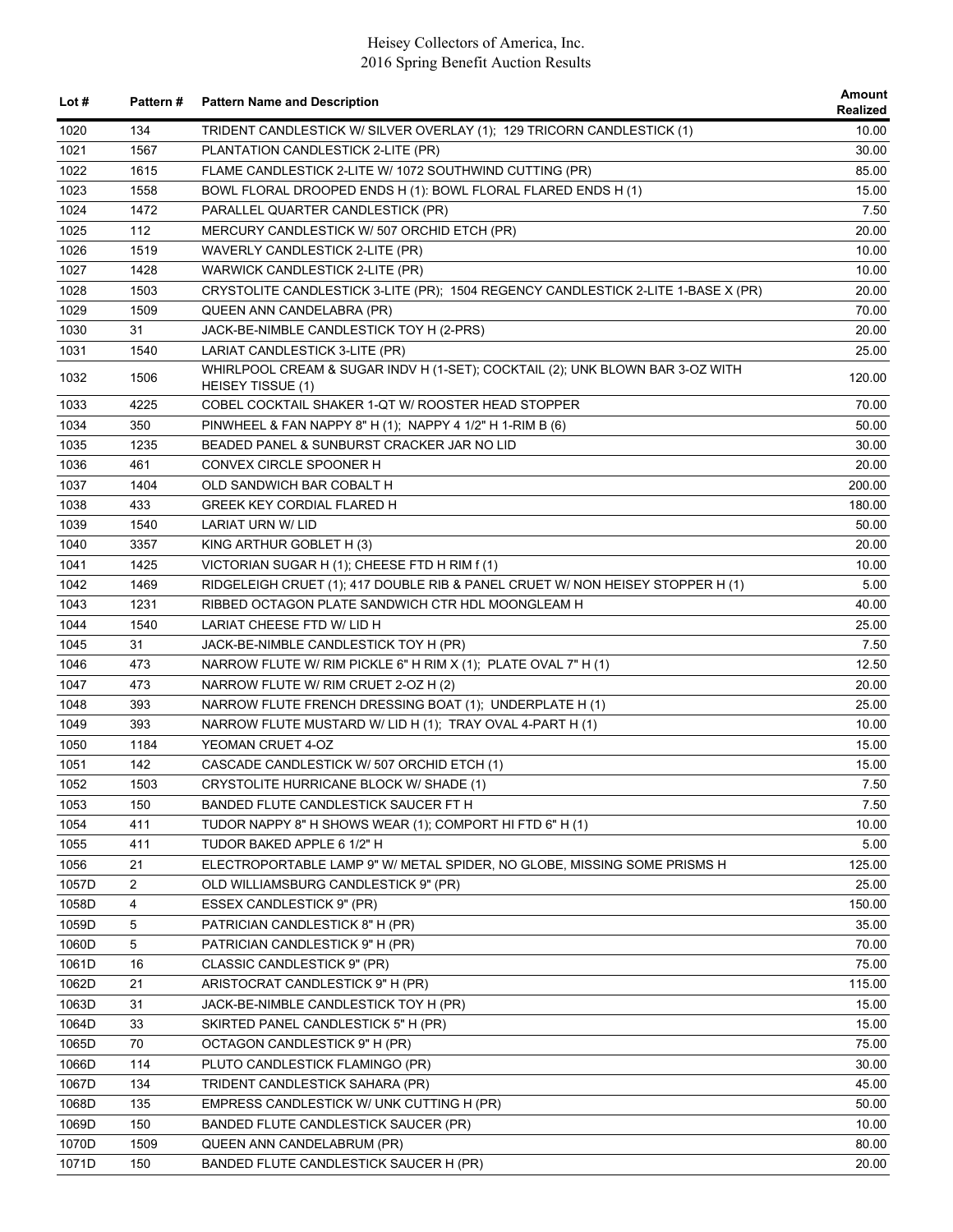| Lot # | Pattern # | Pattern Name and Description | Amount Realized |
|---|---|---|---|
| 1020 | 134 | TRIDENT CANDLESTICK W/ SILVER OVERLAY (1); 129 TRICORN CANDLESTICK (1) | 10.00 |
| 1021 | 1567 | PLANTATION CANDLESTICK 2-LITE (PR) | 30.00 |
| 1022 | 1615 | FLAME CANDLESTICK 2-LITE W/ 1072 SOUTHWIND CUTTING (PR) | 85.00 |
| 1023 | 1558 | BOWL FLORAL DROOPED ENDS H (1): BOWL FLORAL FLARED ENDS H (1) | 15.00 |
| 1024 | 1472 | PARALLEL QUARTER CANDLESTICK (PR) | 7.50 |
| 1025 | 112 | MERCURY CANDLESTICK W/ 507 ORCHID ETCH (PR) | 20.00 |
| 1026 | 1519 | WAVERLY CANDLESTICK 2-LITE (PR) | 10.00 |
| 1027 | 1428 | WARWICK CANDLESTICK 2-LITE (PR) | 10.00 |
| 1028 | 1503 | CRYSTOLITE CANDLESTICK 3-LITE (PR); 1504 REGENCY CANDLESTICK 2-LITE 1-BASE X (PR) | 20.00 |
| 1029 | 1509 | QUEEN ANN CANDELABRA (PR) | 70.00 |
| 1030 | 31 | JACK-BE-NIMBLE CANDLESTICK TOY H (2-PRS) | 20.00 |
| 1031 | 1540 | LARIAT CANDLESTICK 3-LITE (PR) | 25.00 |
| 1032 | 1506 | WHIRLPOOL CREAM & SUGAR INDV H (1-SET); COCKTAIL (2); UNK BLOWN BAR 3-OZ WITH HEISEY TISSUE (1) | 120.00 |
| 1033 | 4225 | COBEL COCKTAIL SHAKER 1-QT W/ ROOSTER HEAD STOPPER | 70.00 |
| 1034 | 350 | PINWHEEL & FAN NAPPY 8" H (1); NAPPY 4 1/2" H 1-RIM B (6) | 50.00 |
| 1035 | 1235 | BEADED PANEL & SUNBURST CRACKER JAR NO LID | 30.00 |
| 1036 | 461 | CONVEX CIRCLE SPOONER H | 20.00 |
| 1037 | 1404 | OLD SANDWICH BAR COBALT H | 200.00 |
| 1038 | 433 | GREEK KEY CORDIAL FLARED H | 180.00 |
| 1039 | 1540 | LARIAT URN W/ LID | 50.00 |
| 1040 | 3357 | KING ARTHUR GOBLET H (3) | 20.00 |
| 1041 | 1425 | VICTORIAN SUGAR H (1); CHEESE FTD H RIM f (1) | 10.00 |
| 1042 | 1469 | RIDGELEIGH CRUET (1); 417 DOUBLE RIB & PANEL CRUET W/ NON HEISEY STOPPER H (1) | 5.00 |
| 1043 | 1231 | RIBBED OCTAGON PLATE SANDWICH CTR HDL MOONGLEAM H | 40.00 |
| 1044 | 1540 | LARIAT CHEESE FTD W/ LID H | 25.00 |
| 1045 | 31 | JACK-BE-NIMBLE CANDLESTICK TOY H (PR) | 7.50 |
| 1046 | 473 | NARROW FLUTE W/ RIM PICKLE 6" H RIM X (1); PLATE OVAL 7" H (1) | 12.50 |
| 1047 | 473 | NARROW FLUTE W/ RIM CRUET 2-OZ H (2) | 20.00 |
| 1048 | 393 | NARROW FLUTE FRENCH DRESSING BOAT (1); UNDERPLATE H (1) | 25.00 |
| 1049 | 393 | NARROW FLUTE MUSTARD W/ LID H (1); TRAY OVAL 4-PART H (1) | 10.00 |
| 1050 | 1184 | YEOMAN CRUET 4-OZ | 15.00 |
| 1051 | 142 | CASCADE CANDLESTICK W/ 507 ORCHID ETCH (1) | 15.00 |
| 1052 | 1503 | CRYSTOLITE HURRICANE BLOCK W/ SHADE (1) | 7.50 |
| 1053 | 150 | BANDED FLUTE CANDLESTICK SAUCER FT H | 7.50 |
| 1054 | 411 | TUDOR NAPPY 8" H SHOWS WEAR (1); COMPORT HI FTD 6" H (1) | 10.00 |
| 1055 | 411 | TUDOR BAKED APPLE 6 1/2" H | 5.00 |
| 1056 | 21 | ELECTROPORTABLE LAMP 9" W/ METAL SPIDER, NO GLOBE, MISSING SOME PRISMS H | 125.00 |
| 1057D | 2 | OLD WILLIAMSBURG CANDLESTICK 9" (PR) | 25.00 |
| 1058D | 4 | ESSEX CANDLESTICK 9" (PR) | 150.00 |
| 1059D | 5 | PATRICIAN CANDLESTICK 8" H (PR) | 35.00 |
| 1060D | 5 | PATRICIAN CANDLESTICK 9" H (PR) | 70.00 |
| 1061D | 16 | CLASSIC CANDLESTICK 9" (PR) | 75.00 |
| 1062D | 21 | ARISTOCRAT CANDLESTICK 9" H (PR) | 115.00 |
| 1063D | 31 | JACK-BE-NIMBLE CANDLESTICK TOY H (PR) | 15.00 |
| 1064D | 33 | SKIRTED PANEL CANDLESTICK 5" H (PR) | 15.00 |
| 1065D | 70 | OCTAGON CANDLESTICK 9" H (PR) | 75.00 |
| 1066D | 114 | PLUTO CANDLESTICK FLAMINGO (PR) | 30.00 |
| 1067D | 134 | TRIDENT CANDLESTICK SAHARA (PR) | 45.00 |
| 1068D | 135 | EMPRESS CANDLESTICK W/ UNK CUTTING H (PR) | 50.00 |
| 1069D | 150 | BANDED FLUTE CANDLESTICK SAUCER (PR) | 10.00 |
| 1070D | 1509 | QUEEN ANN CANDELABRUM (PR) | 80.00 |
| 1071D | 150 | BANDED FLUTE CANDLESTICK SAUCER H (PR) | 20.00 |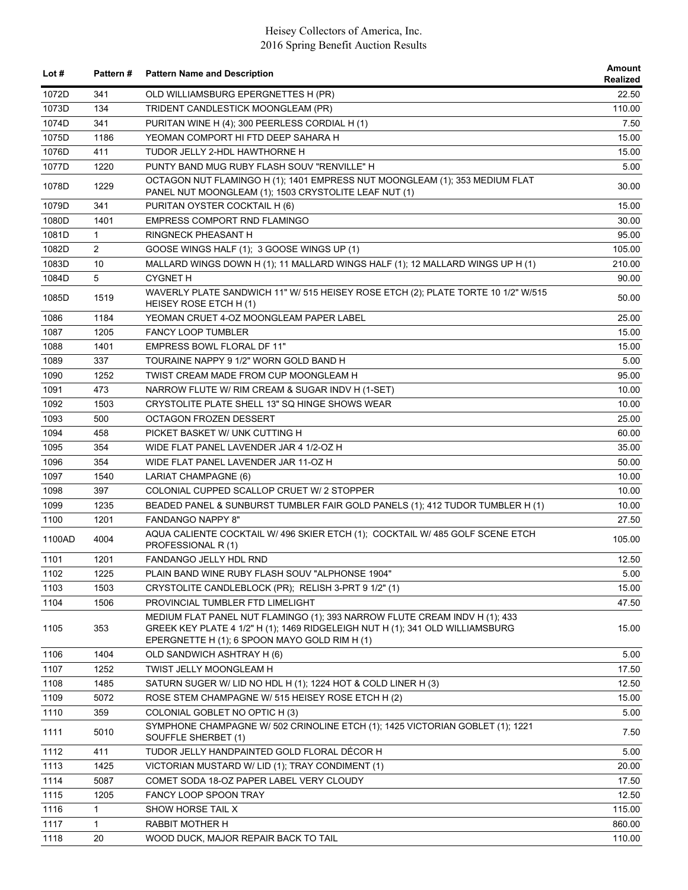| Lot # | Pattern # | Pattern Name and Description | Amount Realized |
|---|---|---|---|
| 1072D | 341 | OLD WILLIAMSBURG EPERGNETTES H (PR) | 22.50 |
| 1073D | 134 | TRIDENT CANDLESTICK MOONGLEAM (PR) | 110.00 |
| 1074D | 341 | PURITAN WINE H (4); 300 PEERLESS CORDIAL H (1) | 7.50 |
| 1075D | 1186 | YEOMAN COMPORT HI FTD DEEP SAHARA H | 15.00 |
| 1076D | 411 | TUDOR JELLY 2-HDL HAWTHORNE H | 15.00 |
| 1077D | 1220 | PUNTY BAND MUG RUBY FLASH SOUV "RENVILLE" H | 5.00 |
| 1078D | 1229 | OCTAGON NUT FLAMINGO H (1); 1401 EMPRESS NUT MOONGLEAM (1); 353 MEDIUM FLAT PANEL NUT MOONGLEAM (1); 1503 CRYSTOLITE LEAF NUT (1) | 30.00 |
| 1079D | 341 | PURITAN OYSTER COCKTAIL H (6) | 15.00 |
| 1080D | 1401 | EMPRESS COMPORT RND FLAMINGO | 30.00 |
| 1081D | 1 | RINGNECK PHEASANT H | 95.00 |
| 1082D | 2 | GOOSE WINGS HALF (1); 3 GOOSE WINGS UP (1) | 105.00 |
| 1083D | 10 | MALLARD WINGS DOWN H (1); 11 MALLARD WINGS HALF (1); 12 MALLARD WINGS UP H (1) | 210.00 |
| 1084D | 5 | CYGNET H | 90.00 |
| 1085D | 1519 | WAVERLY PLATE SANDWICH 11" W/ 515 HEISEY ROSE ETCH (2); PLATE TORTE 10 1/2" W/515 HEISEY ROSE ETCH H (1) | 50.00 |
| 1086 | 1184 | YEOMAN CRUET 4-OZ MOONGLEAM PAPER LABEL | 25.00 |
| 1087 | 1205 | FANCY LOOP TUMBLER | 15.00 |
| 1088 | 1401 | EMPRESS BOWL FLORAL DF 11" | 15.00 |
| 1089 | 337 | TOURAINE NAPPY 9 1/2" WORN GOLD BAND H | 5.00 |
| 1090 | 1252 | TWIST CREAM MADE FROM CUP MOONGLEAM H | 95.00 |
| 1091 | 473 | NARROW FLUTE W/ RIM CREAM & SUGAR INDV H (1-SET) | 10.00 |
| 1092 | 1503 | CRYSTOLITE PLATE SHELL 13" SQ HINGE SHOWS WEAR | 10.00 |
| 1093 | 500 | OCTAGON FROZEN DESSERT | 25.00 |
| 1094 | 458 | PICKET BASKET W/ UNK CUTTING H | 60.00 |
| 1095 | 354 | WIDE FLAT PANEL LAVENDER JAR 4 1/2-OZ H | 35.00 |
| 1096 | 354 | WIDE FLAT PANEL LAVENDER JAR 11-OZ H | 50.00 |
| 1097 | 1540 | LARIAT CHAMPAGNE (6) | 10.00 |
| 1098 | 397 | COLONIAL CUPPED SCALLOP CRUET W/ 2 STOPPER | 10.00 |
| 1099 | 1235 | BEADED PANEL & SUNBURST TUMBLER FAIR GOLD PANELS (1); 412 TUDOR TUMBLER H (1) | 10.00 |
| 1100 | 1201 | FANDANGO NAPPY 8" | 27.50 |
| 1100AD | 4004 | AQUA CALIENTE COCKTAIL W/ 496 SKIER ETCH (1); COCKTAIL W/ 485 GOLF SCENE ETCH PROFESSIONAL R (1) | 105.00 |
| 1101 | 1201 | FANDANGO JELLY HDL RND | 12.50 |
| 1102 | 1225 | PLAIN BAND WINE RUBY FLASH SOUV "ALPHONSE 1904" | 5.00 |
| 1103 | 1503 | CRYSTOLITE CANDLEBLOCK (PR); RELISH 3-PRT 9 1/2" (1) | 15.00 |
| 1104 | 1506 | PROVINCIAL TUMBLER FTD LIMELIGHT | 47.50 |
| 1105 | 353 | MEDIUM FLAT PANEL NUT FLAMINGO (1); 393 NARROW FLUTE CREAM INDV H (1); 433 GREEK KEY PLATE 4 1/2" H (1); 1469 RIDGELEIGH NUT H (1); 341 OLD WILLIAMSBURG EPERGNETTE H (1); 6 SPOON MAYO GOLD RIM H (1) | 15.00 |
| 1106 | 1404 | OLD SANDWICH ASHTRAY H (6) | 5.00 |
| 1107 | 1252 | TWIST JELLY MOONGLEAM H | 17.50 |
| 1108 | 1485 | SATURN SUGER W/ LID NO HDL H (1); 1224 HOT & COLD LINER H (3) | 12.50 |
| 1109 | 5072 | ROSE STEM CHAMPAGNE W/ 515 HEISEY ROSE ETCH H (2) | 15.00 |
| 1110 | 359 | COLONIAL GOBLET NO OPTIC H (3) | 5.00 |
| 1111 | 5010 | SYMPHONE CHAMPAGNE W/ 502 CRINOLINE ETCH (1); 1425 VICTORIAN GOBLET (1); 1221 SOUFFLE SHERBET (1) | 7.50 |
| 1112 | 411 | TUDOR JELLY HANDPAINTED GOLD FLORAL DÉCOR H | 5.00 |
| 1113 | 1425 | VICTORIAN MUSTARD W/ LID (1); TRAY CONDIMENT (1) | 20.00 |
| 1114 | 5087 | COMET SODA 18-OZ PAPER LABEL VERY CLOUDY | 17.50 |
| 1115 | 1205 | FANCY LOOP SPOON TRAY | 12.50 |
| 1116 | 1 | SHOW HORSE TAIL X | 115.00 |
| 1117 | 1 | RABBIT MOTHER H | 860.00 |
| 1118 | 20 | WOOD DUCK, MAJOR REPAIR BACK TO TAIL | 110.00 |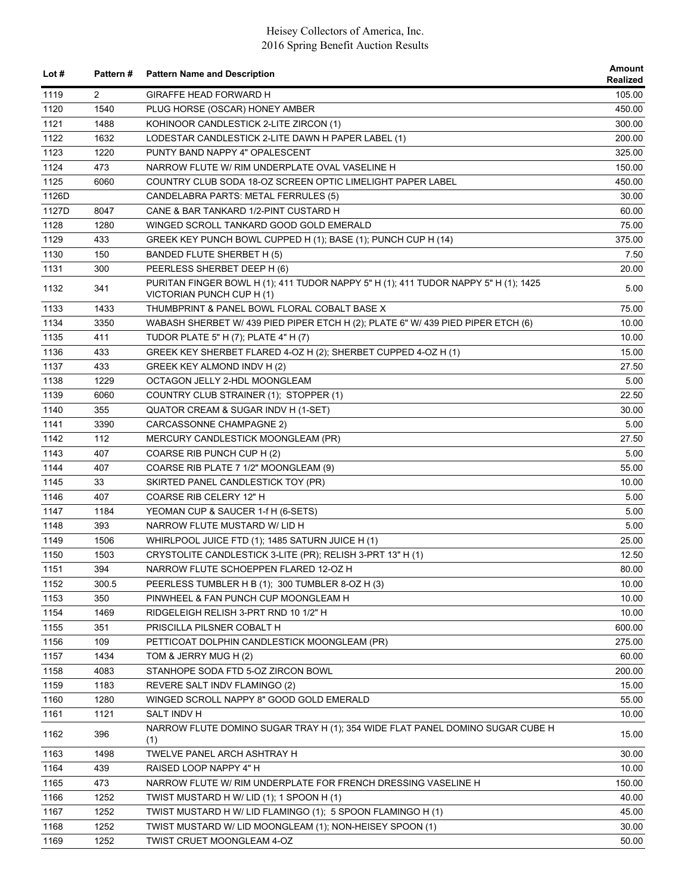| Lot # | Pattern # | Pattern Name and Description | Amount Realized |
|---|---|---|---|
| 1119 | 2 | GIRAFFE HEAD FORWARD H | 105.00 |
| 1120 | 1540 | PLUG HORSE (OSCAR) HONEY AMBER | 450.00 |
| 1121 | 1488 | KOHINOOR CANDLESTICK 2-LITE ZIRCON (1) | 300.00 |
| 1122 | 1632 | LODESTAR CANDLESTICK 2-LITE DAWN H PAPER LABEL (1) | 200.00 |
| 1123 | 1220 | PUNTY BAND NAPPY 4" OPALESCENT | 325.00 |
| 1124 | 473 | NARROW FLUTE W/ RIM UNDERPLATE OVAL VASELINE H | 150.00 |
| 1125 | 6060 | COUNTRY CLUB SODA 18-OZ SCREEN OPTIC LIMELIGHT PAPER LABEL | 450.00 |
| 1126D | | CANDELABRA PARTS: METAL FERRULES (5) | 30.00 |
| 1127D | 8047 | CANE & BAR TANKARD 1/2-PINT CUSTARD H | 60.00 |
| 1128 | 1280 | WINGED SCROLL TANKARD GOOD GOLD EMERALD | 75.00 |
| 1129 | 433 | GREEK KEY PUNCH BOWL CUPPED H (1); BASE (1); PUNCH CUP H (14) | 375.00 |
| 1130 | 150 | BANDED FLUTE SHERBET H (5) | 7.50 |
| 1131 | 300 | PEERLESS SHERBET DEEP H (6) | 20.00 |
| 1132 | 341 | PURITAN FINGER BOWL H (1); 411 TUDOR NAPPY 5" H (1); 411 TUDOR NAPPY 5" H (1); 1425 VICTORIAN PUNCH CUP H (1) | 5.00 |
| 1133 | 1433 | THUMBPRINT & PANEL BOWL FLORAL COBALT BASE X | 75.00 |
| 1134 | 3350 | WABASH SHERBET W/ 439 PIED PIPER ETCH H (2); PLATE 6" W/ 439 PIED PIPER ETCH (6) | 10.00 |
| 1135 | 411 | TUDOR PLATE 5" H (7); PLATE 4" H (7) | 10.00 |
| 1136 | 433 | GREEK KEY SHERBET FLARED 4-OZ H (2); SHERBET CUPPED 4-OZ H (1) | 15.00 |
| 1137 | 433 | GREEK KEY ALMOND INDV H (2) | 27.50 |
| 1138 | 1229 | OCTAGON JELLY 2-HDL MOONGLEAM | 5.00 |
| 1139 | 6060 | COUNTRY CLUB STRAINER (1); STOPPER (1) | 22.50 |
| 1140 | 355 | QUATOR CREAM & SUGAR INDV H (1-SET) | 30.00 |
| 1141 | 3390 | CARCASSONNE CHAMPAGNE 2) | 5.00 |
| 1142 | 112 | MERCURY CANDLESTICK MOONGLEAM (PR) | 27.50 |
| 1143 | 407 | COARSE RIB PUNCH CUP H (2) | 5.00 |
| 1144 | 407 | COARSE RIB PLATE 7 1/2" MOONGLEAM (9) | 55.00 |
| 1145 | 33 | SKIRTED PANEL CANDLESTICK TOY (PR) | 10.00 |
| 1146 | 407 | COARSE RIB CELERY 12" H | 5.00 |
| 1147 | 1184 | YEOMAN CUP & SAUCER 1-f H (6-SETS) | 5.00 |
| 1148 | 393 | NARROW FLUTE MUSTARD W/ LID H | 5.00 |
| 1149 | 1506 | WHIRLPOOL JUICE FTD (1); 1485 SATURN JUICE H (1) | 25.00 |
| 1150 | 1503 | CRYSTOLITE CANDLESTICK 3-LITE (PR); RELISH 3-PRT 13" H (1) | 12.50 |
| 1151 | 394 | NARROW FLUTE SCHOEPPEN FLARED 12-OZ H | 80.00 |
| 1152 | 300.5 | PEERLESS TUMBLER H B (1); 300 TUMBLER 8-OZ H (3) | 10.00 |
| 1153 | 350 | PINWHEEL & FAN PUNCH CUP MOONGLEAM H | 10.00 |
| 1154 | 1469 | RIDGELEIGH RELISH 3-PRT RND 10 1/2" H | 10.00 |
| 1155 | 351 | PRISCILLA PILSNER COBALT H | 600.00 |
| 1156 | 109 | PETTICOAT DOLPHIN CANDLESTICK MOONGLEAM (PR) | 275.00 |
| 1157 | 1434 | TOM & JERRY MUG H (2) | 60.00 |
| 1158 | 4083 | STANHOPE SODA FTD 5-OZ ZIRCON BOWL | 200.00 |
| 1159 | 1183 | REVERE SALT INDV FLAMINGO (2) | 15.00 |
| 1160 | 1280 | WINGED SCROLL NAPPY 8" GOOD GOLD EMERALD | 55.00 |
| 1161 | 1121 | SALT INDV H | 10.00 |
| 1162 | 396 | NARROW FLUTE DOMINO SUGAR TRAY H (1); 354 WIDE FLAT PANEL DOMINO SUGAR CUBE H (1) | 15.00 |
| 1163 | 1498 | TWELVE PANEL ARCH ASHTRAY H | 30.00 |
| 1164 | 439 | RAISED LOOP NAPPY 4" H | 10.00 |
| 1165 | 473 | NARROW FLUTE W/ RIM UNDERPLATE FOR FRENCH DRESSING VASELINE H | 150.00 |
| 1166 | 1252 | TWIST MUSTARD H W/ LID (1); 1 SPOON H (1) | 40.00 |
| 1167 | 1252 | TWIST MUSTARD H W/ LID FLAMINGO (1); 5 SPOON FLAMINGO H (1) | 45.00 |
| 1168 | 1252 | TWIST MUSTARD W/ LID MOONGLEAM (1); NON-HEISEY SPOON (1) | 30.00 |
| 1169 | 1252 | TWIST CRUET MOONGLEAM 4-OZ | 50.00 |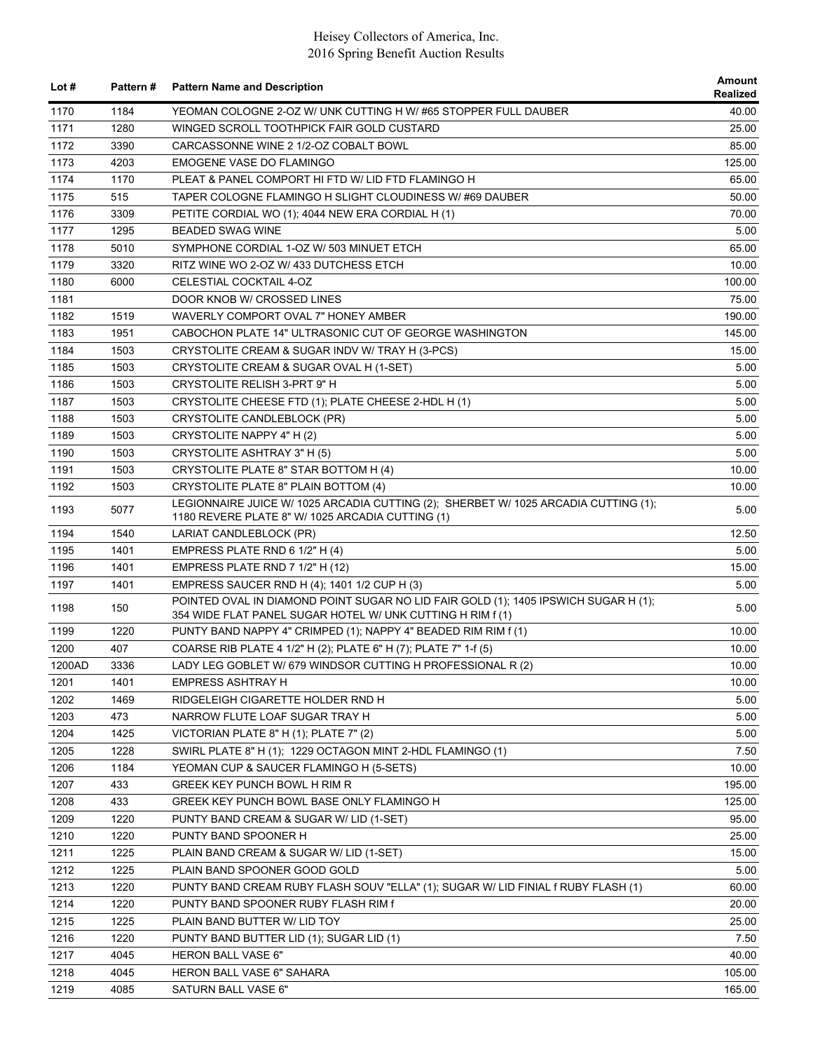| Lot # | Pattern # | Pattern Name and Description | Amount Realized |
|---|---|---|---|
| 1170 | 1184 | YEOMAN COLOGNE 2-OZ W/ UNK CUTTING H W/ #65 STOPPER FULL DAUBER | 40.00 |
| 1171 | 1280 | WINGED SCROLL TOOTHPICK FAIR GOLD CUSTARD | 25.00 |
| 1172 | 3390 | CARCASSONNE WINE 2 1/2-OZ COBALT BOWL | 85.00 |
| 1173 | 4203 | EMOGENE VASE DO FLAMINGO | 125.00 |
| 1174 | 1170 | PLEAT & PANEL COMPORT HI FTD W/ LID FTD FLAMINGO H | 65.00 |
| 1175 | 515 | TAPER COLOGNE FLAMINGO H SLIGHT CLOUDINESS W/ #69 DAUBER | 50.00 |
| 1176 | 3309 | PETITE CORDIAL WO (1); 4044 NEW ERA CORDIAL H (1) | 70.00 |
| 1177 | 1295 | BEADED SWAG WINE | 5.00 |
| 1178 | 5010 | SYMPHONE CORDIAL 1-OZ W/ 503 MINUET ETCH | 65.00 |
| 1179 | 3320 | RITZ WINE WO 2-OZ W/ 433 DUTCHESS ETCH | 10.00 |
| 1180 | 6000 | CELESTIAL COCKTAIL 4-OZ | 100.00 |
| 1181 | | DOOR KNOB W/ CROSSED LINES | 75.00 |
| 1182 | 1519 | WAVERLY COMPORT OVAL 7" HONEY AMBER | 190.00 |
| 1183 | 1951 | CABOCHON PLATE 14" ULTRASONIC CUT OF GEORGE WASHINGTON | 145.00 |
| 1184 | 1503 | CRYSTOLITE CREAM & SUGAR INDV W/ TRAY H (3-PCS) | 15.00 |
| 1185 | 1503 | CRYSTOLITE CREAM & SUGAR OVAL H (1-SET) | 5.00 |
| 1186 | 1503 | CRYSTOLITE RELISH 3-PRT 9" H | 5.00 |
| 1187 | 1503 | CRYSTOLITE CHEESE FTD (1); PLATE CHEESE 2-HDL H (1) | 5.00 |
| 1188 | 1503 | CRYSTOLITE CANDLEBLOCK (PR) | 5.00 |
| 1189 | 1503 | CRYSTOLITE NAPPY 4" H (2) | 5.00 |
| 1190 | 1503 | CRYSTOLITE ASHTRAY 3" H (5) | 5.00 |
| 1191 | 1503 | CRYSTOLITE PLATE 8" STAR BOTTOM H (4) | 10.00 |
| 1192 | 1503 | CRYSTOLITE PLATE 8" PLAIN BOTTOM (4) | 10.00 |
| 1193 | 5077 | LEGIONNAIRE JUICE W/ 1025 ARCADIA CUTTING (2); SHERBET W/ 1025 ARCADIA CUTTING (1); 1180 REVERE PLATE 8" W/ 1025 ARCADIA CUTTING (1) | 5.00 |
| 1194 | 1540 | LARIAT CANDLEBLOCK (PR) | 12.50 |
| 1195 | 1401 | EMPRESS PLATE RND 6 1/2" H (4) | 5.00 |
| 1196 | 1401 | EMPRESS PLATE RND 7 1/2" H (12) | 15.00 |
| 1197 | 1401 | EMPRESS SAUCER RND H (4); 1401 1/2 CUP H (3) | 5.00 |
| 1198 | 150 | POINTED OVAL IN DIAMOND POINT SUGAR NO LID FAIR GOLD (1); 1405 IPSWICH SUGAR H (1); 354 WIDE FLAT PANEL SUGAR HOTEL W/ UNK CUTTING H RIM f (1) | 5.00 |
| 1199 | 1220 | PUNTY BAND NAPPY 4" CRIMPED (1); NAPPY 4" BEADED RIM RIM f (1) | 10.00 |
| 1200 | 407 | COARSE RIB PLATE 4 1/2" H (2); PLATE 6" H (7); PLATE 7" 1-f (5) | 10.00 |
| 1200AD | 3336 | LADY LEG GOBLET W/ 679 WINDSOR CUTTING H PROFESSIONAL R (2) | 10.00 |
| 1201 | 1401 | EMPRESS ASHTRAY H | 10.00 |
| 1202 | 1469 | RIDGELEIGH CIGARETTE HOLDER RND H | 5.00 |
| 1203 | 473 | NARROW FLUTE LOAF SUGAR TRAY H | 5.00 |
| 1204 | 1425 | VICTORIAN PLATE 8" H (1); PLATE 7" (2) | 5.00 |
| 1205 | 1228 | SWIRL PLATE 8" H (1); 1229 OCTAGON MINT 2-HDL FLAMINGO (1) | 7.50 |
| 1206 | 1184 | YEOMAN CUP & SAUCER FLAMINGO H (5-SETS) | 10.00 |
| 1207 | 433 | GREEK KEY PUNCH BOWL H RIM R | 195.00 |
| 1208 | 433 | GREEK KEY PUNCH BOWL BASE ONLY FLAMINGO H | 125.00 |
| 1209 | 1220 | PUNTY BAND CREAM & SUGAR W/ LID (1-SET) | 95.00 |
| 1210 | 1220 | PUNTY BAND SPOONER H | 25.00 |
| 1211 | 1225 | PLAIN BAND CREAM & SUGAR W/ LID (1-SET) | 15.00 |
| 1212 | 1225 | PLAIN BAND SPOONER GOOD GOLD | 5.00 |
| 1213 | 1220 | PUNTY BAND CREAM RUBY FLASH SOUV "ELLA" (1); SUGAR W/ LID FINIAL f RUBY FLASH (1) | 60.00 |
| 1214 | 1220 | PUNTY BAND SPOONER RUBY FLASH RIM f | 20.00 |
| 1215 | 1225 | PLAIN BAND BUTTER W/ LID TOY | 25.00 |
| 1216 | 1220 | PUNTY BAND BUTTER LID (1); SUGAR LID (1) | 7.50 |
| 1217 | 4045 | HERON BALL VASE 6" | 40.00 |
| 1218 | 4045 | HERON BALL VASE 6" SAHARA | 105.00 |
| 1219 | 4085 | SATURN BALL VASE 6" | 165.00 |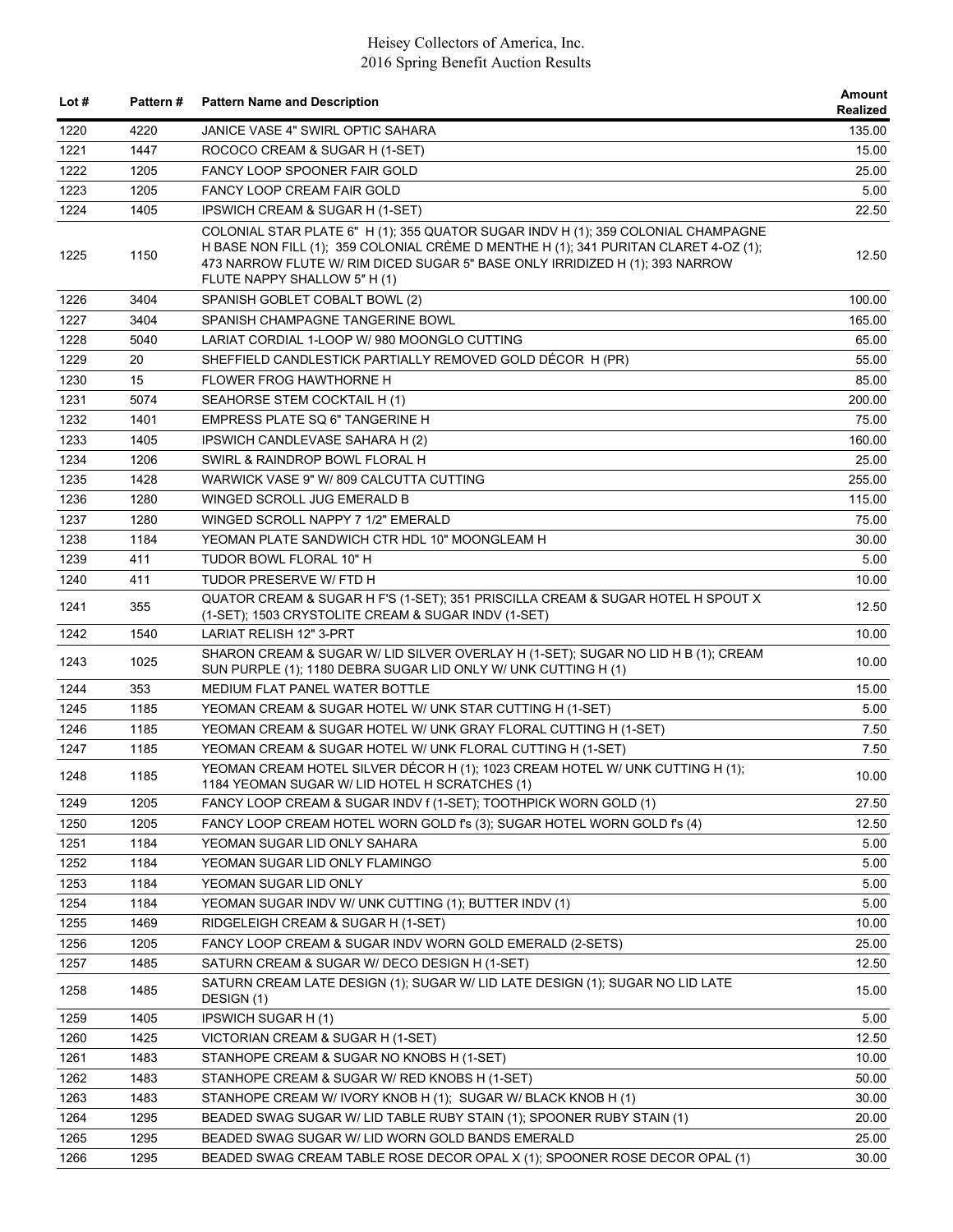| Lot # | Pattern # | Pattern Name and Description | Amount Realized |
|---|---|---|---|
| 1220 | 4220 | JANICE VASE 4" SWIRL OPTIC SAHARA | 135.00 |
| 1221 | 1447 | ROCOCO CREAM & SUGAR H (1-SET) | 15.00 |
| 1222 | 1205 | FANCY LOOP SPOONER FAIR GOLD | 25.00 |
| 1223 | 1205 | FANCY LOOP CREAM FAIR GOLD | 5.00 |
| 1224 | 1405 | IPSWICH CREAM & SUGAR H (1-SET) | 22.50 |
| 1225 | 1150 | COLONIAL STAR PLATE 6" H (1); 355 QUATOR SUGAR INDV H (1); 359 COLONIAL CHAMPAGNE H BASE NON FILL (1); 359 COLONIAL CRÈME D MENTHE H (1); 341 PURITAN CLARET 4-OZ (1); 473 NARROW FLUTE W/ RIM DICED SUGAR 5" BASE ONLY IRRIDIZED H (1); 393 NARROW FLUTE NAPPY SHALLOW 5" H (1) | 12.50 |
| 1226 | 3404 | SPANISH GOBLET COBALT BOWL (2) | 100.00 |
| 1227 | 3404 | SPANISH CHAMPAGNE TANGERINE BOWL | 165.00 |
| 1228 | 5040 | LARIAT CORDIAL 1-LOOP W/ 980 MOONGLO CUTTING | 65.00 |
| 1229 | 20 | SHEFFIELD CANDLESTICK PARTIALLY REMOVED GOLD DÉCOR H (PR) | 55.00 |
| 1230 | 15 | FLOWER FROG HAWTHORNE H | 85.00 |
| 1231 | 5074 | SEAHORSE STEM COCKTAIL H (1) | 200.00 |
| 1232 | 1401 | EMPRESS PLATE SQ 6" TANGERINE H | 75.00 |
| 1233 | 1405 | IPSWICH CANDLEVASE SAHARA H (2) | 160.00 |
| 1234 | 1206 | SWIRL & RAINDROP BOWL FLORAL H | 25.00 |
| 1235 | 1428 | WARWICK VASE 9" W/ 809 CALCUTTA CUTTING | 255.00 |
| 1236 | 1280 | WINGED SCROLL JUG EMERALD B | 115.00 |
| 1237 | 1280 | WINGED SCROLL NAPPY 7 1/2" EMERALD | 75.00 |
| 1238 | 1184 | YEOMAN PLATE SANDWICH CTR HDL 10" MOONGLEAM H | 30.00 |
| 1239 | 411 | TUDOR BOWL FLORAL 10" H | 5.00 |
| 1240 | 411 | TUDOR PRESERVE W/ FTD H | 10.00 |
| 1241 | 355 | QUATOR CREAM & SUGAR H F'S (1-SET); 351 PRISCILLA CREAM & SUGAR HOTEL H SPOUT X (1-SET); 1503 CRYSTOLITE CREAM & SUGAR INDV (1-SET) | 12.50 |
| 1242 | 1540 | LARIAT RELISH 12" 3-PRT | 10.00 |
| 1243 | 1025 | SHARON CREAM & SUGAR W/ LID SILVER OVERLAY H (1-SET); SUGAR NO LID H B (1); CREAM SUN PURPLE (1); 1180 DEBRA SUGAR LID ONLY W/ UNK CUTTING H (1) | 10.00 |
| 1244 | 353 | MEDIUM FLAT PANEL WATER BOTTLE | 15.00 |
| 1245 | 1185 | YEOMAN CREAM & SUGAR HOTEL W/ UNK STAR CUTTING H (1-SET) | 5.00 |
| 1246 | 1185 | YEOMAN CREAM & SUGAR HOTEL W/ UNK GRAY FLORAL CUTTING H (1-SET) | 7.50 |
| 1247 | 1185 | YEOMAN CREAM & SUGAR HOTEL W/ UNK FLORAL CUTTING H (1-SET) | 7.50 |
| 1248 | 1185 | YEOMAN CREAM HOTEL SILVER DÉCOR H (1); 1023 CREAM HOTEL W/ UNK CUTTING H (1); 1184 YEOMAN SUGAR W/ LID HOTEL H SCRATCHES (1) | 10.00 |
| 1249 | 1205 | FANCY LOOP CREAM & SUGAR INDV f (1-SET); TOOTHPICK WORN GOLD (1) | 27.50 |
| 1250 | 1205 | FANCY LOOP CREAM HOTEL WORN GOLD f's (3); SUGAR HOTEL WORN GOLD f's (4) | 12.50 |
| 1251 | 1184 | YEOMAN SUGAR LID ONLY SAHARA | 5.00 |
| 1252 | 1184 | YEOMAN SUGAR LID ONLY FLAMINGO | 5.00 |
| 1253 | 1184 | YEOMAN SUGAR LID ONLY | 5.00 |
| 1254 | 1184 | YEOMAN SUGAR INDV W/ UNK CUTTING (1); BUTTER INDV (1) | 5.00 |
| 1255 | 1469 | RIDGELEIGH CREAM & SUGAR H (1-SET) | 10.00 |
| 1256 | 1205 | FANCY LOOP CREAM & SUGAR INDV WORN GOLD EMERALD (2-SETS) | 25.00 |
| 1257 | 1485 | SATURN CREAM & SUGAR W/ DECO DESIGN H (1-SET) | 12.50 |
| 1258 | 1485 | SATURN CREAM LATE DESIGN (1); SUGAR W/ LID LATE DESIGN (1); SUGAR NO LID LATE DESIGN (1) | 15.00 |
| 1259 | 1405 | IPSWICH SUGAR H (1) | 5.00 |
| 1260 | 1425 | VICTORIAN CREAM & SUGAR H (1-SET) | 12.50 |
| 1261 | 1483 | STANHOPE CREAM & SUGAR NO KNOBS H (1-SET) | 10.00 |
| 1262 | 1483 | STANHOPE CREAM & SUGAR W/ RED KNOBS H (1-SET) | 50.00 |
| 1263 | 1483 | STANHOPE CREAM W/ IVORY KNOB H (1); SUGAR W/ BLACK KNOB H (1) | 30.00 |
| 1264 | 1295 | BEADED SWAG SUGAR W/ LID TABLE RUBY STAIN (1); SPOONER RUBY STAIN (1) | 20.00 |
| 1265 | 1295 | BEADED SWAG SUGAR W/ LID WORN GOLD BANDS EMERALD | 25.00 |
| 1266 | 1295 | BEADED SWAG CREAM TABLE ROSE DECOR OPAL X (1); SPOONER ROSE DECOR OPAL (1) | 30.00 |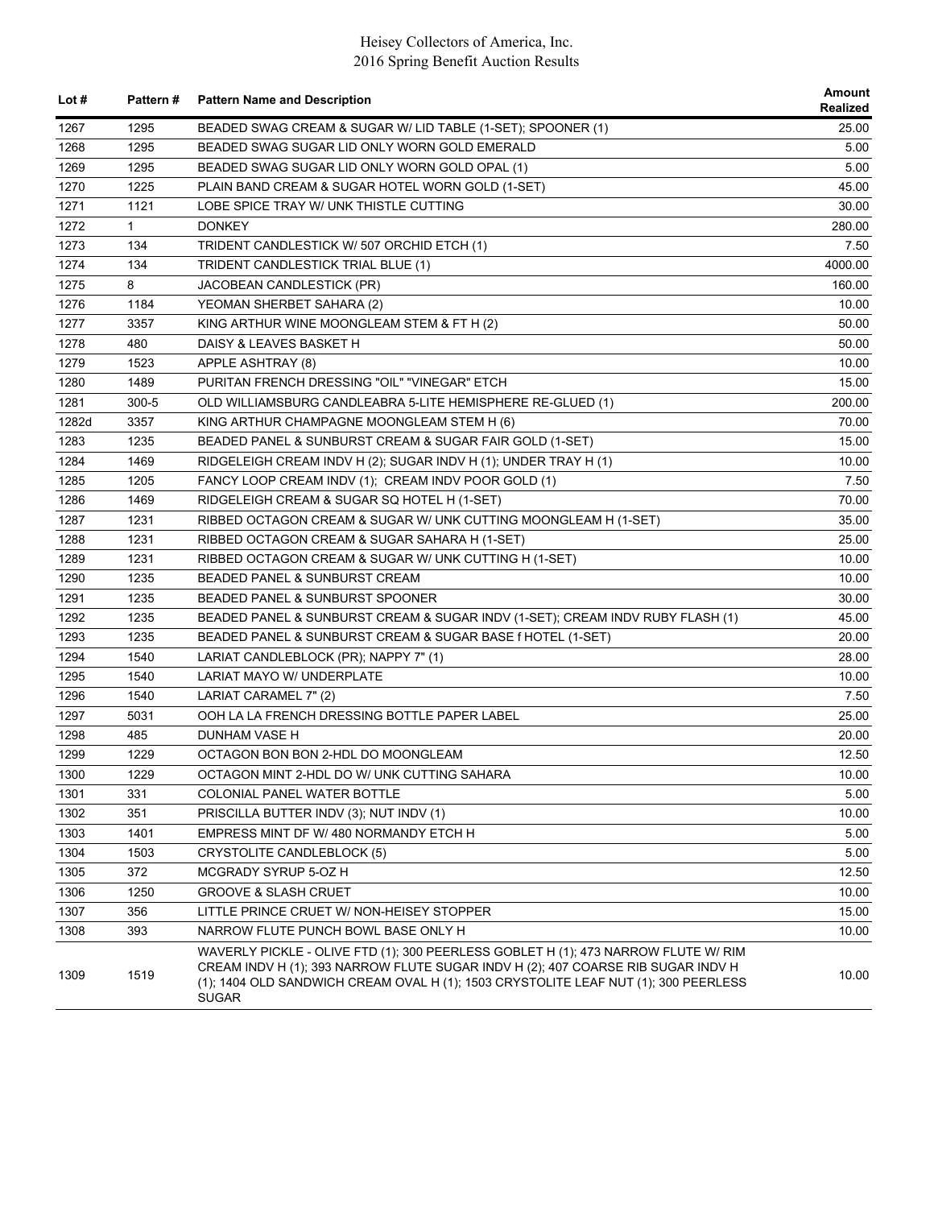| Lot # | Pattern # | Pattern Name and Description | Amount Realized |
|---|---|---|---|
| 1267 | 1295 | BEADED SWAG CREAM & SUGAR W/ LID TABLE (1-SET); SPOONER (1) | 25.00 |
| 1268 | 1295 | BEADED SWAG SUGAR LID ONLY WORN GOLD EMERALD | 5.00 |
| 1269 | 1295 | BEADED SWAG SUGAR LID ONLY WORN GOLD OPAL (1) | 5.00 |
| 1270 | 1225 | PLAIN BAND CREAM & SUGAR HOTEL WORN GOLD (1-SET) | 45.00 |
| 1271 | 1121 | LOBE SPICE TRAY W/ UNK THISTLE CUTTING | 30.00 |
| 1272 | 1 | DONKEY | 280.00 |
| 1273 | 134 | TRIDENT CANDLESTICK W/ 507 ORCHID ETCH (1) | 7.50 |
| 1274 | 134 | TRIDENT CANDLESTICK TRIAL BLUE (1) | 4000.00 |
| 1275 | 8 | JACOBEAN CANDLESTICK (PR) | 160.00 |
| 1276 | 1184 | YEOMAN SHERBET SAHARA (2) | 10.00 |
| 1277 | 3357 | KING ARTHUR WINE MOONGLEAM STEM & FT H (2) | 50.00 |
| 1278 | 480 | DAISY & LEAVES BASKET H | 50.00 |
| 1279 | 1523 | APPLE ASHTRAY (8) | 10.00 |
| 1280 | 1489 | PURITAN FRENCH DRESSING "OIL" "VINEGAR" ETCH | 15.00 |
| 1281 | 300-5 | OLD WILLIAMSBURG CANDLEABRA 5-LITE HEMISPHERE RE-GLUED (1) | 200.00 |
| 1282d | 3357 | KING ARTHUR CHAMPAGNE MOONGLEAM STEM H (6) | 70.00 |
| 1283 | 1235 | BEADED PANEL & SUNBURST CREAM & SUGAR FAIR GOLD (1-SET) | 15.00 |
| 1284 | 1469 | RIDGELEIGH CREAM INDV H (2); SUGAR INDV H (1); UNDER TRAY H (1) | 10.00 |
| 1285 | 1205 | FANCY LOOP CREAM INDV (1); CREAM INDV POOR GOLD (1) | 7.50 |
| 1286 | 1469 | RIDGELEIGH CREAM & SUGAR SQ HOTEL H (1-SET) | 70.00 |
| 1287 | 1231 | RIBBED OCTAGON CREAM & SUGAR W/ UNK CUTTING MOONGLEAM H (1-SET) | 35.00 |
| 1288 | 1231 | RIBBED OCTAGON CREAM & SUGAR SAHARA H (1-SET) | 25.00 |
| 1289 | 1231 | RIBBED OCTAGON CREAM & SUGAR W/ UNK CUTTING H (1-SET) | 10.00 |
| 1290 | 1235 | BEADED PANEL & SUNBURST CREAM | 10.00 |
| 1291 | 1235 | BEADED PANEL & SUNBURST SPOONER | 30.00 |
| 1292 | 1235 | BEADED PANEL & SUNBURST CREAM & SUGAR INDV (1-SET); CREAM INDV RUBY FLASH (1) | 45.00 |
| 1293 | 1235 | BEADED PANEL & SUNBURST CREAM & SUGAR BASE f HOTEL (1-SET) | 20.00 |
| 1294 | 1540 | LARIAT CANDLEBLOCK (PR); NAPPY 7" (1) | 28.00 |
| 1295 | 1540 | LARIAT MAYO W/ UNDERPLATE | 10.00 |
| 1296 | 1540 | LARIAT CARAMEL 7" (2) | 7.50 |
| 1297 | 5031 | OOH LA LA FRENCH DRESSING BOTTLE PAPER LABEL | 25.00 |
| 1298 | 485 | DUNHAM VASE H | 20.00 |
| 1299 | 1229 | OCTAGON BON BON 2-HDL DO MOONGLEAM | 12.50 |
| 1300 | 1229 | OCTAGON MINT 2-HDL DO W/ UNK CUTTING SAHARA | 10.00 |
| 1301 | 331 | COLONIAL PANEL WATER BOTTLE | 5.00 |
| 1302 | 351 | PRISCILLA BUTTER INDV (3); NUT INDV (1) | 10.00 |
| 1303 | 1401 | EMPRESS MINT DF W/ 480 NORMANDY ETCH H | 5.00 |
| 1304 | 1503 | CRYSTOLITE CANDLEBLOCK (5) | 5.00 |
| 1305 | 372 | MCGRADY SYRUP 5-OZ H | 12.50 |
| 1306 | 1250 | GROOVE & SLASH CRUET | 10.00 |
| 1307 | 356 | LITTLE PRINCE CRUET W/ NON-HEISEY STOPPER | 15.00 |
| 1308 | 393 | NARROW FLUTE PUNCH BOWL BASE ONLY H | 10.00 |
| 1309 | 1519 | WAVERLY PICKLE - OLIVE FTD (1); 300 PEERLESS GOBLET H (1); 473 NARROW FLUTE W/ RIM CREAM INDV H (1); 393 NARROW FLUTE SUGAR INDV H (2); 407 COARSE RIB SUGAR INDV H (1); 1404 OLD SANDWICH CREAM OVAL H (1); 1503 CRYSTOLITE LEAF NUT (1); 300 PEERLESS SUGAR | 10.00 |